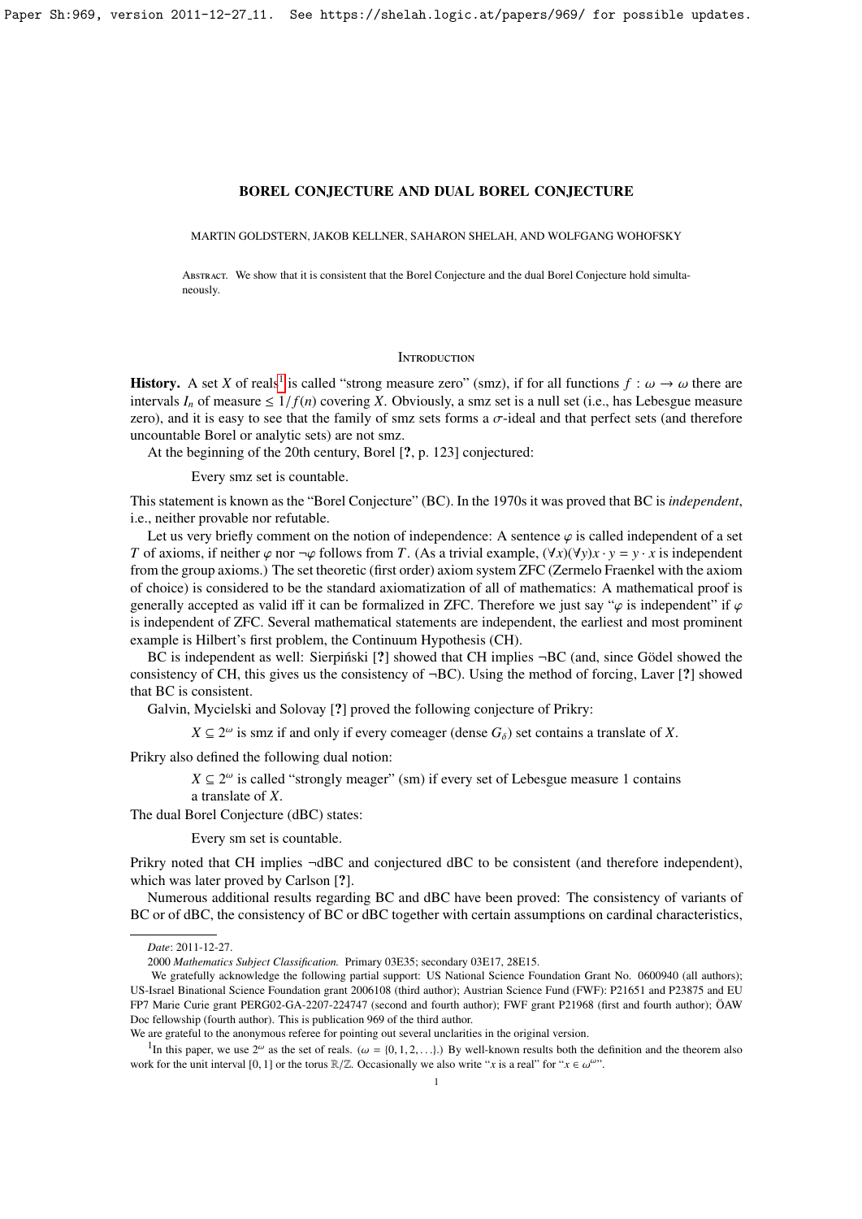# BOREL CONJECTURE AND DUAL BOREL CONJECTURE

MARTIN GOLDSTERN, JAKOB KELLNER, SAHARON SHELAH, AND WOLFGANG WOHOFSKY

Abstract. We show that it is consistent that the Borel Conjecture and the dual Borel Conjecture hold simultaneously.

## Introduction

**History.** A set $X$ of reals[1] is called "strong measure zero" (smz), if for all functions $f : \omega \to \omega$ there are intervals $I_n$ of measure $\leq 1/f(n)$ covering $X$. Obviously, a smz set is a null set (i.e., has Lebesgue measure zero), and it is easy to see that the family of smz sets forms a $\sigma$-ideal and that perfect sets (and therefore uncountable Borel or analytic sets) are not smz.

At the beginning of the 20th century, Borel [?, p. 123] conjectured:

> Every smz set is countable.

This statement is known as the "Borel Conjecture" (BC). In the 1970s it was proved that BC is *independent*, i.e., neither provable nor refutable.

Let us very briefly comment on the notion of independence: A sentence $\varphi$ is called independent of a set $T$ of axioms, if neither $\varphi$ nor $\neg\varphi$ follows from $T$. (As a trivial example, $(\forall x)(\forall y) x \cdot y = y \cdot x$ is independent from the group axioms.) The set theoretic (first order) axiom system ZFC (Zermelo Fraenkel with the axiom of choice) is considered to be the standard axiomatization of all of mathematics: A mathematical proof is generally accepted as valid iff it can be formalized in ZFC. Therefore we just say "$\varphi$ is independent" if $\varphi$ is independent of ZFC. Several mathematical statements are independent, the earliest and most prominent example is Hilbert's first problem, the Continuum Hypothesis (CH).

BC is independent as well: Sierpiński [?] showed that CH implies $\neg$BC (and, since Gödel showed the consistency of CH, this gives us the consistency of $\neg$BC). Using the method of forcing, Laver [?] showed that BC is consistent.

Galvin, Mycielski and Solovay [?] proved the following conjecture of Prikry:

> $X \subseteq 2^\omega$ is smz if and only if every comeager (dense $G_\delta$) set contains a translate of $X$.

Prikry also defined the following dual notion:

> $X \subseteq 2^\omega$ is called "strongly meager" (sm) if every set of Lebesgue measure 1 contains a translate of $X$.

The dual Borel Conjecture (dBC) states:

> Every sm set is countable.

Prikry noted that CH implies $\neg$dBC and conjectured dBC to be consistent (and therefore independent), which was later proved by Carlson [?].

Numerous additional results regarding BC and dBC have been proved: The consistency of variants of BC or of dBC, the consistency of BC or dBC together with certain assumptions on cardinal characteristics,

---

*Date*: 2011-12-27.

2000 *Mathematics Subject Classification.* Primary 03E35; secondary 03E17, 28E15.

We gratefully acknowledge the following partial support: US National Science Foundation Grant No. 0600940 (all authors); US-Israel Binational Science Foundation grant 2006108 (third author); Austrian Science Fund (FWF): P21651 and P23875 and EU FP7 Marie Curie grant PERG02-GA-2207-224747 (second and fourth author); FWF grant P21968 (first and fourth author); ÖAW Doc fellowship (fourth author). This is publication 969 of the third author.

We are grateful to the anonymous referee for pointing out several unclarities in the original version.

[1] In this paper, we use $2^\omega$ as the set of reals. ($\omega = \{0, 1, 2, \ldots\}$.) By well-known results both the definition and the theorem also work for the unit interval $[0, 1]$ or the torus $\mathbb{R}/\mathbb{Z}$. Occasionally we also write "$x$ is a real" for "$x \in \omega^\omega$".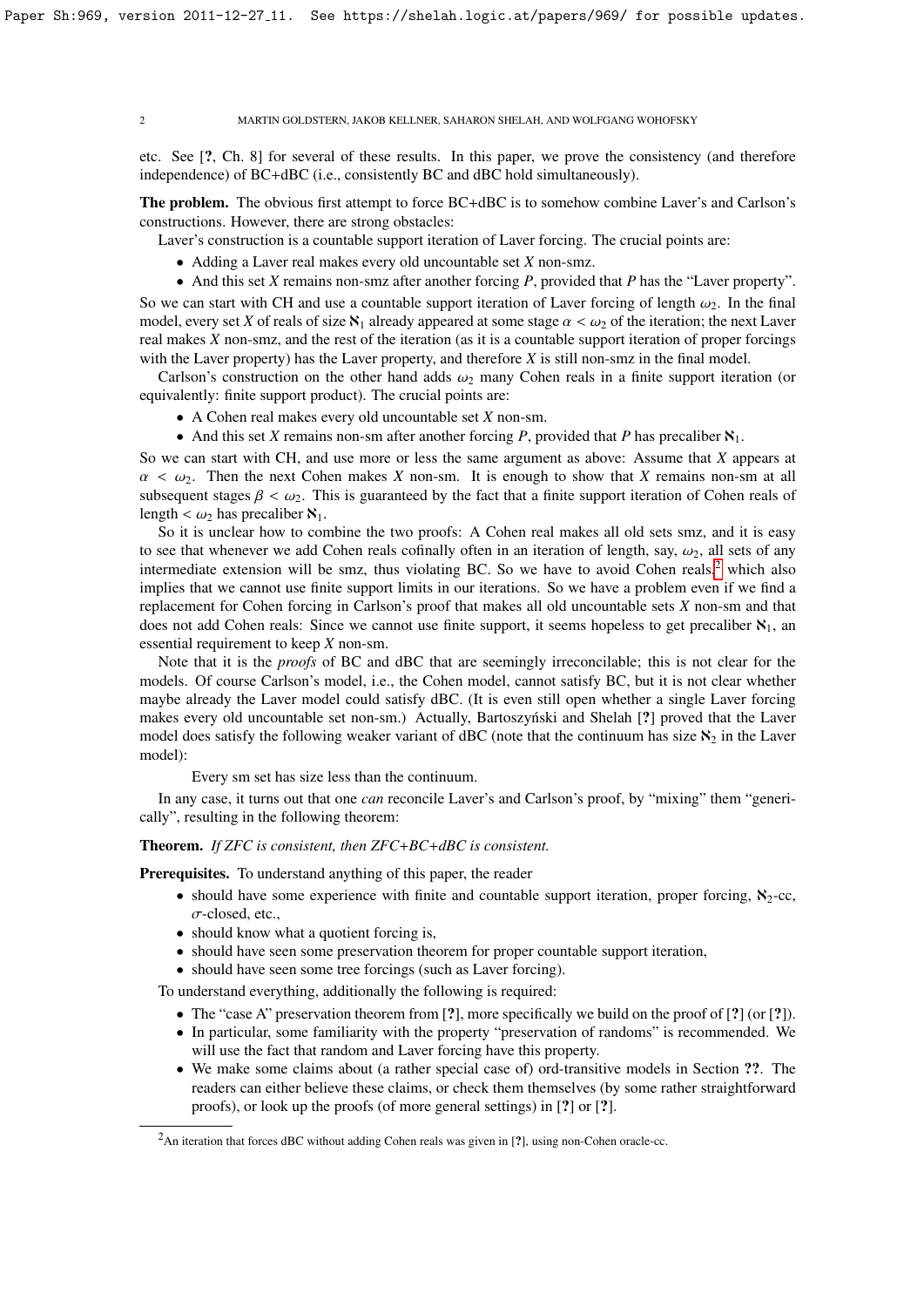etc. See [?, Ch. 8] for several of these results. In this paper, we prove the consistency (and therefore independence) of BC+dBC (i.e., consistently BC and dBC hold simultaneously).

**The problem.** The obvious first attempt to force BC+dBC is to somehow combine Laver's and Carlson's constructions. However, there are strong obstacles:

Laver's construction is a countable support iteration of Laver forcing. The crucial points are:

- Adding a Laver real makes every old uncountable set $X$ non-smz.
- And this set $X$ remains non-smz after another forcing $P$, provided that $P$ has the "Laver property".

So we can start with CH and use a countable support iteration of Laver forcing of length $\omega_2$. In the final model, every set $X$ of reals of size $\aleph_1$ already appeared at some stage $\alpha < \omega_2$ of the iteration; the next Laver real makes $X$ non-smz, and the rest of the iteration (as it is a countable support iteration of proper forcings with the Laver property) has the Laver property, and therefore $X$ is still non-smz in the final model.

Carlson's construction on the other hand adds $\omega_2$ many Cohen reals in a finite support iteration (or equivalently: finite support product). The crucial points are:

- A Cohen real makes every old uncountable set $X$ non-sm.
- And this set $X$ remains non-sm after another forcing $P$, provided that $P$ has precaliber $\aleph_1$.

So we can start with CH, and use more or less the same argument as above: Assume that $X$ appears at $\alpha < \omega_2$. Then the next Cohen makes $X$ non-sm. It is enough to show that $X$ remains non-sm at all subsequent stages $\beta < \omega_2$. This is guaranteed by the fact that a finite support iteration of Cohen reals of length $< \omega_2$ has precaliber $\aleph_1$.

So it is unclear how to combine the two proofs: A Cohen real makes all old sets smz, and it is easy to see that whenever we add Cohen reals cofinally often in an iteration of length, say, $\omega_2$, all sets of any intermediate extension will be smz, thus violating BC. So we have to avoid Cohen reals,[2] which also implies that we cannot use finite support limits in our iterations. So we have a problem even if we find a replacement for Cohen forcing in Carlson's proof that makes all old uncountable sets $X$ non-sm and that does not add Cohen reals: Since we cannot use finite support, it seems hopeless to get precaliber $\aleph_1$, an essential requirement to keep $X$ non-sm.

Note that it is the *proofs* of BC and dBC that are seemingly irreconcilable; this is not clear for the models. Of course Carlson's model, i.e., the Cohen model, cannot satisfy BC, but it is not clear whether maybe already the Laver model could satisfy dBC. (It is even still open whether a single Laver forcing makes every old uncountable set non-sm.) Actually, Bartoszyński and Shelah [?] proved that the Laver model does satisfy the following weaker variant of dBC (note that the continuum has size $\aleph_2$ in the Laver model):

> Every sm set has size less than the continuum.

In any case, it turns out that one *can* reconcile Laver's and Carlson's proof, by "mixing" them "generically", resulting in the following theorem:

**Theorem.** *If ZFC is consistent, then ZFC+BC+dBC is consistent.*

**Prerequisites.** To understand anything of this paper, the reader

- should have some experience with finite and countable support iteration, proper forcing, $\aleph_2$-cc, $\sigma$-closed, etc.,
- should know what a quotient forcing is,
- should have seen some preservation theorem for proper countable support iteration,
- should have seen some tree forcings (such as Laver forcing).

To understand everything, additionally the following is required:

- The "case A" preservation theorem from [?], more specifically we build on the proof of [?] (or [?]).
- In particular, some familiarity with the property "preservation of randoms" is recommended. We will use the fact that random and Laver forcing have this property.
- We make some claims about (a rather special case of) ord-transitive models in Section ??. The readers can either believe these claims, or check them themselves (by some rather straightforward proofs), or look up the proofs (of more general settings) in [?] or [?].

[2] An iteration that forces dBC without adding Cohen reals was given in [?], using non-Cohen oracle-cc.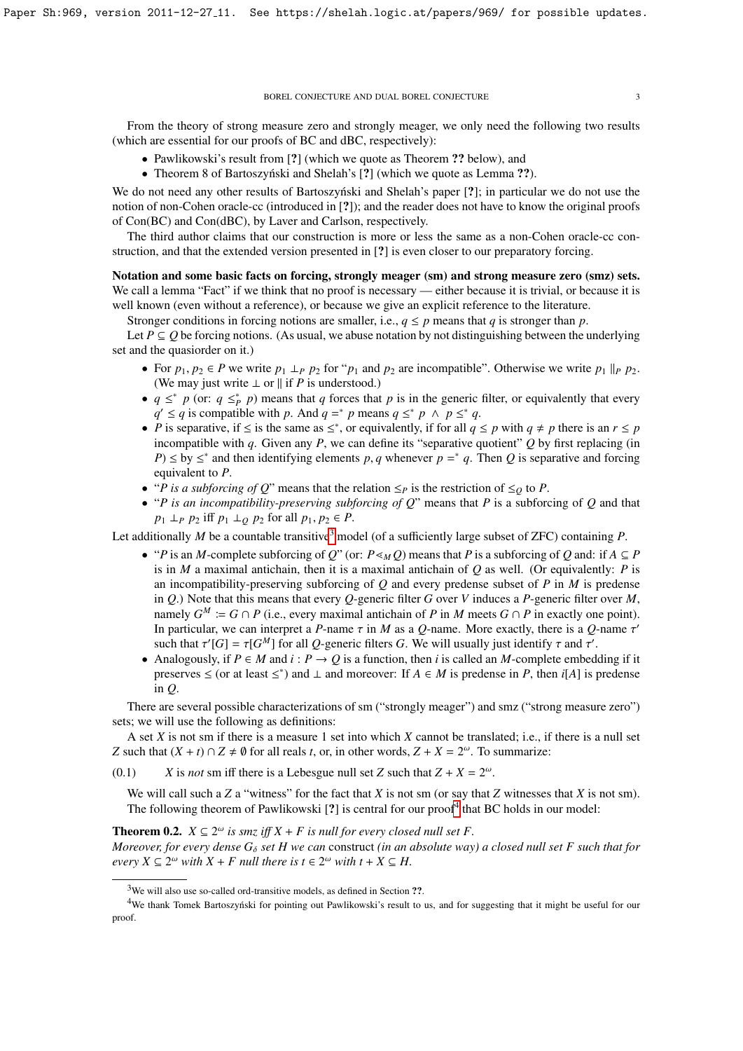From the theory of strong measure zero and strongly meager, we only need the following two results (which are essential for our proofs of BC and dBC, respectively):

- Pawlikowski's result from [?] (which we quote as Theorem ?? below), and
- Theorem 8 of Bartoszyński and Shelah's [?] (which we quote as Lemma ??).

We do not need any other results of Bartoszyński and Shelah's paper [?]; in particular we do not use the notion of non-Cohen oracle-cc (introduced in [?]); and the reader does not have to know the original proofs of Con(BC) and Con(dBC), by Laver and Carlson, respectively.

The third author claims that our construction is more or less the same as a non-Cohen oracle-cc construction, and that the extended version presented in [?] is even closer to our preparatory forcing.

**Notation and some basic facts on forcing, strongly meager (sm) and strong measure zero (smz) sets.** We call a lemma "Fact" if we think that no proof is necessary — either because it is trivial, or because it is well known (even without a reference), or because we give an explicit reference to the literature.

Stronger conditions in forcing notions are smaller, i.e., $q \leq p$ means that $q$ is stronger than $p$.

Let $P \subseteq Q$ be forcing notions. (As usual, we abuse notation by not distinguishing between the underlying set and the quasiorder on it.)

- For $p_1, p_2 \in P$ we write $p_1 \perp_P p_2$ for "$p_1$ and $p_2$ are incompatible". Otherwise we write $p_1 \parallel_P p_2$. (We may just write $\perp$ or $\parallel$ if $P$ is understood.)
- $q \leq^* p$ (or: $q \leq^*_P p$) means that $q$ forces that $p$ is in the generic filter, or equivalently that every $q' \leq q$ is compatible with $p$. And $q =^* p$ means $q \leq^* p \wedge p \leq^* q$.
- $P$ is separative, if $\leq$ is the same as $\leq^*$, or equivalently, if for all $q \leq p$ with $q \neq p$ there is an $r \leq p$ incompatible with $q$. Given any $P$, we can define its "separative quotient" $Q$ by first replacing (in $P$) $\leq$ by $\leq^*$ and then identifying elements $p, q$ whenever $p =^* q$. Then $Q$ is separative and forcing equivalent to $P$.
- "*$P$ is a subforcing of $Q$*" means that the relation $\leq_P$ is the restriction of $\leq_Q$ to $P$.
- "*$P$ is an incompatibility-preserving subforcing of $Q$*" means that $P$ is a subforcing of $Q$ and that $p_1 \perp_P p_2$ iff $p_1 \perp_Q p_2$ for all $p_1, p_2 \in P$.

Let additionally $M$ be a countable transitive[3] model (of a sufficiently large subset of ZFC) containing $P$.

- "*$P$ is an $M$-complete subforcing of $Q$*" (or: $P \lessdot_M Q$) means that $P$ is a subforcing of $Q$ and: if $A \subseteq P$ is in $M$ a maximal antichain, then it is a maximal antichain of $Q$ as well. (Or equivalently: $P$ is an incompatibility-preserving subforcing of $Q$ and every predense subset of $P$ in $M$ is predense in $Q$.) Note that this means that every $Q$-generic filter $G$ over $V$ induces a $P$-generic filter over $M$, namely $G^M := G \cap P$ (i.e., every maximal antichain of $P$ in $M$ meets $G \cap P$ in exactly one point). In particular, we can interpret a $P$-name $\tau$ in $M$ as a $Q$-name. More exactly, there is a $Q$-name $\tau'$ such that $\tau'[G] = \tau[G^M]$ for all $Q$-generic filters $G$. We will usually just identify $\tau$ and $\tau'$.
- Analogously, if $P \in M$ and $i : P \to Q$ is a function, then $i$ is called an $M$-complete embedding if it preserves $\leq$ (or at least $\leq^*$) and $\perp$ and moreover: If $A \in M$ is predense in $P$, then $i[A]$ is predense in $Q$.

There are several possible characterizations of sm ("strongly meager") and smz ("strong measure zero") sets; we will use the following as definitions:

A set $X$ is not sm if there is a measure 1 set into which $X$ cannot be translated; i.e., if there is a null set $Z$ such that $(X + t) \cap Z \neq \emptyset$ for all reals $t$, or, in other words, $Z + X = 2^\omega$. To summarize:

(0.1) $\qquad$ $X$ is *not* sm iff there is a Lebesgue null set $Z$ such that $Z + X = 2^\omega$.

We will call such a $Z$ a "witness" for the fact that $X$ is not sm (or say that $Z$ witnesses that $X$ is not sm). The following theorem of Pawlikowski [?] is central for our proof[4] that BC holds in our model:

**Theorem 0.2.** *$X \subseteq 2^\omega$ is smz iff $X + F$ is null for every closed null set $F$.*
*Moreover, for every dense $G_\delta$ set $H$ we can* construct *(in an absolute way) a closed null set $F$ such that for every $X \subseteq 2^\omega$ with $X + F$ null there is $t \in 2^\omega$ with $t + X \subseteq H$.*

[3] We will also use so-called ord-transitive models, as defined in Section ??.

[4] We thank Tomek Bartoszyński for pointing out Pawlikowski's result to us, and for suggesting that it might be useful for our proof.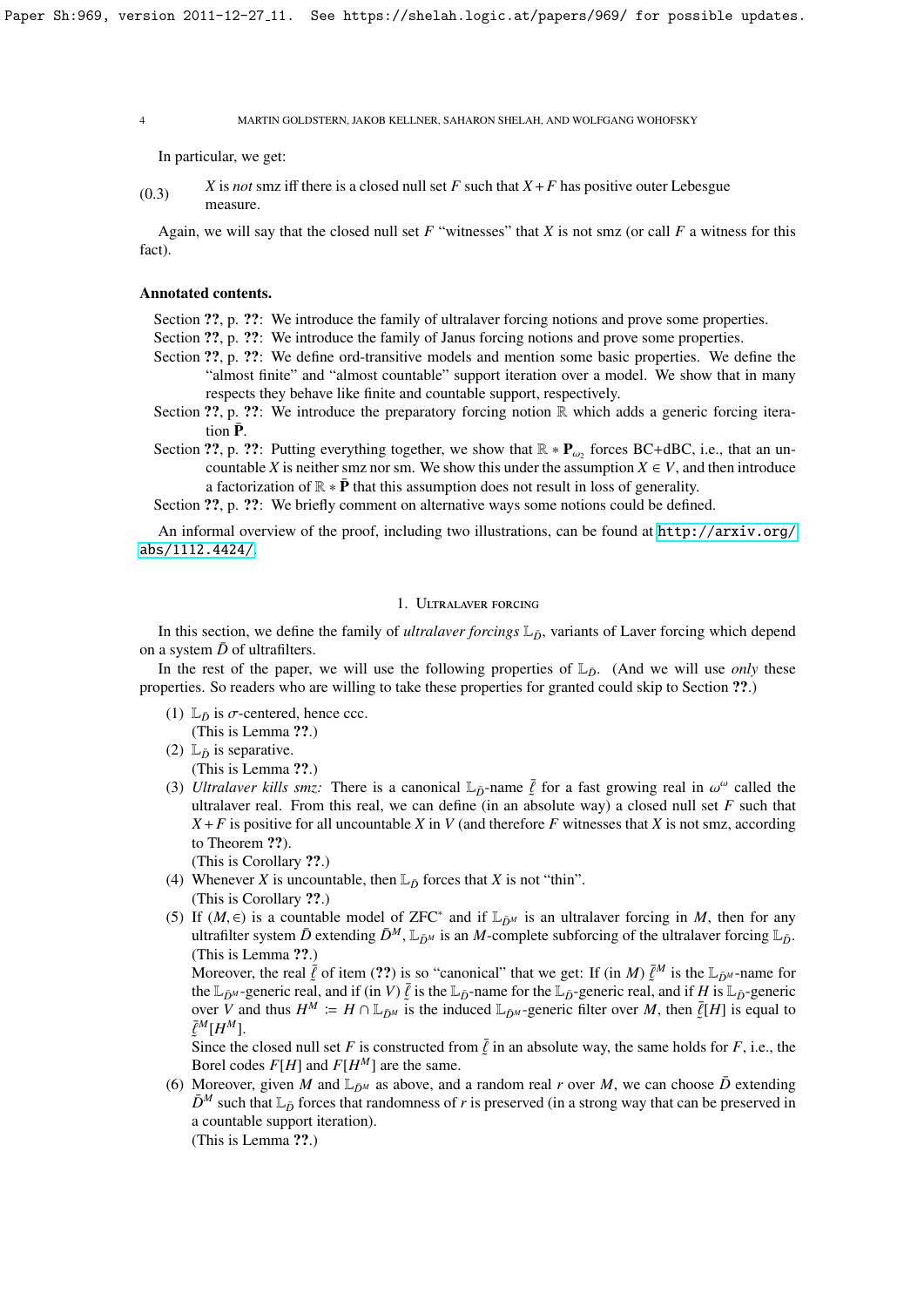In particular, we get:

(0.3) $X$ is *not* smz iff there is a closed null set $F$ such that $X + F$ has positive outer Lebesgue measure.

Again, we will say that the closed null set $F$ "witnesses" that $X$ is not smz (or call $F$ a witness for this fact).

**Annotated contents.**

Section ??, p. ??: We introduce the family of ultralaver forcing notions and prove some properties.

Section ??, p. ??: We introduce the family of Janus forcing notions and prove some properties.

Section ??, p. ??: We define ord-transitive models and mention some basic properties. We define the "almost finite" and "almost countable" support iteration over a model. We show that in many respects they behave like finite and countable support, respectively.

Section ??, p. ??: We introduce the preparatory forcing notion $\mathbb{R}$ which adds a generic forcing iteration $\bar{\mathbf{P}}$.

Section ??, p. ??: Putting everything together, we show that $\mathbb{R} * \mathbf{P}_{\omega_2}$ forces BC+dBC, i.e., that an uncountable $X$ is neither smz nor sm. We show this under the assumption $X \in V$, and then introduce a factorization of $\mathbb{R} * \bar{\mathbf{P}}$ that this assumption does not result in loss of generality.

Section ??, p. ??: We briefly comment on alternative ways some notions could be defined.

An informal overview of the proof, including two illustrations, can be found at http://arxiv.org/abs/1112.4424/.

## 1. Ultralaver forcing

In this section, we define the family of *ultralaver forcings* $\mathbb{L}_{\bar{D}}$, variants of Laver forcing which depend on a system $\bar{D}$ of ultrafilters.

In the rest of the paper, we will use the following properties of $\mathbb{L}_{\bar{D}}$. (And we will use *only* these properties. So readers who are willing to take these properties for granted could skip to Section ??.)

(1) $\mathbb{L}_{\bar{D}}$ is $\sigma$-centered, hence ccc.
(This is Lemma ??.)

(2) $\mathbb{L}_{\bar{D}}$ is separative.
(This is Lemma ??.)

(3) *Ultralaver kills smz:* There is a canonical $\mathbb{L}_{\bar{D}}$-name $\underaccent{\tilde}{\bar{\ell}}$ for a fast growing real in $\omega^\omega$ called the ultralaver real. From this real, we can define (in an absolute way) a closed null set $F$ such that $X + F$ is positive for all uncountable $X$ in $V$ (and therefore $F$ witnesses that $X$ is not smz, according to Theorem ??).
(This is Corollary ??.)

(4) Whenever $X$ is uncountable, then $\mathbb{L}_{\bar{D}}$ forces that $X$ is not "thin".
(This is Corollary ??.)

(5) If $(M, \in)$ is a countable model of ZFC$^*$ and if $\mathbb{L}_{\bar{D}^M}$ is an ultralaver forcing in $M$, then for any ultrafilter system $\bar{D}$ extending $\bar{D}^M$, $\mathbb{L}_{\bar{D}^M}$ is an $M$-complete subforcing of the ultralaver forcing $\mathbb{L}_{\bar{D}}$.
(This is Lemma ??.)
Moreover, the real $\underaccent{\tilde}{\bar{\ell}}$ of item (??) is so "canonical" that we get: If (in $M$) $\underaccent{\tilde}{\bar{\ell}}^M$ is the $\mathbb{L}_{\bar{D}^M}$-name for the $\mathbb{L}_{\bar{D}^M}$-generic real, and if (in $V$) $\underaccent{\tilde}{\bar{\ell}}$ is the $\mathbb{L}_{\bar{D}}$-name for the $\mathbb{L}_{\bar{D}}$-generic real, and if $H$ is $\mathbb{L}_{\bar{D}}$-generic over $V$ and thus $H^M := H \cap \mathbb{L}_{\bar{D}^M}$ is the induced $\mathbb{L}_{\bar{D}^M}$-generic filter over $M$, then $\underaccent{\tilde}{\bar{\ell}}[H]$ is equal to $\underaccent{\tilde}{\bar{\ell}}^M[H^M]$.
Since the closed null set $F$ is constructed from $\underaccent{\tilde}{\bar{\ell}}$ in an absolute way, the same holds for $F$, i.e., the Borel codes $F[H]$ and $F[H^M]$ are the same.

(6) Moreover, given $M$ and $\mathbb{L}_{\bar{D}^M}$ as above, and a random real $r$ over $M$, we can choose $\bar{D}$ extending $\bar{D}^M$ such that $\mathbb{L}_{\bar{D}}$ forces that randomness of $r$ is preserved (in a strong way that can be preserved in a countable support iteration).
(This is Lemma ??.)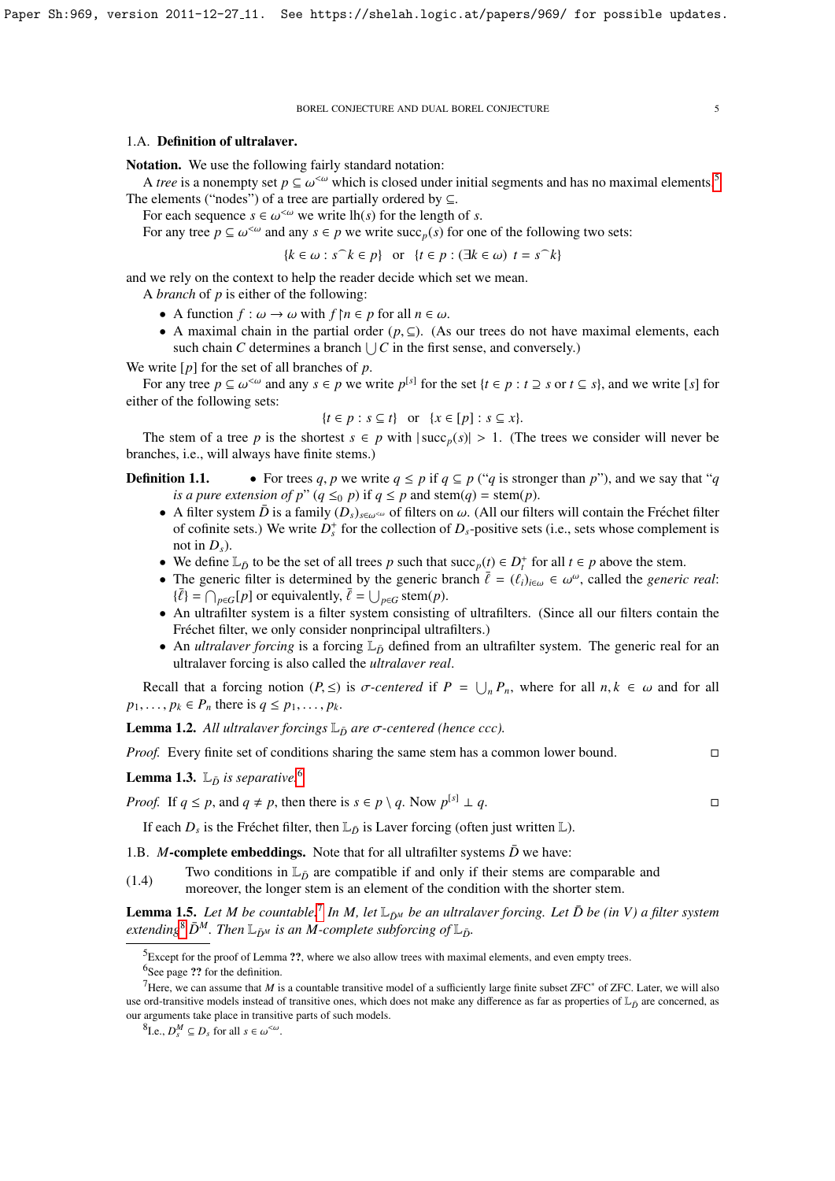## 1.A. Definition of ultralaver.

**Notation.** We use the following fairly standard notation:

A *tree* is a nonempty set $p \subseteq \omega^{<\omega}$ which is closed under initial segments and has no maximal elements.[5] The elements ("nodes") of a tree are partially ordered by $\subseteq$.

For each sequence $s \in \omega^{<\omega}$ we write $\mathrm{lh}(s)$ for the length of $s$.

For any tree $p \subseteq \omega^{<\omega}$ and any $s \in p$ we write $\mathrm{succ}_p(s)$ for one of the following two sets:

$$\{k \in \omega : s^\frown k \in p\} \quad \text{or} \quad \{t \in p : (\exists k \in \omega)\ t = s^\frown k\}$$

and we rely on the context to help the reader decide which set we mean.

A *branch* of $p$ is either of the following:

- A function $f : \omega \to \omega$ with $f \restriction n \in p$ for all $n \in \omega$.
- A maximal chain in the partial order $(p, \subseteq)$. (As our trees do not have maximal elements, each such chain $C$ determines a branch $\bigcup C$ in the first sense, and conversely.)

We write $[p]$ for the set of all branches of $p$.

For any tree $p \subseteq \omega^{<\omega}$ and any $s \in p$ we write $p^{[s]}$ for the set $\{t \in p : t \supseteq s \text{ or } t \subseteq s\}$, and we write $[s]$ for either of the following sets:

$$\{t \in p : s \subseteq t\} \quad \text{or} \quad \{x \in [p] : s \subseteq x\}.$$

The stem of a tree $p$ is the shortest $s \in p$ with $|\mathrm{succ}_p(s)| > 1$. (The trees we consider will never be branches, i.e., will always have finite stems.)

**Definition 1.1.**
- For trees $q, p$ we write $q \leq p$ if $q \subseteq p$ ("$q$ is stronger than $p$"), and we say that "$q$ *is a pure extension of* $p$" ($q \leq_0 p$) if $q \leq p$ and $\mathrm{stem}(q) = \mathrm{stem}(p)$.
- A filter system $\bar{D}$ is a family $(D_s)_{s \in \omega^{<\omega}}$ of filters on $\omega$. (All our filters will contain the Fréchet filter of cofinite sets.) We write $D_s^+$ for the collection of $D_s$-positive sets (i.e., sets whose complement is not in $D_s$).
- We define $\mathbb{L}_{\bar{D}}$ to be the set of all trees $p$ such that $\mathrm{succ}_p(t) \in D_t^+$ for all $t \in p$ above the stem.
- The generic filter is determined by the generic branch $\bar{\ell} = (\ell_i)_{i \in \omega} \in \omega^\omega$, called the *generic real*: $\{\bar{\ell}\} = \bigcap_{p \in G}[p]$ or equivalently, $\bar{\ell} = \bigcup_{p \in G} \mathrm{stem}(p)$.
- An ultrafilter system is a filter system consisting of ultrafilters. (Since all our filters contain the Fréchet filter, we only consider nonprincipal ultrafilters.)
- An *ultralaver forcing* is a forcing $\mathbb{L}_{\bar{D}}$ defined from an ultrafilter system. The generic real for an ultralaver forcing is also called the *ultralaver real*.

Recall that a forcing notion $(P, \leq)$ is *$\sigma$-centered* if $P = \bigcup_n P_n$, where for all $n, k \in \omega$ and for all $p_1, \ldots, p_k \in P_n$ there is $q \leq p_1, \ldots, p_k$.

**Lemma 1.2.** *All ultralaver forcings $\mathbb{L}_{\bar{D}}$ are $\sigma$-centered (hence ccc).*

*Proof.* Every finite set of conditions sharing the same stem has a common lower bound. $\square$

**Lemma 1.3.** *$\mathbb{L}_{\bar{D}}$ is separative.*[6]

*Proof.* If $q \leq p$, and $q \neq p$, then there is $s \in p \setminus q$. Now $p^{[s]} \perp q$. $\square$

If each $D_s$ is the Fréchet filter, then $\mathbb{L}_{\bar{D}}$ is Laver forcing (often just written $\mathbb{L}$).

## 1.B. *M*-complete embeddings.

Note that for all ultrafilter systems $\bar{D}$ we have:

(1.4) Two conditions in $\mathbb{L}_{\bar{D}}$ are compatible if and only if their stems are comparable and moreover, the longer stem is an element of the condition with the shorter stem.

**Lemma 1.5.** *Let $M$ be countable.*[7] *In $M$, let $\mathbb{L}_{\bar{D}^M}$ be an ultralaver forcing. Let $\bar{D}$ be (in $V$) a filter system extending*[8] *$\bar{D}^M$. Then $\mathbb{L}_{\bar{D}^M}$ is an $M$-complete subforcing of $\mathbb{L}_{\bar{D}}$.*

---

[5] Except for the proof of Lemma ??, where we also allow trees with maximal elements, and even empty trees.

[6] See page ?? for the definition.

[7] Here, we can assume that $M$ is a countable transitive model of a sufficiently large finite subset ZFC* of ZFC. Later, we will also use ord-transitive models instead of transitive ones, which does not make any difference as far as properties of $\mathbb{L}_{\bar{D}}$ are concerned, as our arguments take place in transitive parts of such models.

[8] I.e., $D_s^M \subseteq D_s$ for all $s \in \omega^{<\omega}$.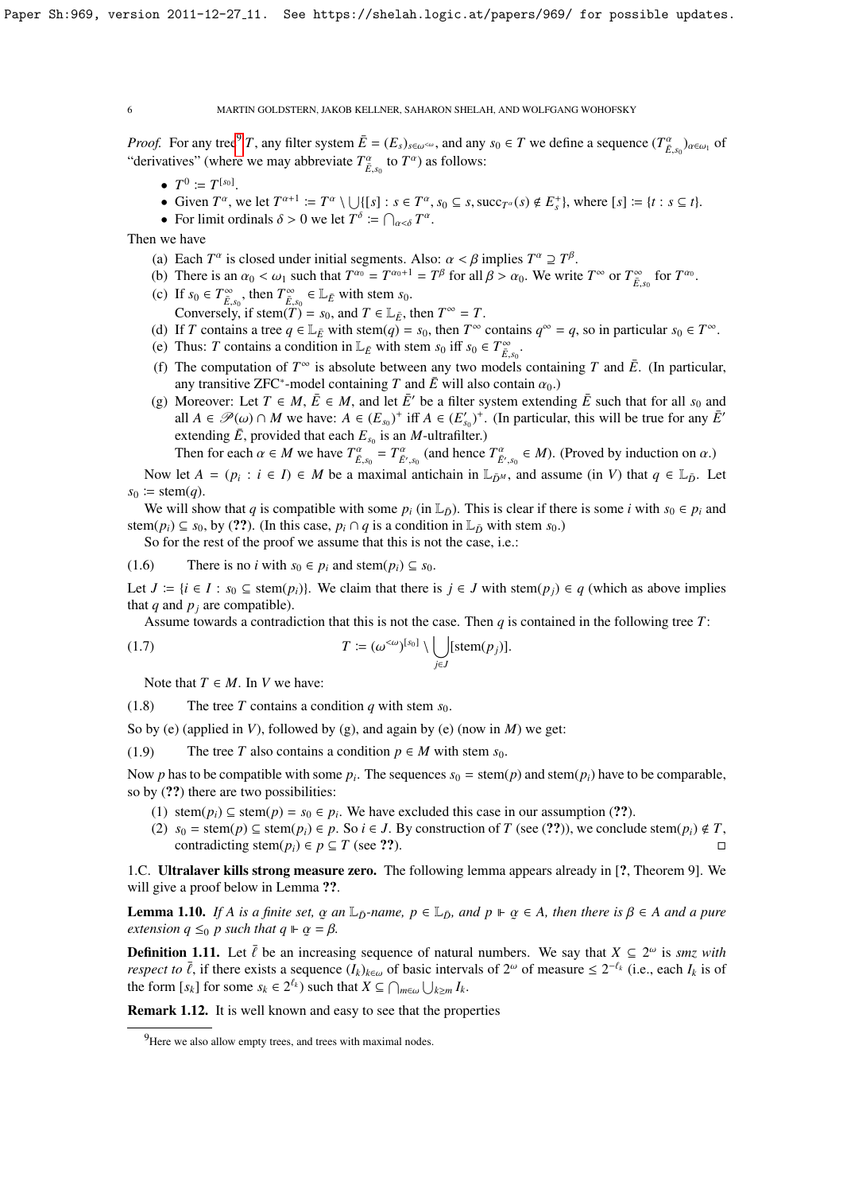*Proof.* For any tree[9] $T$, any filter system $\bar{E} = (E_s)_{s\in\omega^{<\omega}}$, and any $s_0 \in T$ we define a sequence $(T^\alpha_{\bar{E},s_0})_{\alpha\in\omega_1}$ of "derivatives" (where we may abbreviate $T^\alpha_{\bar{E},s_0}$ to $T^\alpha$) as follows:

- $T^0 := T^{[s_0]}$.
- Given $T^\alpha$, we let $T^{\alpha+1} := T^\alpha \setminus \bigcup\{[s] : s \in T^\alpha, s_0 \subseteq s, \mathrm{succ}_{T^\alpha}(s) \notin E_s^+\}$, where $[s] := \{t : s \subseteq t\}$.
- For limit ordinals $\delta > 0$ we let $T^\delta := \bigcap_{\alpha<\delta} T^\alpha$.

Then we have

(a) Each $T^\alpha$ is closed under initial segments. Also: $\alpha < \beta$ implies $T^\alpha \supseteq T^\beta$.
(b) There is an $\alpha_0 < \omega_1$ such that $T^{\alpha_0} = T^{\alpha_0+1} = T^\beta$ for all $\beta > \alpha_0$. We write $T^\infty$ or $T^\infty_{\bar{E},s_0}$ for $T^{\alpha_0}$.
(c) If $s_0 \in T^\infty_{\bar{E},s_0}$, then $T^\infty_{\bar{E},s_0} \in \mathbb{L}_{\bar{E}}$ with stem $s_0$.
Conversely, if $\mathrm{stem}(T) = s_0$, and $T \in \mathbb{L}_{\bar{E}}$, then $T^\infty = T$.
(d) If $T$ contains a tree $q \in \mathbb{L}_{\bar{E}}$ with $\mathrm{stem}(q) = s_0$, then $T^\infty$ contains $q^\infty = q$, so in particular $s_0 \in T^\infty$.
(e) Thus: $T$ contains a condition in $\mathbb{L}_{\bar{E}}$ with stem $s_0$ iff $s_0 \in T^\infty_{\bar{E},s_0}$.
(f) The computation of $T^\infty$ is absolute between any two models containing $T$ and $\bar{E}$. (In particular, any transitive ZFC$^*$-model containing $T$ and $\bar{E}$ will also contain $\alpha_0$.)
(g) Moreover: Let $T \in M$, $\bar{E} \in M$, and let $\bar{E}'$ be a filter system extending $\bar{E}$ such that for all $s_0$ and all $A \in \mathscr{P}(\omega) \cap M$ we have: $A \in (E_{s_0})^+$ iff $A \in (E'_{s_0})^+$. (In particular, this will be true for any $\bar{E}'$ extending $\bar{E}$, provided that each $E_{s_0}$ is an $M$-ultrafilter.)
Then for each $\alpha \in M$ we have $T^\alpha_{\bar{E},s_0} = T^\alpha_{\bar{E}',s_0}$ (and hence $T^\alpha_{\bar{E}',s_0} \in M$). (Proved by induction on $\alpha$.)

Now let $A = (p_i : i \in I) \in M$ be a maximal antichain in $\mathbb{L}_{\bar{D}^M}$, and assume (in $V$) that $q \in \mathbb{L}_{\bar{D}}$. Let $s_0 := \mathrm{stem}(q)$.

We will show that $q$ is compatible with some $p_i$ (in $\mathbb{L}_{\bar{D}}$). This is clear if there is some $i$ with $s_0 \in p_i$ and $\mathrm{stem}(p_i) \subseteq s_0$, by (??). (In this case, $p_i \cap q$ is a condition in $\mathbb{L}_{\bar{D}}$ with stem $s_0$.)

So for the rest of the proof we assume that this is not the case, i.e.:

(1.6) There is no $i$ with $s_0 \in p_i$ and $\mathrm{stem}(p_i) \subseteq s_0$.

Let $J := \{i \in I : s_0 \subseteq \mathrm{stem}(p_i)\}$. We claim that there is $j \in J$ with $\mathrm{stem}(p_j) \in q$ (which as above implies that $q$ and $p_j$ are compatible).

Assume towards a contradiction that this is not the case. Then $q$ is contained in the following tree $T$:

$$T := (\omega^{<\omega})^{[s_0]} \setminus \bigcup_{j\in J}[\mathrm{stem}(p_j)]. \tag{1.7}$$

Note that $T \in M$. In $V$ we have:

(1.8) The tree $T$ contains a condition $q$ with stem $s_0$.

So by (e) (applied in $V$), followed by (g), and again by (e) (now in $M$) we get:

(1.9) The tree $T$ also contains a condition $p \in M$ with stem $s_0$.

Now $p$ has to be compatible with some $p_i$. The sequences $s_0 = \mathrm{stem}(p)$ and $\mathrm{stem}(p_i)$ have to be comparable, so by (??) there are two possibilities:

(1) $\mathrm{stem}(p_i) \subseteq \mathrm{stem}(p) = s_0 \in p_i$. We have excluded this case in our assumption (??).
(2) $s_0 = \mathrm{stem}(p) \subseteq \mathrm{stem}(p_i) \in p$. So $i \in J$. By construction of $T$ (see (??)), we conclude $\mathrm{stem}(p_i) \notin T$, contradicting $\mathrm{stem}(p_i) \in p \subseteq T$ (see ??). $\square$

1.C. **Ultralaver kills strong measure zero.** The following lemma appears already in [?, Theorem 9]. We will give a proof below in Lemma ??.

**Lemma 1.10.** *If $A$ is a finite set, $\underset{\sim}{\alpha}$ an $\mathbb{L}_{\bar{D}}$-name, $p \in \mathbb{L}_{\bar{D}}$, and $p \Vdash \underset{\sim}{\alpha} \in A$, then there is $\beta \in A$ and a pure extension $q \leq_0 p$ such that $q \Vdash \underset{\sim}{\alpha} = \beta$.*

**Definition 1.11.** Let $\bar{\ell}$ be an increasing sequence of natural numbers. We say that $X \subseteq 2^\omega$ is *smz with respect to* $\bar{\ell}$, if there exists a sequence $(I_k)_{k\in\omega}$ of basic intervals of $2^\omega$ of measure $\leq 2^{-\ell_k}$ (i.e., each $I_k$ is of the form $[s_k]$ for some $s_k \in 2^{\ell_k}$) such that $X \subseteq \bigcap_{m\in\omega}\bigcup_{k\geq m} I_k$.

**Remark 1.12.** It is well known and easy to see that the properties

[9] Here we also allow empty trees, and trees with maximal nodes.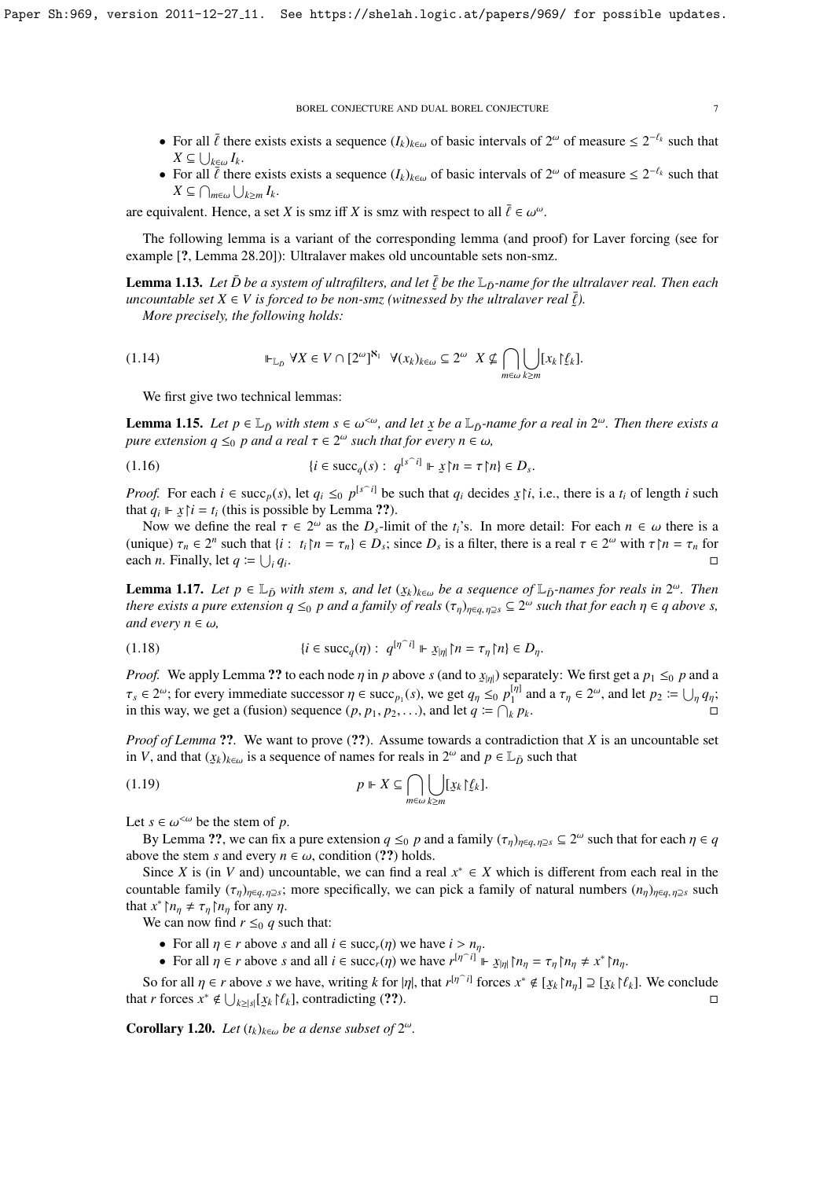- For all $\bar\ell$ there exists exists a sequence $(I_k)_{k\in\omega}$ of basic intervals of $2^\omega$ of measure $\le 2^{-\ell_k}$ such that $X \subseteq \bigcup_{k\in\omega} I_k$.
- For all $\bar\ell$ there exists exists a sequence $(I_k)_{k\in\omega}$ of basic intervals of $2^\omega$ of measure $\le 2^{-\ell_k}$ such that $X \subseteq \bigcap_{m\in\omega}\bigcup_{k\ge m} I_k$.

are equivalent. Hence, a set $X$ is smz iff $X$ is smz with respect to all $\bar\ell \in \omega^\omega$.

The following lemma is a variant of the corresponding lemma (and proof) for Laver forcing (see for example [?, Lemma 28.20]): Ultralaver makes old uncountable sets non-smz.

**Lemma 1.13.** *Let $\bar D$ be a system of ultrafilters, and let $\underset{\sim}{\bar\ell}$ be the $\mathbb{L}_{\bar D}$-name for the ultralaver real. Then each uncountable set $X \in V$ is forced to be non-smz (witnessed by the ultralaver real $\underset{\sim}{\bar\ell}$).*

*More precisely, the following holds:*

$$\Vdash_{\mathbb{L}_{\bar D}} \forall X \in V \cap [2^\omega]^{\aleph_1} \ \ \forall (x_k)_{k\in\omega} \subseteq 2^\omega \ \ X \nsubseteq \bigcap_{m\in\omega}\bigcup_{k\ge m}[x_k{\restriction}\underset{\sim}{\ell}_k]. \tag{1.14}$$

We first give two technical lemmas:

**Lemma 1.15.** *Let $p \in \mathbb{L}_{\bar D}$ with stem $s \in \omega^{<\omega}$, and let $\underset{\sim}{x}$ be a $\mathbb{L}_{\bar D}$-name for a real in $2^\omega$. Then there exists a pure extension $q \le_0 p$ and a real $\tau \in 2^\omega$ such that for every $n \in \omega$,*

$$\{i \in \mathrm{succ}_q(s) : \ q^{[s^\frown i]} \Vdash \underset{\sim}{x}{\restriction}n = \tau{\restriction}n\} \in D_s. \tag{1.16}$$

*Proof.* For each $i \in \mathrm{succ}_p(s)$, let $q_i \le_0 p^{[s^\frown i]}$ be such that $q_i$ decides $\underset{\sim}{x}{\restriction}i$, i.e., there is a $t_i$ of length $i$ such that $q_i \Vdash \underset{\sim}{x}{\restriction}i = t_i$ (this is possible by Lemma ??).

Now we define the real $\tau \in 2^\omega$ as the $D_s$-limit of the $t_i$'s. In more detail: For each $n \in \omega$ there is a (unique) $\tau_n \in 2^n$ such that $\{i : \ t_i{\restriction}n = \tau_n\} \in D_s$; since $D_s$ is a filter, there is a real $\tau \in 2^\omega$ with $\tau{\restriction}n = \tau_n$ for each $n$. Finally, let $q := \bigcup_i q_i$. $\square$

**Lemma 1.17.** *Let $p \in \mathbb{L}_{\bar D}$ with stem $s$, and let $(\underset{\sim}{x}_k)_{k\in\omega}$ be a sequence of $\mathbb{L}_{\bar D}$-names for reals in $2^\omega$. Then there exists a pure extension $q \le_0 p$ and a family of reals $(\tau_\eta)_{\eta\in q, \eta\supseteq s} \subseteq 2^\omega$ such that for each $\eta \in q$ above $s$, and every $n \in \omega$,*

$$\{i \in \mathrm{succ}_q(\eta) : \ q^{[\eta^\frown i]} \Vdash \underset{\sim}{x}_{|\eta|}{\restriction}n = \tau_\eta{\restriction}n\} \in D_\eta. \tag{1.18}$$

*Proof.* We apply Lemma ?? to each node $\eta$ in $p$ above $s$ (and to $\underset{\sim}{x}_{|\eta|}$) separately: We first get a $p_1 \le_0 p$ and a $\tau_s \in 2^\omega$; for every immediate successor $\eta \in \mathrm{succ}_{p_1}(s)$, we get $q_\eta \le_0 p_1^{[\eta]}$ and a $\tau_\eta \in 2^\omega$, and let $p_2 := \bigcup_\eta q_\eta$; in this way, we get a (fusion) sequence $(p, p_1, p_2, \ldots)$, and let $q := \bigcap_k p_k$. $\square$

*Proof of Lemma ??.* We want to prove (??). Assume towards a contradiction that $X$ is an uncountable set in $V$, and that $(\underset{\sim}{x}_k)_{k\in\omega}$ is a sequence of names for reals in $2^\omega$ and $p \in \mathbb{L}_{\bar D}$ such that

$$p \Vdash X \subseteq \bigcap_{m\in\omega}\bigcup_{k\ge m}[\underset{\sim}{x}_k{\restriction}\underset{\sim}{\ell}_k]. \tag{1.19}$$

Let $s \in \omega^{<\omega}$ be the stem of $p$.

By Lemma ??, we can fix a pure extension $q \le_0 p$ and a family $(\tau_\eta)_{\eta\in q, \eta\supseteq s} \subseteq 2^\omega$ such that for each $\eta \in q$ above the stem $s$ and every $n \in \omega$, condition (??) holds.

Since $X$ is (in $V$ and) uncountable, we can find a real $x^* \in X$ which is different from each real in the countable family $(\tau_\eta)_{\eta\in q, \eta\supseteq s}$; more specifically, we can pick a family of natural numbers $(n_\eta)_{\eta\in q, \eta\supseteq s}$ such that $x^*{\restriction}n_\eta \ne \tau_\eta{\restriction}n_\eta$ for any $\eta$.

We can now find $r \le_0 q$ such that:

- For all $\eta \in r$ above $s$ and all $i \in \mathrm{succ}_r(\eta)$ we have $i > n_\eta$.
- For all $\eta \in r$ above $s$ and all $i \in \mathrm{succ}_r(\eta)$ we have $r^{[\eta^\frown i]} \Vdash \underset{\sim}{x}_{|\eta|}{\restriction}n_\eta = \tau_\eta{\restriction}n_\eta \ne x^*{\restriction}n_\eta$.

So for all $\eta \in r$ above $s$ we have, writing $k$ for $|\eta|$, that $r^{[\eta^\frown i]}$ forces $x^* \notin [\underset{\sim}{x}_k{\restriction}n_\eta] \supseteq [\underset{\sim}{x}_k{\restriction}\underset{\sim}{\ell}_k]$. We conclude that $r$ forces $x^* \notin \bigcup_{k\ge|s|}[\underset{\sim}{x}_k{\restriction}\underset{\sim}{\ell}_k]$, contradicting (??). $\square$

**Corollary 1.20.** *Let $(t_k)_{k\in\omega}$ be a dense subset of $2^\omega$.*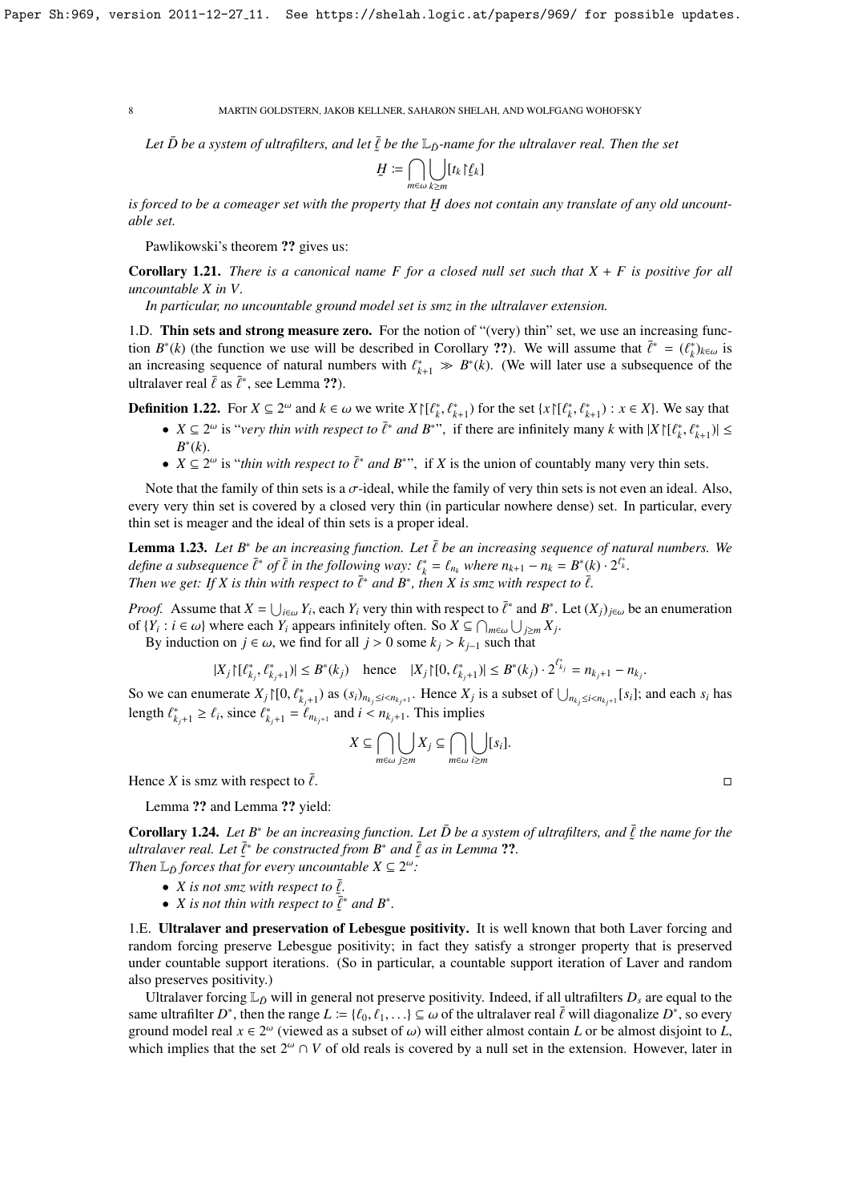*Let $\bar{D}$ be a system of ultrafilters, and let $\underset{\sim}{\bar{\ell}}$ be the $\mathbb{L}_{\bar{D}}$-name for the ultralaver real. Then the set*

$$\underset{\sim}{H} := \bigcap_{m\in\omega} \bigcup_{k\geq m} [t_k \restriction \underset{\sim}{\ell}_k]$$

*is forced to be a comeager set with the property that $\underset{\sim}{H}$ does not contain any translate of any old uncountable set.*

Pawlikowski's theorem ?? gives us:

**Corollary 1.21.** *There is a canonical name $F$ for a closed null set such that $X + F$ is positive for all uncountable $X$ in $V$.*

*In particular, no uncountable ground model set is smz in the ultralaver extension.*

1.D. **Thin sets and strong measure zero.** For the notion of "(very) thin" set, we use an increasing function $B^*(k)$ (the function we use will be described in Corollary ??). We will assume that $\bar{\ell}^* = (\ell^*_k)_{k\in\omega}$ is an increasing sequence of natural numbers with $\ell^*_{k+1} \gg B^*(k)$. (We will later use a subsequence of the ultralaver real $\bar{\ell}$ as $\bar{\ell}^*$, see Lemma ??).

**Definition 1.22.** For $X \subseteq 2^\omega$ and $k \in \omega$ we write $X \restriction [\ell^*_k, \ell^*_{k+1})$ for the set $\{x \restriction [\ell^*_k, \ell^*_{k+1}) : x \in X\}$. We say that

- $X \subseteq 2^\omega$ is "*very thin with respect to $\bar{\ell}^*$ and $B^*$*", if there are infinitely many $k$ with $|X \restriction [\ell^*_k, \ell^*_{k+1})| \leq B^*(k)$.
- $X \subseteq 2^\omega$ is "*thin with respect to $\bar{\ell}^*$ and $B^*$*", if $X$ is the union of countably many very thin sets.

Note that the family of thin sets is a $\sigma$-ideal, while the family of very thin sets is not even an ideal. Also, every very thin set is covered by a closed very thin (in particular nowhere dense) set. In particular, every thin set is meager and the ideal of thin sets is a proper ideal.

**Lemma 1.23.** *Let $B^*$ be an increasing function. Let $\bar{\ell}$ be an increasing sequence of natural numbers. We define a subsequence $\bar{\ell}^*$ of $\bar{\ell}$ in the following way: $\ell^*_k = \ell_{n_k}$ where $n_{k+1} - n_k = B^*(k) \cdot 2^{\ell^*_k}$.*
*Then we get: If $X$ is thin with respect to $\bar{\ell}^*$ and $B^*$, then $X$ is smz with respect to $\bar{\ell}$.*

*Proof.* Assume that $X = \bigcup_{i\in\omega} Y_i$, each $Y_i$ very thin with respect to $\bar{\ell}^*$ and $B^*$. Let $(X_j)_{j\in\omega}$ be an enumeration of $\{Y_i : i \in \omega\}$ where each $Y_i$ appears infinitely often. So $X \subseteq \bigcap_{m\in\omega} \bigcup_{j\geq m} X_j$.

By induction on $j \in \omega$, we find for all $j > 0$ some $k_j > k_{j-1}$ such that

$$|X_j \restriction [\ell^*_{k_j}, \ell^*_{k_j+1})| \leq B^*(k_j) \quad \text{hence} \quad |X_j \restriction [0, \ell^*_{k_j+1})| \leq B^*(k_j) \cdot 2^{\ell^*_{k_j}} = n_{k_j+1} - n_{k_j}.$$

So we can enumerate $X_j \restriction [0, \ell^*_{k_j+1})$ as $(s_i)_{n_{k_j} \leq i < n_{k_j+1}}$. Hence $X_j$ is a subset of $\bigcup_{n_{k_j} \leq i < n_{k_j+1}} [s_i]$; and each $s_i$ has length $\ell^*_{k_j+1} \geq \ell_i$, since $\ell^*_{k_j+1} = \ell_{n_{k_j+1}}$ and $i < n_{k_j+1}$. This implies

$$X \subseteq \bigcap_{m\in\omega} \bigcup_{j\geq m} X_j \subseteq \bigcap_{m\in\omega} \bigcup_{i\geq m} [s_i].$$

Hence $X$ is smz with respect to $\bar{\ell}$. $\square$

Lemma ?? and Lemma ?? yield:

**Corollary 1.24.** *Let $B^*$ be an increasing function. Let $\bar{D}$ be a system of ultrafilters, and $\underset{\sim}{\bar{\ell}}$ the name for the ultralaver real. Let $\underset{\sim}{\bar{\ell}}^*$ be constructed from $B^*$ and $\underset{\sim}{\bar{\ell}}$ as in Lemma ??.*
*Then $\mathbb{L}_{\bar{D}}$ forces that for every uncountable $X \subseteq 2^\omega$:*

- *$X$ is not smz with respect to $\underset{\sim}{\bar{\ell}}$.*
- *$X$ is not thin with respect to $\underset{\sim}{\bar{\ell}}^*$ and $B^*$.*

1.E. **Ultralaver and preservation of Lebesgue positivity.** It is well known that both Laver forcing and random forcing preserve Lebesgue positivity; in fact they satisfy a stronger property that is preserved under countable support iterations. (So in particular, a countable support iteration of Laver and random also preserves positivity.)

Ultralaver forcing $\mathbb{L}_{\bar{D}}$ will in general not preserve positivity. Indeed, if all ultrafilters $D_s$ are equal to the same ultrafilter $D^*$, then the range $L := \{\ell_0, \ell_1, \ldots\} \subseteq \omega$ of the ultralaver real $\bar{\ell}$ will diagonalize $D^*$, so every ground model real $x \in 2^\omega$ (viewed as a subset of $\omega$) will either almost contain $L$ or be almost disjoint to $L$, which implies that the set $2^\omega \cap V$ of old reals is covered by a null set in the extension. However, later in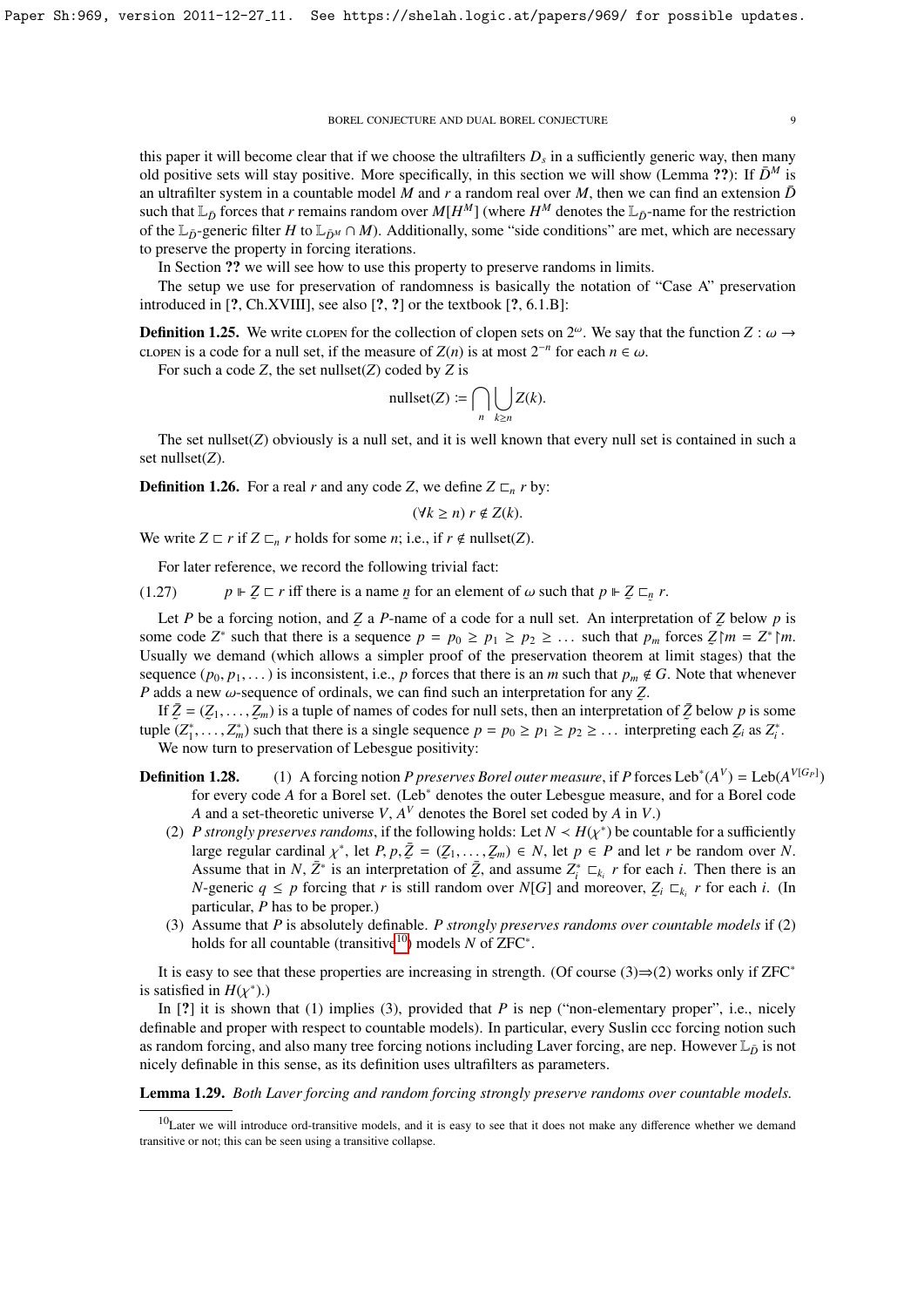this paper it will become clear that if we choose the ultrafilters $D_s$ in a sufficiently generic way, then many old positive sets will stay positive. More specifically, in this section we will show (Lemma **??**): If $\bar{D}^M$ is an ultrafilter system in a countable model $M$ and $r$ a random real over $M$, then we can find an extension $\bar{D}$ such that $\mathbb{L}_{\bar{D}}$ forces that $r$ remains random over $M[H^M]$ (where $H^M$ denotes the $\mathbb{L}_{\bar{D}}$-name for the restriction of the $\mathbb{L}_{\bar{D}}$-generic filter $H$ to $\mathbb{L}_{\bar{D}^M} \cap M$). Additionally, some "side conditions" are met, which are necessary to preserve the property in forcing iterations.

In Section **??** we will see how to use this property to preserve randoms in limits.

The setup we use for preservation of randomness is basically the notation of "Case A" preservation introduced in [**?**, Ch.XVIII], see also [**?**, **?**] or the textbook [**?**, 6.1.B]:

**Definition 1.25.** We write CLOPEN for the collection of clopen sets on $2^\omega$. We say that the function $Z : \omega \to$ CLOPEN is a code for a null set, if the measure of $Z(n)$ is at most $2^{-n}$ for each $n \in \omega$.

For such a code $Z$, the set nullset($Z$) coded by $Z$ is

$$\text{nullset}(Z) := \bigcap_n \bigcup_{k \geq n} Z(k).$$

The set nullset($Z$) obviously is a null set, and it is well known that every null set is contained in such a set nullset($Z$).

**Definition 1.26.** For a real $r$ and any code $Z$, we define $Z \sqsubset_n r$ by:

$$(\forall k \geq n)\ r \notin Z(k).$$

We write $Z \sqsubset r$ if $Z \sqsubset_n r$ holds for some $n$; i.e., if $r \notin \text{nullset}(Z)$.

For later reference, we record the following trivial fact:

(1.27) $\qquad p \Vdash \underset{\sim}{Z} \sqsubset r$ iff there is a name $\underset{\sim}{n}$ for an element of $\omega$ such that $p \Vdash \underset{\sim}{Z} \sqsubset_{\underset{\sim}{n}} r$.

Let $P$ be a forcing notion, and $\underset{\sim}{Z}$ a $P$-name of a code for a null set. An interpretation of $\underset{\sim}{Z}$ below $p$ is some code $Z^*$ such that there is a sequence $p = p_0 \geq p_1 \geq p_2 \geq \dots$ such that $p_m$ forces $\underset{\sim}{Z} \restriction m = Z^* \restriction m$. Usually we demand (which allows a simpler proof of the preservation theorem at limit stages) that the sequence $(p_0, p_1, \dots)$ is inconsistent, i.e., $p$ forces that there is an $m$ such that $p_m \notin G$. Note that whenever $P$ adds a new $\omega$-sequence of ordinals, we can find such an interpretation for any $\underset{\sim}{Z}$.

If $\bar{\underset{\sim}{Z}} = (\underset{\sim}{Z}_1, \dots, \underset{\sim}{Z}_m)$ is a tuple of names of codes for null sets, then an interpretation of $\bar{\underset{\sim}{Z}}$ below $p$ is some tuple $(Z_1^*, \dots, Z_m^*)$ such that there is a single sequence $p = p_0 \geq p_1 \geq p_2 \geq \dots$ interpreting each $\underset{\sim}{Z}_i$ as $Z_i^*$.

We now turn to preservation of Lebesgue positivity:

**Definition 1.28.**
(1) A forcing notion $P$ *preserves Borel outer measure*, if $P$ forces $\text{Leb}^*(A^V) = \text{Leb}(A^{V[G_P]})$ for every code $A$ for a Borel set. (Leb$^*$ denotes the outer Lebesgue measure, and for a Borel code $A$ and a set-theoretic universe $V$, $A^V$ denotes the Borel set coded by $A$ in $V$.)
(2) $P$ *strongly preserves randoms*, if the following holds: Let $N \prec H(\chi^*)$ be countable for a sufficiently large regular cardinal $\chi^*$, let $P, p, \bar{\underset{\sim}{Z}} = (\underset{\sim}{Z}_1, \dots, \underset{\sim}{Z}_m) \in N$, let $p \in P$ and let $r$ be random over $N$. Assume that in $N$, $\bar{Z}^*$ is an interpretation of $\bar{\underset{\sim}{Z}}$, and assume $Z_i^* \sqsubset_{k_i} r$ for each $i$. Then there is an $N$-generic $q \leq p$ forcing that $r$ is still random over $N[G]$ and moreover, $\underset{\sim}{Z}_i \sqsubset_{k_i} r$ for each $i$. (In particular, $P$ has to be proper.)
(3) Assume that $P$ is absolutely definable. $P$ *strongly preserves randoms over countable models* if (2) holds for all countable (transitive[10]) models $N$ of ZFC$^*$.

It is easy to see that these properties are increasing in strength. (Of course (3)⇒(2) works only if ZFC$^*$ is satisfied in $H(\chi^*)$.)

In [**?**] it is shown that (1) implies (3), provided that $P$ is nep ("non-elementary proper", i.e., nicely definable and proper with respect to countable models). In particular, every Suslin ccc forcing notion such as random forcing, and also many tree forcing notions including Laver forcing, are nep. However $\mathbb{L}_{\bar{D}}$ is not nicely definable in this sense, as its definition uses ultrafilters as parameters.

**Lemma 1.29.** *Both Laver forcing and random forcing strongly preserve randoms over countable models.*

[10] Later we will introduce ord-transitive models, and it is easy to see that it does not make any difference whether we demand transitive or not; this can be seen using a transitive collapse.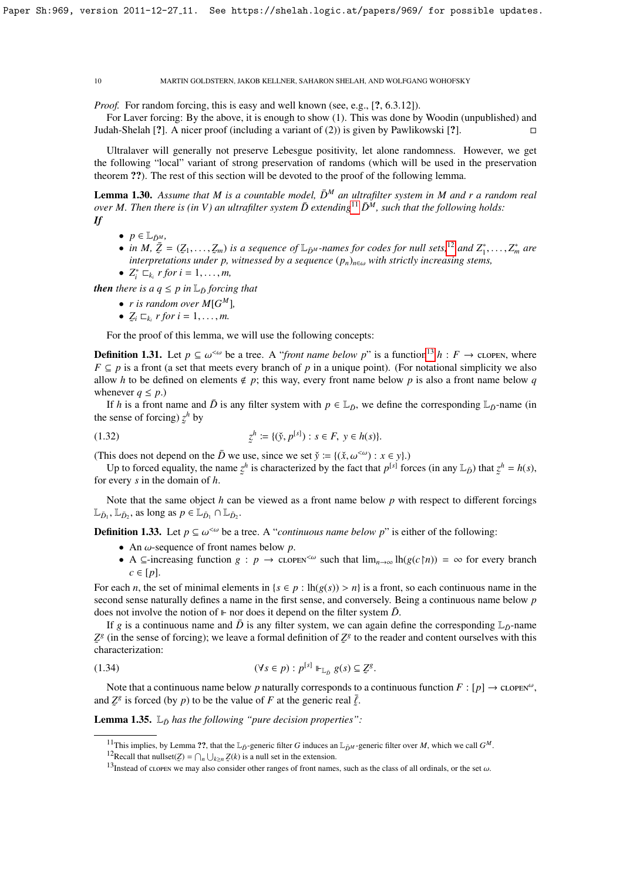*Proof.* For random forcing, this is easy and well known (see, e.g., [?, 6.3.12]).

For Laver forcing: By the above, it is enough to show (1). This was done by Woodin (unpublished) and Judah-Shelah [?]. A nicer proof (including a variant of (2)) is given by Pawlikowski [?]. □

Ultralaver will generally not preserve Lebesgue positivity, let alone randomness. However, we get the following "local" variant of strong preservation of randoms (which will be used in the preservation theorem ??). The rest of this section will be devoted to the proof of the following lemma.

**Lemma 1.30.** *Assume that $M$ is a countable model, $\bar{D}^M$ an ultrafilter system in $M$ and $r$ a random real over $M$. Then there is (in $V$) an ultrafilter system $\bar{D}$ extending[11] $\bar{D}^M$, such that the following holds:*
***If***

- $p \in \mathbb{L}_{\bar{D}^M}$,
- *in $M$, $\bar{\underset{\sim}{Z}} = (\underset{\sim}{Z}_1, \ldots, \underset{\sim}{Z}_m)$ is a sequence of $\mathbb{L}_{\bar{D}^M}$-names for codes for null sets,[12] and $Z_1^*, \ldots, Z_m^*$ are interpretations under $p$, witnessed by a sequence $(p_n)_{n\in\omega}$ with strictly increasing stems,*
- $Z_i^* \sqsubset_{k_i} r$ *for $i = 1, \ldots, m$,*

***then** there is a $q \leq p$ in $\mathbb{L}_{\bar{D}}$ forcing that*

- *$r$ is random over $M[G^M]$,*
- $\underset{\sim}{Z}_i \sqsubset_{k_i} r$ *for $i = 1, \ldots, m$.*

For the proof of this lemma, we will use the following concepts:

**Definition 1.31.** Let $p \subseteq \omega^{<\omega}$ be a tree. A "*front name below $p$*" is a function[13] $h : F \to \textsc{clopen}$, where $F \subseteq p$ is a front (a set that meets every branch of $p$ in a unique point). (For notational simplicity we also allow $h$ to be defined on elements $\notin p$; this way, every front name below $p$ is also a front name below $q$ whenever $q \leq p$.)

If $h$ is a front name and $\bar{D}$ is any filter system with $p \in \mathbb{L}_{\bar{D}}$, we define the corresponding $\mathbb{L}_{\bar{D}}$-name (in the sense of forcing) $\underset{\sim}{z}^h$ by

$$\underset{\sim}{z}^h := \{(\check{y}, p^{[s]}) : s \in F,\ y \in h(s)\}. \tag{1.32}$$

(This does not depend on the $\bar{D}$ we use, since we set $\check{y} := \{(\check{x}, \omega^{<\omega}) : x \in y\}$.)

Up to forced equality, the name $\underset{\sim}{z}^h$ is characterized by the fact that $p^{[s]}$ forces (in any $\mathbb{L}_{\bar{D}}$) that $\underset{\sim}{z}^h = h(s)$, for every $s$ in the domain of $h$.

Note that the same object $h$ can be viewed as a front name below $p$ with respect to different forcings $\mathbb{L}_{\bar{D}_1}, \mathbb{L}_{\bar{D}_2}$, as long as $p \in \mathbb{L}_{\bar{D}_1} \cap \mathbb{L}_{\bar{D}_2}$.

**Definition 1.33.** Let $p \subseteq \omega^{<\omega}$ be a tree. A "*continuous name below $p$*" is either of the following:

- An $\omega$-sequence of front names below $p$.
- A $\subseteq$-increasing function $g : p \to \textsc{clopen}^{<\omega}$ such that $\lim_{n\to\infty} \mathrm{lh}(g(c{\restriction}n)) = \infty$ for every branch $c \in [p]$.

For each $n$, the set of minimal elements in $\{s \in p : \mathrm{lh}(g(s)) > n\}$ is a front, so each continuous name in the second sense naturally defines a name in the first sense, and conversely. Being a continuous name below $p$ does not involve the notion of $\Vdash$ nor does it depend on the filter system $\bar{D}$.

If $g$ is a continuous name and $\bar{D}$ is any filter system, we can again define the corresponding $\mathbb{L}_{\bar{D}}$-name $\underset{\sim}{Z}^g$ (in the sense of forcing); we leave a formal definition of $\underset{\sim}{Z}^g$ to the reader and content ourselves with this characterization:

$$(\forall s \in p) : p^{[s]} \Vdash_{\mathbb{L}_{\bar{D}}} g(s) \subseteq \underset{\sim}{Z}^g. \tag{1.34}$$

Note that a continuous name below $p$ naturally corresponds to a continuous function $F : [p] \to \textsc{clopen}^\omega$, and $\underset{\sim}{Z}^g$ is forced (by $p$) to be the value of $F$ at the generic real $\bar{\underset{\sim}{\ell}}$.

**Lemma 1.35.** *$\mathbb{L}_{\bar{D}}$ has the following "pure decision properties":*

---

[11] This implies, by Lemma ??, that the $\mathbb{L}_{\bar{D}}$-generic filter $G$ induces an $\mathbb{L}_{\bar{D}^M}$-generic filter over $M$, which we call $G^M$.

[12] Recall that nullset($\underset{\sim}{Z}$) $= \bigcap_n \bigcup_{k\geq n} \underset{\sim}{Z}(k)$ is a null set in the extension.

[13] Instead of $\textsc{clopen}$ we may also consider other ranges of front names, such as the class of all ordinals, or the set $\omega$.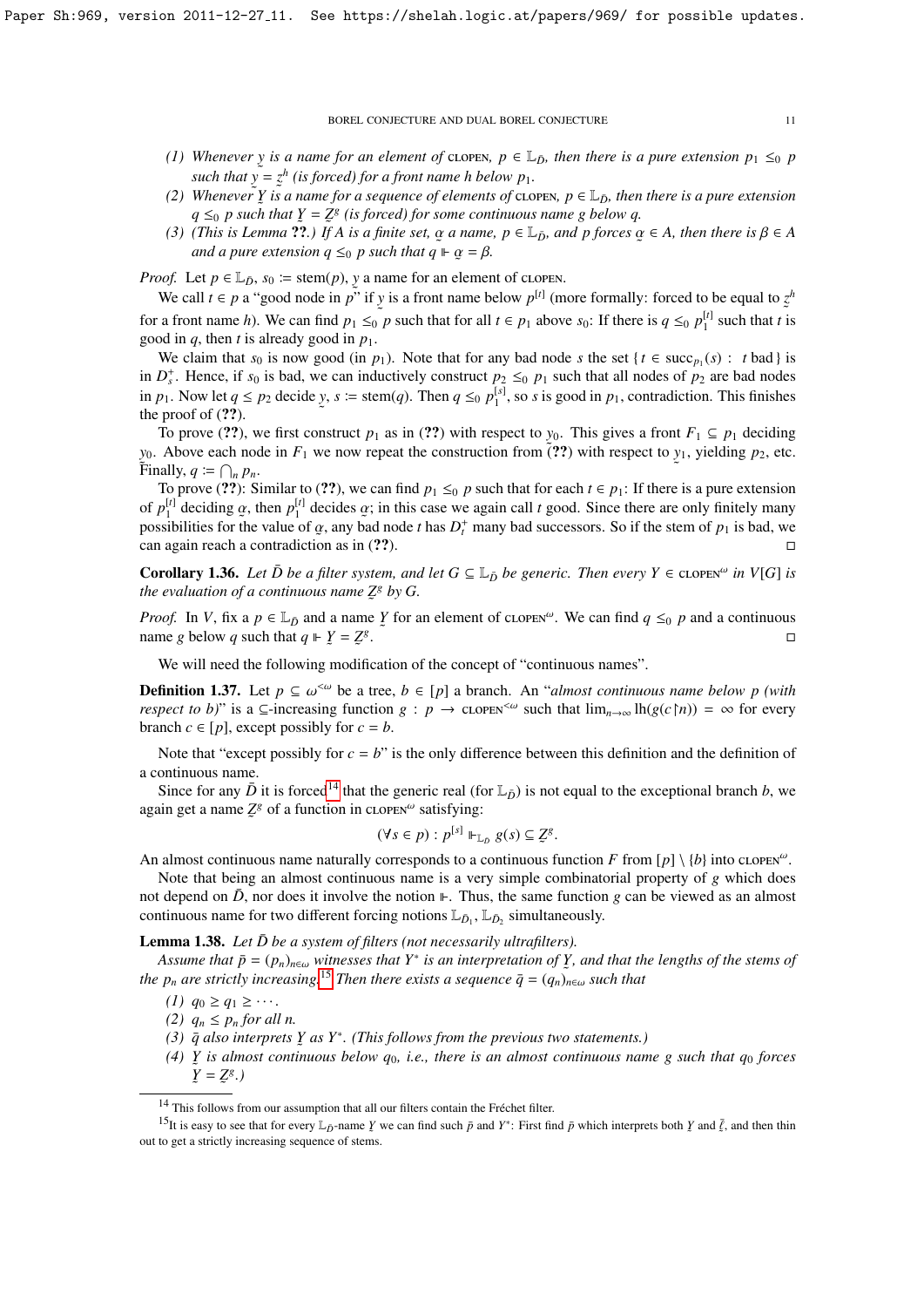(1) *Whenever $\underset{\sim}{y}$ is a name for an element of* CLOPEN*, $p \in \mathbb{L}_{\bar{D}}$, then there is a pure extension $p_1 \leq_0 p$ such that $\underset{\sim}{y} = \underset{\sim}{z}^h$ (is forced) for a front name $h$ below $p_1$.*
(2) *Whenever $\underset{\sim}{Y}$ is a name for a sequence of elements of* CLOPEN*, $p \in \mathbb{L}_{\bar{D}}$, then there is a pure extension $q \leq_0 p$ such that $\underset{\sim}{Y} = \underset{\sim}{Z}^g$ (is forced) for some continuous name $g$ below $q$.*
(3) *(This is Lemma **??**.) If $A$ is a finite set, $\underset{\sim}{\alpha}$ a name, $p \in \mathbb{L}_{\bar{D}}$, and $p$ forces $\underset{\sim}{\alpha} \in A$, then there is $\beta \in A$ and a pure extension $q \leq_0 p$ such that $q \Vdash \underset{\sim}{\alpha} = \beta$.*

*Proof.* Let $p \in \mathbb{L}_{\bar{D}}$, $s_0 := \mathrm{stem}(p)$, $\underset{\sim}{y}$ a name for an element of CLOPEN.

We call $t \in p$ a "good node in $p$" if $\underset{\sim}{y}$ is a front name below $p^{[t]}$ (more formally: forced to be equal to $\underset{\sim}{z}^h$ for a front name $h$). We can find $p_1 \leq_0 p$ such that for all $t \in p_1$ above $s_0$: If there is $q \leq_0 p_1^{[t]}$ such that $t$ is good in $q$, then $t$ is already good in $p_1$.

We claim that $s_0$ is now good (in $p_1$). Note that for any bad node $s$ the set $\{t \in \mathrm{succ}_{p_1}(s) : t \text{ bad}\}$ is in $D_s^+$. Hence, if $s_0$ is bad, we can inductively construct $p_2 \leq_0 p_1$ such that all nodes of $p_2$ are bad nodes in $p_1$. Now let $q \leq p_2$ decide $\underset{\sim}{y}$, $s := \mathrm{stem}(q)$. Then $q \leq_0 p_1^{[s]}$, so $s$ is good in $p_1$, contradiction. This finishes the proof of (**??**).

To prove (**??**), we first construct $p_1$ as in (**??**) with respect to $\underset{\sim}{y}_0$. This gives a front $F_1 \subseteq p_1$ deciding $\underset{\sim}{y}_0$. Above each node in $F_1$ we now repeat the construction from (**??**) with respect to $\underset{\sim}{y}_1$, yielding $p_2$, etc. Finally, $q := \bigcap_n p_n$.

To prove (**??**): Similar to (**??**), we can find $p_1 \leq_0 p$ such that for each $t \in p_1$: If there is a pure extension of $p_1^{[t]}$ deciding $\underset{\sim}{\alpha}$, then $p_1^{[t]}$ decides $\underset{\sim}{\alpha}$; in this case we again call $t$ good. Since there are only finitely many possibilities for the value of $\underset{\sim}{\alpha}$, any bad node $t$ has $D_t^+$ many bad successors. So if the stem of $p_1$ is bad, we can again reach a contradiction as in (**??**). $\square$

**Corollary 1.36.** *Let $\bar{D}$ be a filter system, and let $G \subseteq \mathbb{L}_{\bar{D}}$ be generic. Then every $Y \in \text{CLOPEN}^\omega$ in $V[G]$ is the evaluation of a continuous name $\underset{\sim}{Z}^g$ by $G$.*

*Proof.* In $V$, fix a $p \in \mathbb{L}_{\bar{D}}$ and a name $\underset{\sim}{Y}$ for an element of $\text{CLOPEN}^\omega$. We can find $q \leq_0 p$ and a continuous name $g$ below $q$ such that $q \Vdash \underset{\sim}{Y} = \underset{\sim}{Z}^g$. $\square$

We will need the following modification of the concept of "continuous names".

**Definition 1.37.** Let $p \subseteq \omega^{<\omega}$ be a tree, $b \in [p]$ a branch. An "*almost continuous name below $p$ (with respect to $b$)*" is a $\subseteq$-increasing function $g : p \to \text{CLOPEN}^{<\omega}$ such that $\lim_{n\to\infty} \mathrm{lh}(g(c{\restriction}n)) = \infty$ for every branch $c \in [p]$, except possibly for $c = b$.

Note that "except possibly for $c = b$" is the only difference between this definition and the definition of a continuous name.

Since for any $\bar{D}$ it is forced[14] that the generic real (for $\mathbb{L}_{\bar{D}}$) is not equal to the exceptional branch $b$, we again get a name $\underset{\sim}{Z}^g$ of a function in $\text{CLOPEN}^\omega$ satisfying:

$$(\forall s \in p) : p^{[s]} \Vdash_{\mathbb{L}_{\bar{D}}} g(s) \subseteq \underset{\sim}{Z}^g.$$

An almost continuous name naturally corresponds to a continuous function $F$ from $[p] \setminus \{b\}$ into $\text{CLOPEN}^\omega$.

Note that being an almost continuous name is a very simple combinatorial property of $g$ which does not depend on $\bar{D}$, nor does it involve the notion $\Vdash$. Thus, the same function $g$ can be viewed as an almost continuous name for two different forcing notions $\mathbb{L}_{\bar{D}_1}$, $\mathbb{L}_{\bar{D}_2}$ simultaneously.

**Lemma 1.38.** *Let $\bar{D}$ be a system of filters (not necessarily ultrafilters).*

*Assume that $\bar{p} = (p_n)_{n\in\omega}$ witnesses that $Y^*$ is an interpretation of $\underset{\sim}{Y}$, and that the lengths of the stems of the $p_n$ are strictly increasing.*[15] *Then there exists a sequence $\bar{q} = (q_n)_{n\in\omega}$ such that*

(1) *$q_0 \geq q_1 \geq \cdots$.*
(2) *$q_n \leq p_n$ for all $n$.*
(3) *$\bar{q}$ also interprets $\underset{\sim}{Y}$ as $Y^*$. (This follows from the previous two statements.)*
(4) *$\underset{\sim}{Y}$ is almost continuous below $q_0$, i.e., there is an almost continuous name $g$ such that $q_0$ forces $\underset{\sim}{Y} = \underset{\sim}{Z}^g$.)*

---

[14] This follows from our assumption that all our filters contain the Fréchet filter.

[15] It is easy to see that for every $\mathbb{L}_{\bar{D}}$-name $\underset{\sim}{Y}$ we can find such $\bar{p}$ and $Y^*$: First find $\bar{p}$ which interprets both $\underset{\sim}{Y}$ and $\underset{\sim}{\ell}$, and then thin out to get a strictly increasing sequence of stems.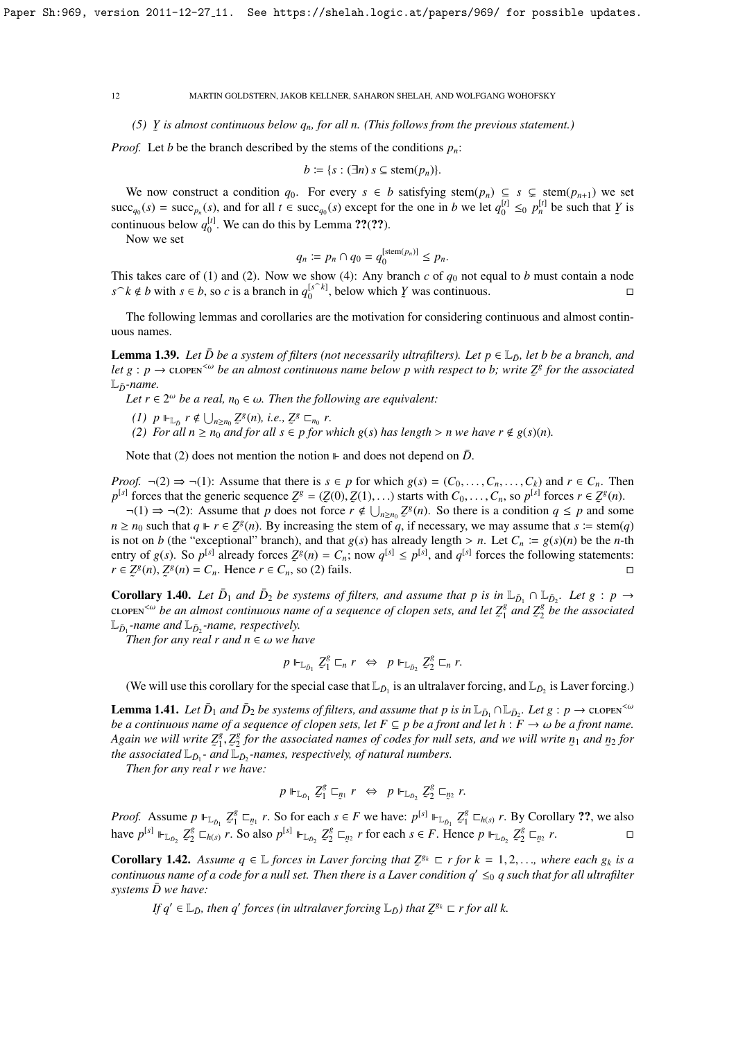*(5) $\underset{\sim}{Y}$ is almost continuous below $q_n$, for all $n$. (This follows from the previous statement.)*

*Proof.* Let $b$ be the branch described by the stems of the conditions $p_n$:

$$b := \{s : (\exists n)\, s \subseteq \mathrm{stem}(p_n)\}.$$

We now construct a condition $q_0$. For every $s \in b$ satisfying $\mathrm{stem}(p_n) \subseteq s \subsetneq \mathrm{stem}(p_{n+1})$ we set $\mathrm{succ}_{q_0}(s) = \mathrm{succ}_{p_n}(s)$, and for all $t \in \mathrm{succ}_{q_0}(s)$ except for the one in $b$ we let $q_0^{[t]} \leq_0 p_n^{[t]}$ be such that $\underset{\sim}{Y}$ is continuous below $q_0^{[t]}$. We can do this by Lemma ??(??).

Now we set

$$q_n := p_n \cap q_0 = q_0^{[\mathrm{stem}(p_n)]} \leq p_n.$$

This takes care of (1) and (2). Now we show (4): Any branch $c$ of $q_0$ not equal to $b$ must contain a node $s^\frown k \notin b$ with $s \in b$, so $c$ is a branch in $q_0^{[s^\frown k]}$, below which $\underset{\sim}{Y}$ was continuous. $\square$

The following lemmas and corollaries are the motivation for considering continuous and almost continuous names.

**Lemma 1.39.** *Let $\bar{D}$ be a system of filters (not necessarily ultrafilters). Let $p \in \mathbb{L}_{\bar{D}}$, let $b$ be a branch, and let $g : p \to \text{CLOPEN}^{<\omega}$ be an almost continuous name below $p$ with respect to $b$; write $\underset{\sim}{Z}^g$ for the associated $\mathbb{L}_{\bar{D}}$-name.*

*Let $r \in 2^\omega$ be a real, $n_0 \in \omega$. Then the following are equivalent:*

*(1) $p \Vdash_{\mathbb{L}_{\bar{D}}} r \notin \bigcup_{n \geq n_0} \underset{\sim}{Z}^g(n)$, i.e., $\underset{\sim}{Z}^g \sqsubset_{n_0} r$.*
*(2) For all $n \geq n_0$ and for all $s \in p$ for which $g(s)$ has length $> n$ we have $r \notin g(s)(n)$.*

Note that (2) does not mention the notion $\Vdash$ and does not depend on $\bar{D}$.

*Proof.* $\neg(2) \Rightarrow \neg(1)$: Assume that there is $s \in p$ for which $g(s) = (C_0, \ldots, C_n, \ldots, C_k)$ and $r \in C_n$. Then $p^{[s]}$ forces that the generic sequence $\underset{\sim}{Z}^g = (\underset{\sim}{Z}(0), \underset{\sim}{Z}(1), \ldots)$ starts with $C_0, \ldots, C_n$, so $p^{[s]}$ forces $r \in \underset{\sim}{Z}^g(n)$.

$\neg(1) \Rightarrow \neg(2)$: Assume that $p$ does not force $r \notin \bigcup_{n \geq n_0} \underset{\sim}{Z}^g(n)$. So there is a condition $q \leq p$ and some $n \geq n_0$ such that $q \Vdash r \in \underset{\sim}{Z}^g(n)$. By increasing the stem of $q$, if necessary, we may assume that $s := \mathrm{stem}(q)$ is not on $b$ (the "exceptional" branch), and that $g(s)$ has already length $> n$. Let $C_n := g(s)(n)$ be the $n$-th entry of $g(s)$. So $p^{[s]}$ already forces $\underset{\sim}{Z}^g(n) = C_n$; now $q^{[s]} \leq p^{[s]}$, and $q^{[s]}$ forces the following statements: $r \in \underset{\sim}{Z}^g(n)$, $\underset{\sim}{Z}^g(n) = C_n$. Hence $r \in C_n$, so (2) fails. $\square$

**Corollary 1.40.** *Let $\bar{D}_1$ and $\bar{D}_2$ be systems of filters, and assume that $p$ is in $\mathbb{L}_{\bar{D}_1} \cap \mathbb{L}_{\bar{D}_2}$. Let $g : p \to \text{CLOPEN}^{<\omega}$ be an almost continuous name of a sequence of clopen sets, and let $\underset{\sim}{Z}_1^g$ and $\underset{\sim}{Z}_2^g$ be the associated $\mathbb{L}_{\bar{D}_1}$-name and $\mathbb{L}_{\bar{D}_2}$-name, respectively.*

*Then for any real $r$ and $n \in \omega$ we have*

$$p \Vdash_{\mathbb{L}_{\bar{D}_1}} \underset{\sim}{Z}_1^g \sqsubset_n r \;\Leftrightarrow\; p \Vdash_{\mathbb{L}_{\bar{D}_2}} \underset{\sim}{Z}_2^g \sqsubset_n r.$$

(We will use this corollary for the special case that $\mathbb{L}_{\bar{D}_1}$ is an ultralaver forcing, and $\mathbb{L}_{\bar{D}_2}$ is Laver forcing.)

**Lemma 1.41.** *Let $\bar{D}_1$ and $\bar{D}_2$ be systems of filters, and assume that $p$ is in $\mathbb{L}_{\bar{D}_1} \cap \mathbb{L}_{\bar{D}_2}$. Let $g : p \to \text{CLOPEN}^{<\omega}$ be a continuous name of a sequence of clopen sets, let $F \subseteq p$ be a front and let $h : F \to \omega$ be a front name. Again we will write $\underset{\sim}{Z}_1^g, \underset{\sim}{Z}_2^g$ for the associated names of codes for null sets, and we will write $\underset{\sim}{n}_1$ and $\underset{\sim}{n}_2$ for the associated $\mathbb{L}_{\bar{D}_1}$- and $\mathbb{L}_{\bar{D}_2}$-names, respectively, of natural numbers.*

*Then for any real $r$ we have:*

$$p \Vdash_{\mathbb{L}_{\bar{D}_1}} \underset{\sim}{Z}_1^g \sqsubset_{\underset{\sim}{n}_1} r \;\Leftrightarrow\; p \Vdash_{\mathbb{L}_{\bar{D}_2}} \underset{\sim}{Z}_2^g \sqsubset_{\underset{\sim}{n}_2} r.$$

*Proof.* Assume $p \Vdash_{\mathbb{L}_{\bar{D}_1}} \underset{\sim}{Z}_1^g \sqsubset_{\underset{\sim}{n}_1} r$. So for each $s \in F$ we have: $p^{[s]} \Vdash_{\mathbb{L}_{\bar{D}_1}} \underset{\sim}{Z}_1^g \sqsubset_{h(s)} r$. By Corollary ??, we also have $p^{[s]} \Vdash_{\mathbb{L}_{\bar{D}_2}} \underset{\sim}{Z}_2^g \sqsubset_{h(s)} r$. So also $p^{[s]} \Vdash_{\mathbb{L}_{\bar{D}_2}} \underset{\sim}{Z}_2^g \sqsubset_{\underset{\sim}{n}_2} r$ for each $s \in F$. Hence $p \Vdash_{\mathbb{L}_{\bar{D}_2}} \underset{\sim}{Z}_2^g \sqsubset_{\underset{\sim}{n}_2} r$. $\square$

**Corollary 1.42.** *Assume $q \in \mathbb{L}$ forces in Laver forcing that $\underset{\sim}{Z}^{g_k} \sqsubset r$ for $k = 1, 2, \ldots$, where each $g_k$ is a continuous name of a code for a null set. Then there is a Laver condition $q' \leq_0 q$ such that for all ultrafilter systems $\bar{D}$ we have:*

*If $q' \in \mathbb{L}_{\bar{D}}$, then $q'$ forces (in ultralaver forcing $\mathbb{L}_{\bar{D}}$) that $\underset{\sim}{Z}^{g_k} \sqsubset r$ for all $k$.*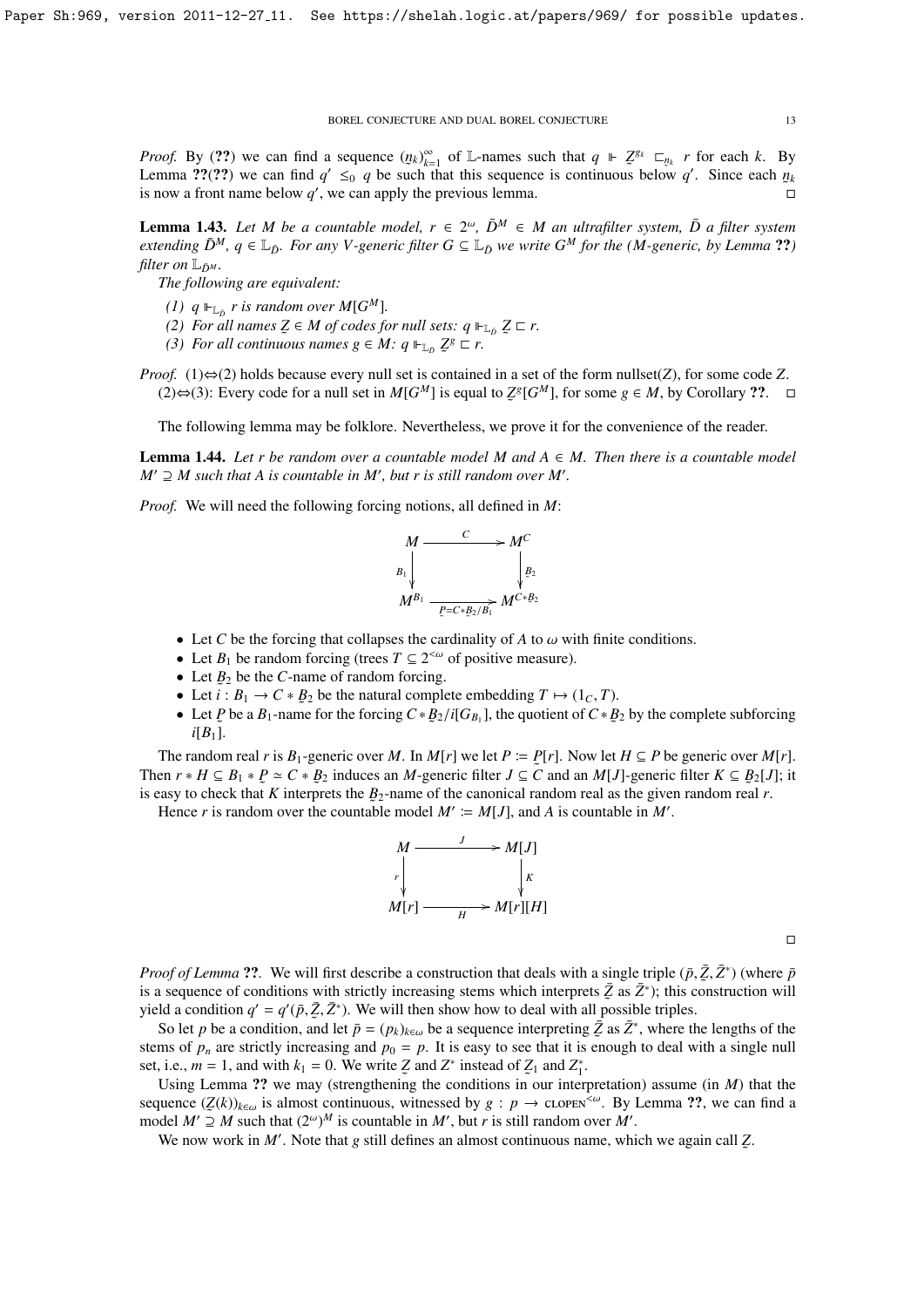*Proof.* By (??) we can find a sequence $(\underset{\sim}{n}_k)_{k=1}^{\infty}$ of $\mathbb{L}$-names such that $q \Vdash \underset{\sim}{Z}^{g_k} \sqsubset_{\underset{\sim}{n}_k} r$ for each $k$. By Lemma ??(??) we can find $q' \leq_0 q$ be such that this sequence is continuous below $q'$. Since each $\underset{\sim}{n}_k$ is now a front name below $q'$, we can apply the previous lemma. $\square$

**Lemma 1.43.** *Let $M$ be a countable model, $r \in 2^\omega$, $\bar{D}^M \in M$ an ultrafilter system, $\bar{D}$ a filter system extending $\bar{D}^M$, $q \in \mathbb{L}_{\bar{D}}$. For any $V$-generic filter $G \subseteq \mathbb{L}_{\bar{D}}$ we write $G^M$ for the (M-generic, by Lemma ??) filter on $\mathbb{L}_{\bar{D}^M}$.*

*The following are equivalent:*

1. *$q \Vdash_{\mathbb{L}_{\bar{D}}} r$ is random over $M[G^M]$.*
2. *For all names $\underset{\sim}{Z} \in M$ of codes for null sets: $q \Vdash_{\mathbb{L}_{\bar{D}}} \underset{\sim}{Z} \sqsubset r$.*
3. *For all continuous names $g \in M$: $q \Vdash_{\mathbb{L}_{\bar{D}}} \underset{\sim}{Z}^g \sqsubset r$.*

*Proof.* (1)⇔(2) holds because every null set is contained in a set of the form nullset($Z$), for some code $Z$.
(2)⇔(3): Every code for a null set in $M[G^M]$ is equal to $\underset{\sim}{Z}^g[G^M]$, for some $g \in M$, by Corollary ??. $\square$

The following lemma may be folklore. Nevertheless, we prove it for the convenience of the reader.

**Lemma 1.44.** *Let $r$ be random over a countable model $M$ and $A \in M$. Then there is a countable model $M' \supseteq M$ such that $A$ is countable in $M'$, but $r$ is still random over $M'$.*

*Proof.* We will need the following forcing notions, all defined in $M$:

$$\begin{array}{ccc} M & \xrightarrow{\quad C \quad} & M^C \\ {\scriptstyle B_1}\downarrow & & \downarrow{\scriptstyle \underset{\sim}{B}_2} \\ M^{B_1} & \xrightarrow[\underset{\sim}{P}=C*\underset{\sim}{B}_2/B_1]{} & M^{C*\underset{\sim}{B}_2} \end{array}$$

- Let $C$ be the forcing that collapses the cardinality of $A$ to $\omega$ with finite conditions.
- Let $B_1$ be random forcing (trees $T \subseteq 2^{<\omega}$ of positive measure).
- Let $\underset{\sim}{B}_2$ be the $C$-name of random forcing.
- Let $i : B_1 \to C * \underset{\sim}{B}_2$ be the natural complete embedding $T \mapsto (1_C, T)$.
- Let $\underset{\sim}{P}$ be a $B_1$-name for the forcing $C * \underset{\sim}{B}_2/i[G_{B_1}]$, the quotient of $C * \underset{\sim}{B}_2$ by the complete subforcing $i[B_1]$.

The random real $r$ is $B_1$-generic over $M$. In $M[r]$ we let $P := \underset{\sim}{P}[r]$. Now let $H \subseteq P$ be generic over $M[r]$. Then $r * H \subseteq B_1 * \underset{\sim}{P} \simeq C * \underset{\sim}{B}_2$ induces an $M$-generic filter $J \subseteq C$ and an $M[J]$-generic filter $K \subseteq \underset{\sim}{B}_2[J]$; it is easy to check that $K$ interprets the $\underset{\sim}{B}_2$-name of the canonical random real as the given random real $r$.

Hence $r$ is random over the countable model $M' := M[J]$, and $A$ is countable in $M'$.

$$\begin{array}{ccc} M & \xrightarrow{\quad J \quad} & M[J] \\ {\scriptstyle r}\downarrow & & \downarrow{\scriptstyle K} \\ M[r] & \xrightarrow[H]{} & M[r][H] \end{array}$$

$\square$

*Proof of Lemma ??.* We will first describe a construction that deals with a single triple $(\bar{p}, \underset{\sim}{\bar{Z}}, \bar{Z}^*)$ (where $\bar{p}$ is a sequence of conditions with strictly increasing stems which interprets $\underset{\sim}{\bar{Z}}$ as $\bar{Z}^*$); this construction will yield a condition $q' = q'(\bar{p}, \underset{\sim}{\bar{Z}}, \bar{Z}^*)$. We will then show how to deal with all possible triples.

So let $p$ be a condition, and let $\bar{p} = (p_k)_{k\in\omega}$ be a sequence interpreting $\underset{\sim}{\bar{Z}}$ as $\bar{Z}^*$, where the lengths of the stems of $p_n$ are strictly increasing and $p_0 = p$. It is easy to see that it is enough to deal with a single null set, i.e., $m = 1$, and with $k_1 = 0$. We write $\underset{\sim}{Z}$ and $Z^*$ instead of $\underset{\sim}{Z}_1$ and $Z_1^*$.

Using Lemma ?? we may (strengthening the conditions in our interpretation) assume (in $M$) that the sequence $(\underset{\sim}{Z}(k))_{k\in\omega}$ is almost continuous, witnessed by $g : p \to \text{CLOPEN}^{<\omega}$. By Lemma ??, we can find a model $M' \supseteq M$ such that $(2^\omega)^M$ is countable in $M'$, but $r$ is still random over $M'$.

We now work in $M'$. Note that $g$ still defines an almost continuous name, which we again call $\underset{\sim}{Z}$.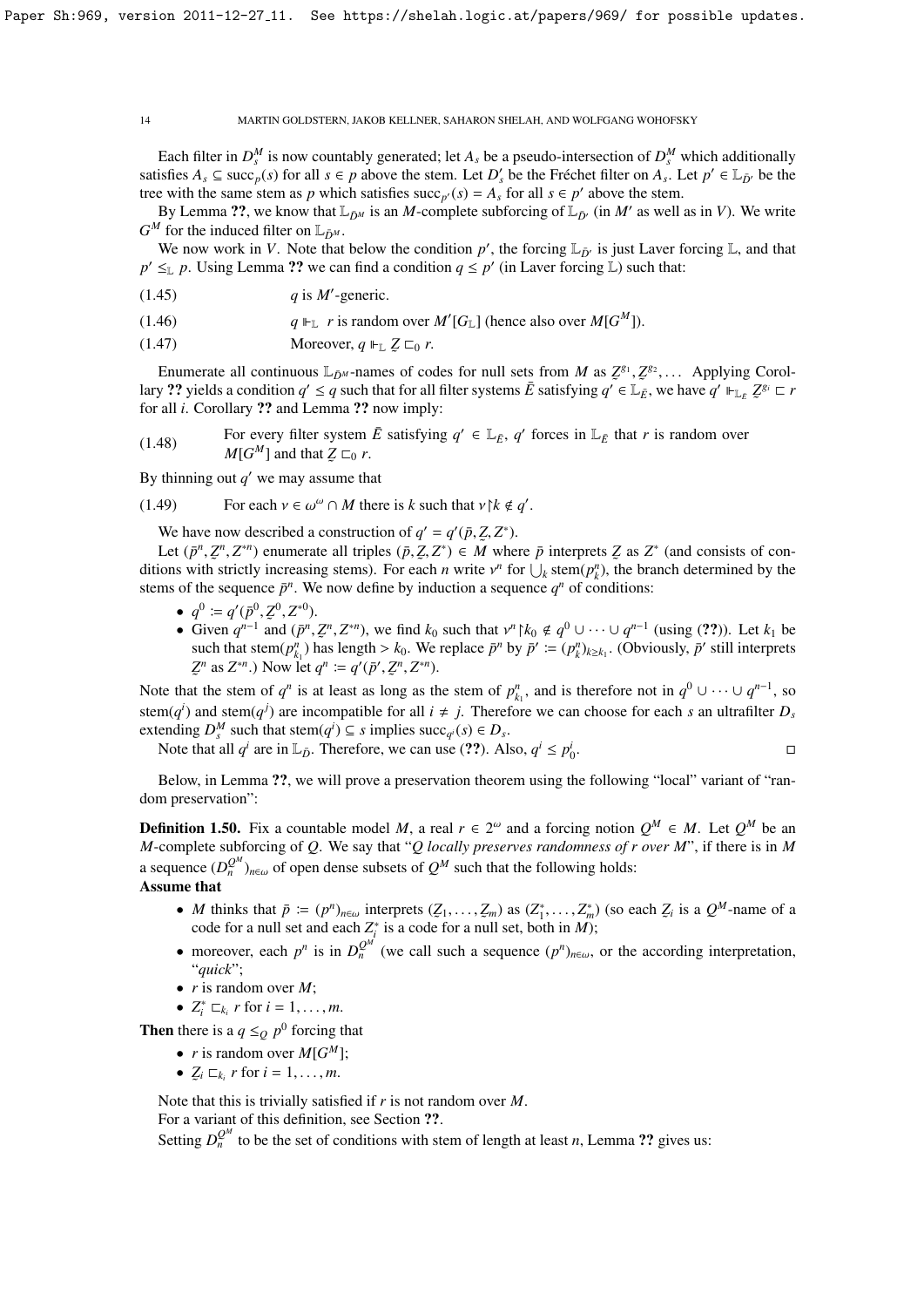Each filter in $D^M_s$ is now countably generated; let $A_s$ be a pseudo-intersection of $D^M_s$ which additionally satisfies $A_s \subseteq \operatorname{succ}_p(s)$ for all $s \in p$ above the stem. Let $D'_s$ be the Fréchet filter on $A_s$. Let $p' \in \mathbb{L}_{\bar{D}'}$ be the tree with the same stem as $p$ which satisfies $\operatorname{succ}_{p'}(s) = A_s$ for all $s \in p'$ above the stem.

By Lemma ??, we know that $\mathbb{L}_{\bar{D}^M}$ is an $M$-complete subforcing of $\mathbb{L}_{\bar{D}'}$ (in $M'$ as well as in $V$). We write $G^M$ for the induced filter on $\mathbb{L}_{\bar{D}^M}$.

We now work in $V$. Note that below the condition $p'$, the forcing $\mathbb{L}_{\bar{D}'}$ is just Laver forcing $\mathbb{L}$, and that $p' \leq_{\mathbb{L}} p$. Using Lemma ?? we can find a condition $q \leq p'$ (in Laver forcing $\mathbb{L}$) such that:

(1.45) $q$ is $M'$-generic.

(1.46) $q \Vdash_{\mathbb{L}} r$ is random over $M'[G_{\mathbb{L}}]$ (hence also over $M[G^M]$).

(1.47) Moreover, $q \Vdash_{\mathbb{L}} \underset{\sim}{Z} \sqsubset_0 r$.

Enumerate all continuous $\mathbb{L}_{\bar{D}^M}$-names of codes for null sets from $M$ as $\underset{\sim}{Z}^{g_1}, \underset{\sim}{Z}^{g_2}, \dots$ Applying Corollary ?? yields a condition $q' \leq q$ such that for all filter systems $\bar{E}$ satisfying $q' \in \mathbb{L}_{\bar{E}}$, we have $q' \Vdash_{\mathbb{L}_{\bar{E}}} \underset{\sim}{Z}^{g_i} \sqsubset r$ for all $i$. Corollary ?? and Lemma ?? now imply:

(1.48) For every filter system $\bar{E}$ satisfying $q' \in \mathbb{L}_{\bar{E}}$, $q'$ forces in $\mathbb{L}_{\bar{E}}$ that $r$ is random over $M[G^M]$ and that $\underset{\sim}{Z} \sqsubset_0 r$.

By thinning out $q'$ we may assume that

(1.49) For each $\nu \in \omega^\omega \cap M$ there is $k$ such that $\nu \restriction k \notin q'$.

We have now described a construction of $q' = q'(\bar{p}, \underset{\sim}{Z}, Z^*)$.

Let $(\bar{p}^n, \underset{\sim}{Z}^n, Z^{*n})$ enumerate all triples $(\bar{p}, \underset{\sim}{Z}, Z^*) \in M$ where $\bar{p}$ interprets $\underset{\sim}{Z}$ as $Z^*$ (and consists of conditions with strictly increasing stems). For each $n$ write $\nu^n$ for $\bigcup_k \operatorname{stem}(p^n_k)$, the branch determined by the stems of the sequence $\bar{p}^n$. We now define by induction a sequence $q^n$ of conditions:

- $q^0 := q'(\bar{p}^0, \underset{\sim}{Z}^0, Z^{*0})$.
- Given $q^{n-1}$ and $(\bar{p}^n, \underset{\sim}{Z}^n, Z^{*n})$, we find $k_0$ such that $\nu^n \restriction k_0 \notin q^0 \cup \dots \cup q^{n-1}$ (using (??)). Let $k_1$ be such that $\operatorname{stem}(p^n_{k_1})$ has length $> k_0$. We replace $\bar{p}^n$ by $\bar{p}' := (p^n_k)_{k \geq k_1}$. (Obviously, $\bar{p}'$ still interprets $\underset{\sim}{Z}^n$ as $Z^{*n}$.) Now let $q^n := q'(\bar{p}', \underset{\sim}{Z}^n, Z^{*n})$.

Note that the stem of $q^n$ is at least as long as the stem of $p^n_{k_1}$, and is therefore not in $q^0 \cup \dots \cup q^{n-1}$, so $\operatorname{stem}(q^i)$ and $\operatorname{stem}(q^j)$ are incompatible for all $i \neq j$. Therefore we can choose for each $s$ an ultrafilter $D_s$ extending $D^M_s$ such that $\operatorname{stem}(q^i) \subseteq s$ implies $\operatorname{succ}_{q^i}(s) \in D_s$.

Note that all $q^i$ are in $\mathbb{L}_{\bar{D}}$. Therefore, we can use (??). Also, $q^i \leq p^i_0$. □

Below, in Lemma ??, we will prove a preservation theorem using the following "local" variant of "random preservation":

**Definition 1.50.** Fix a countable model $M$, a real $r \in 2^\omega$ and a forcing notion $Q^M \in M$. Let $Q^M$ be an $M$-complete subforcing of $Q$. We say that "*$Q$ locally preserves randomness of $r$ over $M$*", if there is in $M$ a sequence $(D^{Q^M}_n)_{n \in \omega}$ of open dense subsets of $Q^M$ such that the following holds:

**Assume that**

- $M$ thinks that $\bar{p} := (p^n)_{n \in \omega}$ interprets $(\underset{\sim}{Z}_1, \dots, \underset{\sim}{Z}_m)$ as $(Z^*_1, \dots, Z^*_m)$ (so each $\underset{\sim}{Z}_i$ is a $Q^M$-name of a code for a null set and each $Z^*_i$ is a code for a null set, both in $M$);
- moreover, each $p^n$ is in $D^{Q^M}_n$ (we call such a sequence $(p^n)_{n \in \omega}$, or the according interpretation, "*quick*");
- $r$ is random over $M$;
- $Z^*_i \sqsubset_{k_i} r$ for $i = 1, \dots, m$.

**Then** there is a $q \leq_Q p^0$ forcing that

- $r$ is random over $M[G^M]$;
- $\underset{\sim}{Z}_i \sqsubset_{k_i} r$ for $i = 1, \dots, m$.

Note that this is trivially satisfied if $r$ is not random over $M$.

For a variant of this definition, see Section ??.

Setting $D^{Q^M}_n$ to be the set of conditions with stem of length at least $n$, Lemma ?? gives us: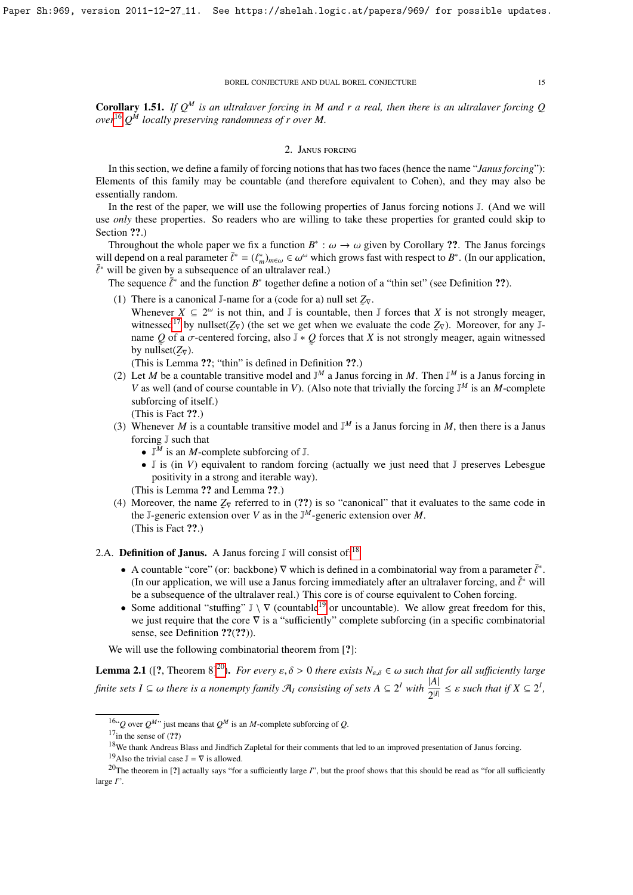**Corollary 1.51.** *If $Q^M$ is an ultralaver forcing in $M$ and $r$ a real, then there is an ultralaver forcing $Q$ over*[16] *$Q^M$ locally preserving randomness of $r$ over $M$.*

## 2. Janus forcing

In this section, we define a family of forcing notions that has two faces (hence the name "*Janus forcing*"): Elements of this family may be countable (and therefore equivalent to Cohen), and they may also be essentially random.

In the rest of the paper, we will use the following properties of Janus forcing notions $\mathbb{J}$. (And we will use *only* these properties. So readers who are willing to take these properties for granted could skip to Section **??**.)

Throughout the whole paper we fix a function $B^* : \omega \to \omega$ given by Corollary **??**. The Janus forcings will depend on a real parameter $\bar{\ell}^* = (\ell^*_m)_{m\in\omega} \in \omega^\omega$ which grows fast with respect to $B^*$. (In our application, $\bar{\ell}^*$ will be given by a subsequence of an ultralaver real.)

The sequence $\bar{\ell}^*$ and the function $B^*$ together define a notion of a "thin set" (see Definition **??**).

(1) There is a canonical $\mathbb{J}$-name for a (code for a) null set $\underset{\sim}{Z}_\nabla$.
Whenever $X \subseteq 2^\omega$ is not thin, and $\mathbb{J}$ is countable, then $\mathbb{J}$ forces that $X$ is not strongly meager, witnessed[17] by nullset($\underset{\sim}{Z}_\nabla$) (the set we get when we evaluate the code $\underset{\sim}{Z}_\nabla$). Moreover, for any $\mathbb{J}$-name $\underset{\sim}{Q}$ of a $\sigma$-centered forcing, also $\mathbb{J} * \underset{\sim}{Q}$ forces that $X$ is not strongly meager, again witnessed by nullset($\underset{\sim}{Z}_\nabla$).
(This is Lemma **??**; "thin" is defined in Definition **??**.)

(2) Let $M$ be a countable transitive model and $\mathbb{J}^M$ a Janus forcing in $M$. Then $\mathbb{J}^M$ is a Janus forcing in $V$ as well (and of course countable in $V$). (Also note that trivially the forcing $\mathbb{J}^M$ is an $M$-complete subforcing of itself.)
(This is Fact **??**.)

(3) Whenever $M$ is a countable transitive model and $\mathbb{J}^M$ is a Janus forcing in $M$, then there is a Janus forcing $\mathbb{J}$ such that
   - $\mathbb{J}^M$ is an $M$-complete subforcing of $\mathbb{J}$.
   - $\mathbb{J}$ is (in $V$) equivalent to random forcing (actually we just need that $\mathbb{J}$ preserves Lebesgue positivity in a strong and iterable way).

   (This is Lemma **??** and Lemma **??**.)

(4) Moreover, the name $\underset{\sim}{Z}_\nabla$ referred to in (**??**) is so "canonical" that it evaluates to the same code in the $\mathbb{J}$-generic extension over $V$ as in the $\mathbb{J}^M$-generic extension over $M$.
(This is Fact **??**.)

### 2.A. Definition of Janus.

A Janus forcing $\mathbb{J}$ will consist of:[18]

- A countable "core" (or: backbone) $\nabla$ which is defined in a combinatorial way from a parameter $\bar{\ell}^*$. (In our application, we will use a Janus forcing immediately after an ultralaver forcing, and $\bar{\ell}^*$ will be a subsequence of the ultralaver real.) This core is of course equivalent to Cohen forcing.
- Some additional "stuffing" $\mathbb{J} \setminus \nabla$ (countable[19] or uncountable). We allow great freedom for this, we just require that the core $\nabla$ is a "sufficiently" complete subforcing (in a specific combinatorial sense, see Definition **??**(**??**)).

We will use the following combinatorial theorem from [**?**]:

**Lemma 2.1** ([**?**, Theorem 8][20]). *For every $\varepsilon, \delta > 0$ there exists $N_{\varepsilon,\delta} \in \omega$ such that for all sufficiently large finite sets $I \subseteq \omega$ there is a nonempty family $\mathcal{A}_I$ consisting of sets $A \subseteq 2^I$ with $\dfrac{|A|}{2^{|I|}} \leq \varepsilon$ such that if $X \subseteq 2^I$,*

---

[16] "$Q$ over $Q^M$" just means that $Q^M$ is an $M$-complete subforcing of $Q$.

[17] in the sense of (**??**)

[18] We thank Andreas Blass and Jindřich Zapletal for their comments that led to an improved presentation of Janus forcing.

[19] Also the trivial case $\mathbb{J} = \nabla$ is allowed.

[20] The theorem in [**?**] actually says "for a sufficiently large $I$", but the proof shows that this should be read as "for all sufficiently large $I$".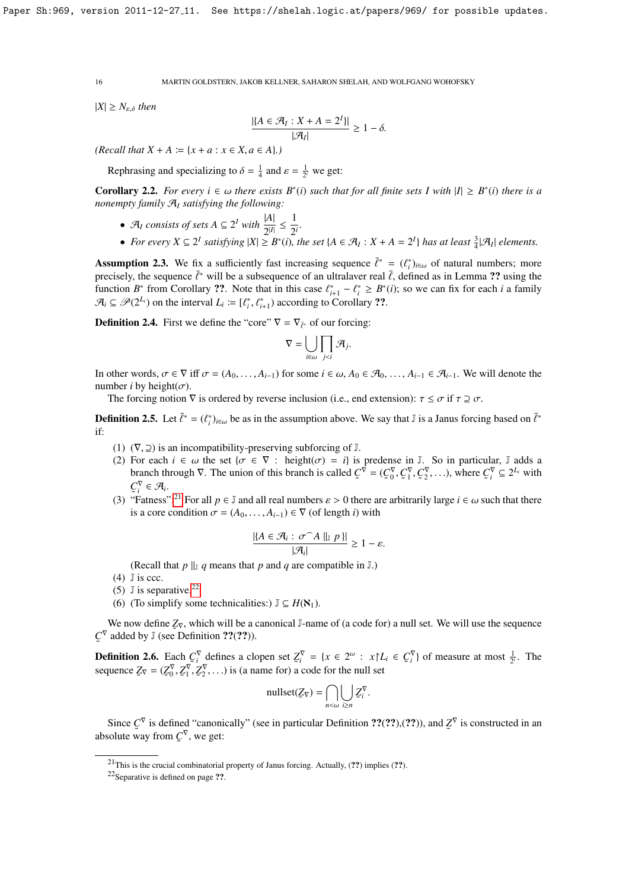$|X| \geq N_{\varepsilon,\delta}$ *then*

$$\frac{|\{A \in \mathcal{A}_I : X + A = 2^I\}|}{|\mathcal{A}_I|} \geq 1 - \delta.$$

*(Recall that $X + A \coloneqq \{x + a : x \in X, a \in A\}$.)*

Rephrasing and specializing to $\delta = \frac{1}{4}$ and $\varepsilon = \frac{1}{2^i}$ we get:

**Corollary 2.2.** *For every $i \in \omega$ there exists $B^*(i)$ such that for all finite sets $I$ with $|I| \geq B^*(i)$ there is a nonempty family $\mathcal{A}_I$ satisfying the following:*

- *$\mathcal{A}_I$ consists of sets $A \subseteq 2^I$ with $\dfrac{|A|}{2^{|I|}} \leq \dfrac{1}{2^i}$.*
- *For every $X \subseteq 2^I$ satisfying $|X| \geq B^*(i)$, the set $\{A \in \mathcal{A}_I : X + A = 2^I\}$ has at least $\frac{3}{4}|\mathcal{A}_I|$ elements.*

**Assumption 2.3.** We fix a sufficiently fast increasing sequence $\bar{\ell}^* = (\ell^*_i)_{i\in\omega}$ of natural numbers; more precisely, the sequence $\bar{\ell}^*$ will be a subsequence of an ultralaver real $\bar{\ell}$, defined as in Lemma ?? using the function $B^*$ from Corollary ??. Note that in this case $\ell^*_{i+1} - \ell^*_i \geq B^*(i)$; so we can fix for each $i$ a family $\mathcal{A}_i \subseteq \mathscr{P}(2^{L_i})$ on the interval $L_i \coloneqq [\ell^*_i, \ell^*_{i+1})$ according to Corollary ??.

**Definition 2.4.** First we define the "core" $\nabla = \nabla_{\bar{\ell}^*}$ of our forcing:

$$\nabla = \bigcup_{i\in\omega} \prod_{j<i} \mathcal{A}_j.$$

In other words, $\sigma \in \nabla$ iff $\sigma = (A_0, \ldots, A_{i-1})$ for some $i \in \omega$, $A_0 \in \mathcal{A}_0, \ldots, A_{i-1} \in \mathcal{A}_{i-1}$. We will denote the number $i$ by height$(\sigma)$.

The forcing notion $\nabla$ is ordered by reverse inclusion (i.e., end extension): $\tau \leq \sigma$ if $\tau \supseteq \sigma$.

**Definition 2.5.** Let $\bar{\ell}^* = (\ell^*_i)_{i\in\omega}$ be as in the assumption above. We say that $\mathbb{J}$ is a Janus forcing based on $\bar{\ell}^*$ if:

1. $(\nabla, \supseteq)$ is an incompatibility-preserving subforcing of $\mathbb{J}$.
2. For each $i \in \omega$ the set $\{\sigma \in \nabla : \text{height}(\sigma) = i\}$ is predense in $\mathbb{J}$. So in particular, $\mathbb{J}$ adds a branch through $\nabla$. The union of this branch is called $\underset{\sim}{C}^\nabla = (\underset{\sim}{C}^\nabla_0, \underset{\sim}{C}^\nabla_1, \underset{\sim}{C}^\nabla_2, \ldots)$, where $\underset{\sim}{C}^\nabla_i \subseteq 2^{L_i}$ with $\underset{\sim}{C}^\nabla_i \in \mathcal{A}_i$.
3. "Fatness":[21] For all $p \in \mathbb{J}$ and all real numbers $\varepsilon > 0$ there are arbitrarily large $i \in \omega$ such that there is a core condition $\sigma = (A_0, \ldots, A_{i-1}) \in \nabla$ (of length $i$) with
$$\frac{|\{A \in \mathcal{A}_i : \sigma^\frown A \parallel_{\mathbb{J}} p\}|}{|\mathcal{A}_i|} \geq 1 - \varepsilon.$$
(Recall that $p \parallel_{\mathbb{J}} q$ means that $p$ and $q$ are compatible in $\mathbb{J}$.)
4. $\mathbb{J}$ is ccc.
5. $\mathbb{J}$ is separative.[22]
6. (To simplify some technicalities:) $\mathbb{J} \subseteq H(\aleph_1)$.

We now define $\underset{\sim}{Z}_\nabla$, which will be a canonical $\mathbb{J}$-name of (a code for) a null set. We will use the sequence $\underset{\sim}{C}^\nabla$ added by $\mathbb{J}$ (see Definition ??(??)).

**Definition 2.6.** Each $\underset{\sim}{C}^\nabla_i$ defines a clopen set $\underset{\sim}{Z}^\nabla_i = \{x \in 2^\omega : x{\restriction}L_i \in \underset{\sim}{C}^\nabla_i\}$ of measure at most $\frac{1}{2^i}$. The sequence $\underset{\sim}{Z}_\nabla = (\underset{\sim}{Z}^\nabla_0, \underset{\sim}{Z}^\nabla_1, \underset{\sim}{Z}^\nabla_2, \ldots)$ is (a name for) a code for the null set

$$\text{nullset}(\underset{\sim}{Z}_\nabla) = \bigcap_{n<\omega} \bigcup_{i\geq n} \underset{\sim}{Z}^\nabla_i.$$

Since $\underset{\sim}{C}^\nabla$ is defined "canonically" (see in particular Definition ??(??),(??)), and $\underset{\sim}{Z}^\nabla$ is constructed in an absolute way from $\underset{\sim}{C}^\nabla$, we get:

---

[21] This is the crucial combinatorial property of Janus forcing. Actually, (??) implies (??).

[22] Separative is defined on page ??.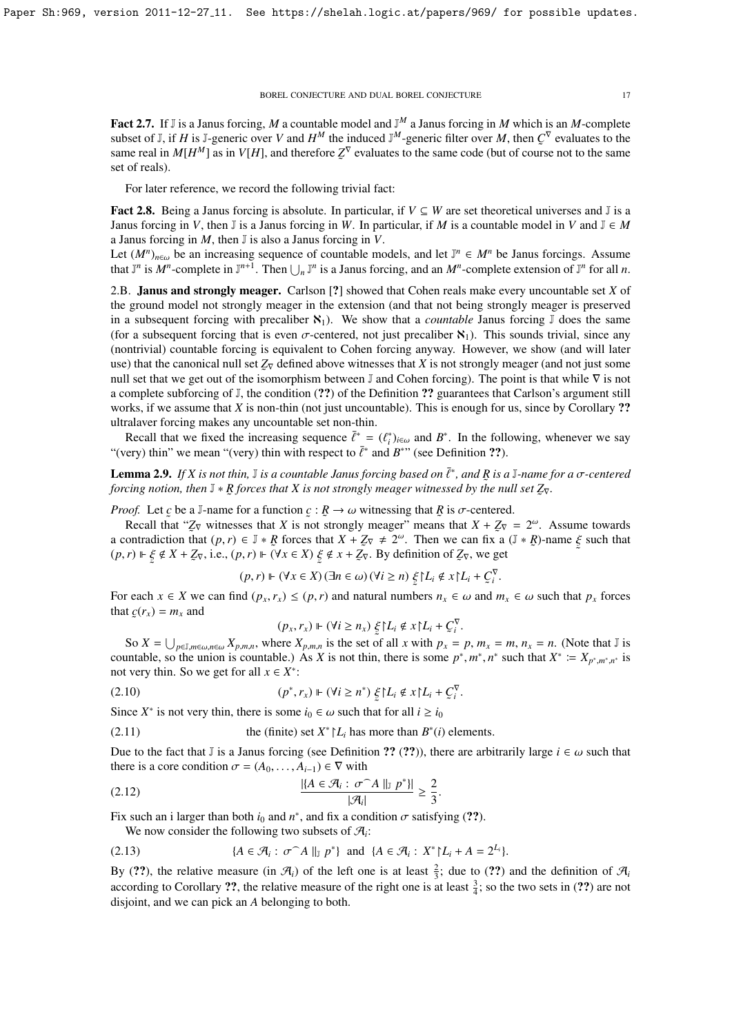Paper Sh:969, version 2011-12-27_11. See https://shelah.logic.at/papers/969/ for possible updates.

**Fact 2.7.** If $\mathbb{J}$ is a Janus forcing, $M$ a countable model and $\mathbb{J}^M$ a Janus forcing in $M$ which is an $M$-complete subset of $\mathbb{J}$, if $H$ is $\mathbb{J}$-generic over $V$ and $H^M$ the induced $\mathbb{J}^M$-generic filter over $M$, then $\underset{\sim}{C}^\nabla$ evaluates to the same real in $M[H^M]$ as in $V[H]$, and therefore $\underset{\sim}{Z}^\nabla$ evaluates to the same code (but of course not to the same set of reals).

For later reference, we record the following trivial fact:

**Fact 2.8.** Being a Janus forcing is absolute. In particular, if $V \subseteq W$ are set theoretical universes and $\mathbb{J}$ is a Janus forcing in $V$, then $\mathbb{J}$ is a Janus forcing in $W$. In particular, if $M$ is a countable model in $V$ and $\mathbb{J} \in M$ a Janus forcing in $M$, then $\mathbb{J}$ is also a Janus forcing in $V$.
Let $(M^n)_{n\in\omega}$ be an increasing sequence of countable models, and let $\mathbb{J}^n \in M^n$ be Janus forcings. Assume that $\mathbb{J}^n$ is $M^n$-complete in $\mathbb{J}^{n+1}$. Then $\bigcup_n \mathbb{J}^n$ is a Janus forcing, and an $M^n$-complete extension of $\mathbb{J}^n$ for all $n$.

## 2.B. Janus and strongly meager.

Carlson [?] showed that Cohen reals make every uncountable set $X$ of the ground model not strongly meager in the extension (and that not being strongly meager is preserved in a subsequent forcing with precaliber $\aleph_1$). We show that a *countable* Janus forcing $\mathbb{J}$ does the same (for a subsequent forcing that is even $\sigma$-centered, not just precaliber $\aleph_1$). This sounds trivial, since any (nontrivial) countable forcing is equivalent to Cohen forcing anyway. However, we show (and will later use) that the canonical null set $\underset{\sim}{Z}_\nabla$ defined above witnesses that $X$ is not strongly meager (and not just some null set that we get out of the isomorphism between $\mathbb{J}$ and Cohen forcing). The point is that while $\nabla$ is not a complete subforcing of $\mathbb{J}$, the condition (??) of the Definition ?? guarantees that Carlson's argument still works, if we assume that $X$ is non-thin (not just uncountable). This is enough for us, since by Corollary ?? ultralaver forcing makes any uncountable set non-thin.

Recall that we fixed the increasing sequence $\bar{\ell}^* = (\ell^*_i)_{i\in\omega}$ and $B^*$. In the following, whenever we say "(very) thin" we mean "(very) thin with respect to $\bar{\ell}^*$ and $B^*$" (see Definition ??).

**Lemma 2.9.** *If $X$ is not thin, $\mathbb{J}$ is a countable Janus forcing based on $\bar{\ell}^*$, and $\underset{\sim}{R}$ is a $\mathbb{J}$-name for a $\sigma$-centered forcing notion, then $\mathbb{J} * \underset{\sim}{R}$ forces that $X$ is not strongly meager witnessed by the null set $\underset{\sim}{Z}_\nabla$.*

*Proof.* Let $\underset{\sim}{c}$ be a $\mathbb{J}$-name for a function $\underset{\sim}{c} : \underset{\sim}{R} \to \omega$ witnessing that $\underset{\sim}{R}$ is $\sigma$-centered.

Recall that "$\underset{\sim}{Z}_\nabla$ witnesses that $X$ is not strongly meager" means that $X + \underset{\sim}{Z}_\nabla = 2^\omega$. Assume towards a contradiction that $(p, r) \in \mathbb{J} * \underset{\sim}{R}$ forces that $X + \underset{\sim}{Z}_\nabla \neq 2^\omega$. Then we can fix a $(\mathbb{J} * \underset{\sim}{R})$-name $\underset{\sim}{\xi}$ such that $(p, r) \Vdash \underset{\sim}{\xi} \notin X + \underset{\sim}{Z}_\nabla$, i.e., $(p, r) \Vdash (\forall x \in X)\ \underset{\sim}{\xi} \notin x + \underset{\sim}{Z}_\nabla$. By definition of $\underset{\sim}{Z}_\nabla$, we get

$$(p, r) \Vdash (\forall x \in X)\,(\exists n \in \omega)\,(\forall i \geq n)\ \underset{\sim}{\xi}\restriction L_i \notin x\restriction L_i + \underset{\sim}{C}^\nabla_i.$$

For each $x \in X$ we can find $(p_x, r_x) \leq (p, r)$ and natural numbers $n_x \in \omega$ and $m_x \in \omega$ such that $p_x$ forces that $\underset{\sim}{c}(r_x) = m_x$ and

$$(p_x, r_x) \Vdash (\forall i \geq n_x)\ \underset{\sim}{\xi}\restriction L_i \notin x\restriction L_i + \underset{\sim}{C}^\nabla_i.$$

So $X = \bigcup_{p\in\mathbb{J}, m\in\omega, n\in\omega} X_{p,m,n}$, where $X_{p,m,n}$ is the set of all $x$ with $p_x = p$, $m_x = m$, $n_x = n$. (Note that $\mathbb{J}$ is countable, so the union is countable.) As $X$ is not thin, there is some $p^*, m^*, n^*$ such that $X^* := X_{p^*,m^*,n^*}$ is not very thin. So we get for all $x \in X^*$:

$$(p^*, r_x) \Vdash (\forall i \geq n^*)\ \underset{\sim}{\xi}\restriction L_i \notin x\restriction L_i + \underset{\sim}{C}^\nabla_i. \tag{2.10}$$

Since $X^*$ is not very thin, there is some $i_0 \in \omega$ such that for all $i \geq i_0$

$$\text{the (finite) set } X^*\restriction L_i \text{ has more than } B^*(i) \text{ elements.} \tag{2.11}$$

Due to the fact that $\mathbb{J}$ is a Janus forcing (see Definition ?? (??)), there are arbitrarily large $i \in \omega$ such that there is a core condition $\sigma = (A_0, \dots, A_{i-1}) \in \nabla$ with

$$\frac{|\{A \in \mathcal{A}_i : \sigma^\frown A \parallel_{\mathbb{J}} p^*\}|}{|\mathcal{A}_i|} \geq \frac{2}{3}. \tag{2.12}$$

Fix such an i larger than both $i_0$ and $n^*$, and fix a condition $\sigma$ satisfying (??).

We now consider the following two subsets of $\mathcal{A}_i$:

$$\{A \in \mathcal{A}_i : \sigma^\frown A \parallel_{\mathbb{J}} p^*\} \text{ and } \{A \in \mathcal{A}_i : X^*\restriction L_i + A = 2^{L_i}\}. \tag{2.13}$$

By (??), the relative measure (in $\mathcal{A}_i$) of the left one is at least $\frac{2}{3}$; due to (??) and the definition of $\mathcal{A}_i$ according to Corollary ??, the relative measure of the right one is at least $\frac{3}{4}$; so the two sets in (??) are not disjoint, and we can pick an $A$ belonging to both.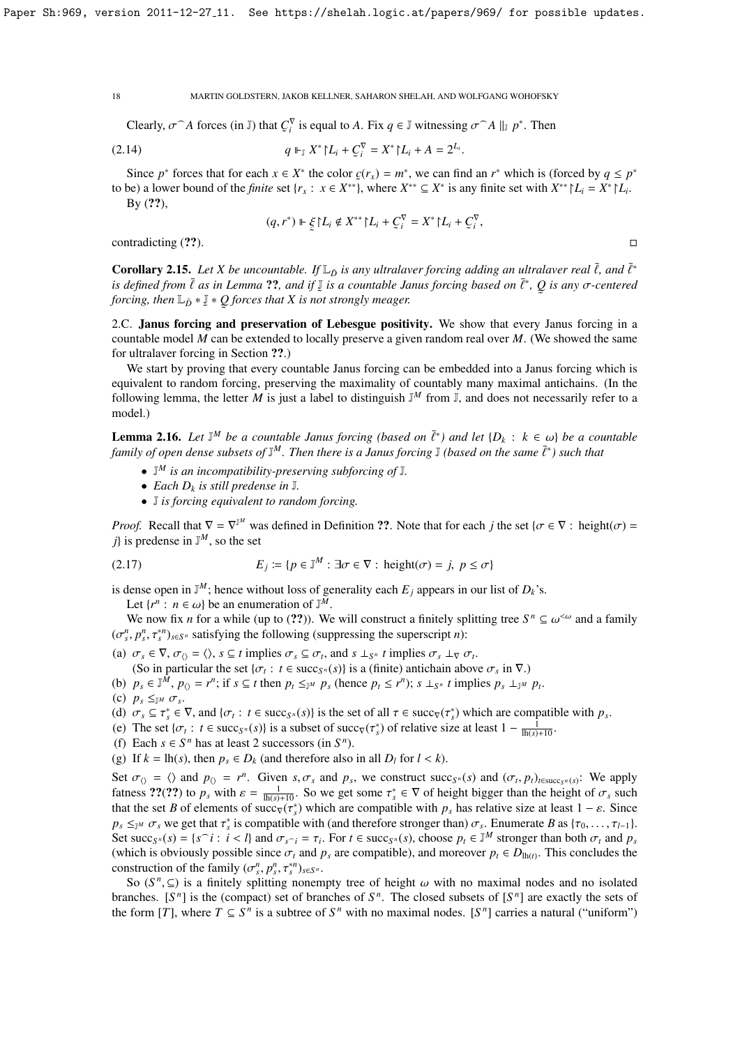Clearly, $\sigma^\frown A$ forces (in $\mathbb{J}$) that $\underset{\sim}{C}_i^\nabla$ is equal to $A$. Fix $q \in \mathbb{J}$ witnessing $\sigma^\frown A \parallel_{\mathbb{J}} p^*$. Then

$$q \Vdash_{\mathbb{J}} X^* \restriction L_i + \underset{\sim}{C}_i^\nabla = X^* \restriction L_i + A = 2^{L_i}. \tag{2.14}$$

Since $p^*$ forces that for each $x \in X^*$ the color $\underset{\sim}{c}(r_x) = m^*$, we can find an $r^*$ which is (forced by $q \leq p^*$ to be) a lower bound of the *finite* set $\{r_x : x \in X^{**}\}$, where $X^{**} \subseteq X^*$ is any finite set with $X^{**} \restriction L_i = X^* \restriction L_i$.

By (??),

$$(q, r^*) \Vdash \underset{\sim}{\xi} \restriction L_i \notin X^{**} \restriction L_i + \underset{\sim}{C}_i^\nabla = X^* \restriction L_i + \underset{\sim}{C}_i^\nabla,$$

contradicting (??). $\square$

**Corollary 2.15.** *Let $X$ be uncountable. If $\mathbb{L}_{\bar{D}}$ is any ultralaver forcing adding an ultralaver real $\bar{\ell}$, and $\bar{\ell}^*$ is defined from $\bar{\ell}$ as in Lemma ??, and if $\underset{\sim}{\mathbb{J}}$ is a countable Janus forcing based on $\bar{\ell}^*$, $\underset{\sim}{Q}$ is any $\sigma$-centered forcing, then $\mathbb{L}_{\bar{D}} * \underset{\sim}{\mathbb{J}} * \underset{\sim}{Q}$ forces that $X$ is not strongly meager.*

## 2.C. Janus forcing and preservation of Lebesgue positivity.

We show that every Janus forcing in a countable model $M$ can be extended to locally preserve a given random real over $M$. (We showed the same for ultralaver forcing in Section ??.)

We start by proving that every countable Janus forcing can be embedded into a Janus forcing which is equivalent to random forcing, preserving the maximality of countably many maximal antichains. (In the following lemma, the letter $M$ is just a label to distinguish $\mathbb{J}^M$ from $\mathbb{J}$, and does not necessarily refer to a model.)

**Lemma 2.16.** *Let $\mathbb{J}^M$ be a countable Janus forcing (based on $\bar{\ell}^*$) and let $\{D_k : k \in \omega\}$ be a countable family of open dense subsets of $\mathbb{J}^M$. Then there is a Janus forcing $\mathbb{J}$ (based on the same $\bar{\ell}^*$) such that*

- *$\mathbb{J}^M$ is an incompatibility-preserving subforcing of $\mathbb{J}$.*
- *Each $D_k$ is still predense in $\mathbb{J}$.*
- *$\mathbb{J}$ is forcing equivalent to random forcing.*

*Proof.* Recall that $\nabla = \nabla^{\mathbb{J}^M}$ was defined in Definition ??. Note that for each $j$ the set $\{\sigma \in \nabla : \text{height}(\sigma) = j\}$ is predense in $\mathbb{J}^M$, so the set

$$E_j := \{p \in \mathbb{J}^M : \exists \sigma \in \nabla : \text{height}(\sigma) = j,\ p \leq \sigma\} \tag{2.17}$$

is dense open in $\mathbb{J}^M$; hence without loss of generality each $E_j$ appears in our list of $D_k$'s.

Let $\{r^n : n \in \omega\}$ be an enumeration of $\mathbb{J}^M$.

We now fix $n$ for a while (up to (??)). We will construct a finitely splitting tree $S^n \subseteq \omega^{<\omega}$ and a family $(\sigma_s^n, p_s^n, \tau_s^{*n})_{s \in S^n}$ satisfying the following (suppressing the superscript $n$):

(a) $\sigma_s \in \nabla$, $\sigma_{\langle\rangle} = \langle\rangle$, $s \subseteq t$ implies $\sigma_s \subseteq \sigma_t$, and $s \perp_{S^n} t$ implies $\sigma_s \perp_\nabla \sigma_t$.
   (So in particular the set $\{\sigma_t : t \in \text{succ}_{S^n}(s)\}$ is a (finite) antichain above $\sigma_s$ in $\nabla$.)

(b) $p_s \in \mathbb{J}^M$, $p_{\langle\rangle} = r^n$; if $s \subseteq t$ then $p_t \leq_{\mathbb{J}^M} p_s$ (hence $p_t \leq r^n$); $s \perp_{S^n} t$ implies $p_s \perp_{\mathbb{J}^M} p_t$.

(c) $p_s \leq_{\mathbb{J}^M} \sigma_s$.

(d) $\sigma_s \subseteq \tau_s^* \in \nabla$, and $\{\sigma_t : t \in \text{succ}_{S^n}(s)\}$ is the set of all $\tau \in \text{succ}_\nabla(\tau_s^*)$ which are compatible with $p_s$.

(e) The set $\{\sigma_t : t \in \text{succ}_{S^n}(s)\}$ is a subset of $\text{succ}_\nabla(\tau_s^*)$ of relative size at least $1 - \frac{1}{\text{lh}(s)+10}$.

(f) Each $s \in S^n$ has at least 2 successors (in $S^n$).

(g) If $k = \text{lh}(s)$, then $p_s \in D_k$ (and therefore also in all $D_l$ for $l < k$).

Set $\sigma_{\langle\rangle} = \langle\rangle$ and $p_{\langle\rangle} = r^n$. Given $s, \sigma_s$ and $p_s$, we construct $\text{succ}_{S^n}(s)$ and $(\sigma_t, p_t)_{t \in \text{succ}_{S^n}(s)}$: We apply fatness ??(??) to $p_s$ with $\varepsilon = \frac{1}{\text{lh}(s)+10}$. So we get some $\tau_s^* \in \nabla$ of height bigger than the height of $\sigma_s$ such that the set $B$ of elements of $\text{succ}_\nabla(\tau_s^*)$ which are compatible with $p_s$ has relative size at least $1 - \varepsilon$. Since $p_s \leq_{\mathbb{J}^M} \sigma_s$ we get that $\tau_s^*$ is compatible with (and therefore stronger than) $\sigma_s$. Enumerate $B$ as $\{\tau_0, \ldots, \tau_{l-1}\}$. Set $\text{succ}_{S^n}(s) = \{s^\frown i : i < l\}$ and $\sigma_{s^\frown i} = \tau_i$. For $t \in \text{succ}_{S^n}(s)$, choose $p_t \in \mathbb{J}^M$ stronger than both $\sigma_t$ and $p_s$ (which is obviously possible since $\sigma_t$ and $p_s$ are compatible), and moreover $p_t \in D_{\text{lh}(t)}$. This concludes the construction of the family $(\sigma_s^n, p_s^n, \tau_s^{*n})_{s \in S^n}$.

So $(S^n, \subseteq)$ is a finitely splitting nonempty tree of height $\omega$ with no maximal nodes and no isolated branches. $[S^n]$ is the (compact) set of branches of $S^n$. The closed subsets of $[S^n]$ are exactly the sets of the form $[T]$, where $T \subseteq S^n$ is a subtree of $S^n$ with no maximal nodes. $[S^n]$ carries a natural ("uniform")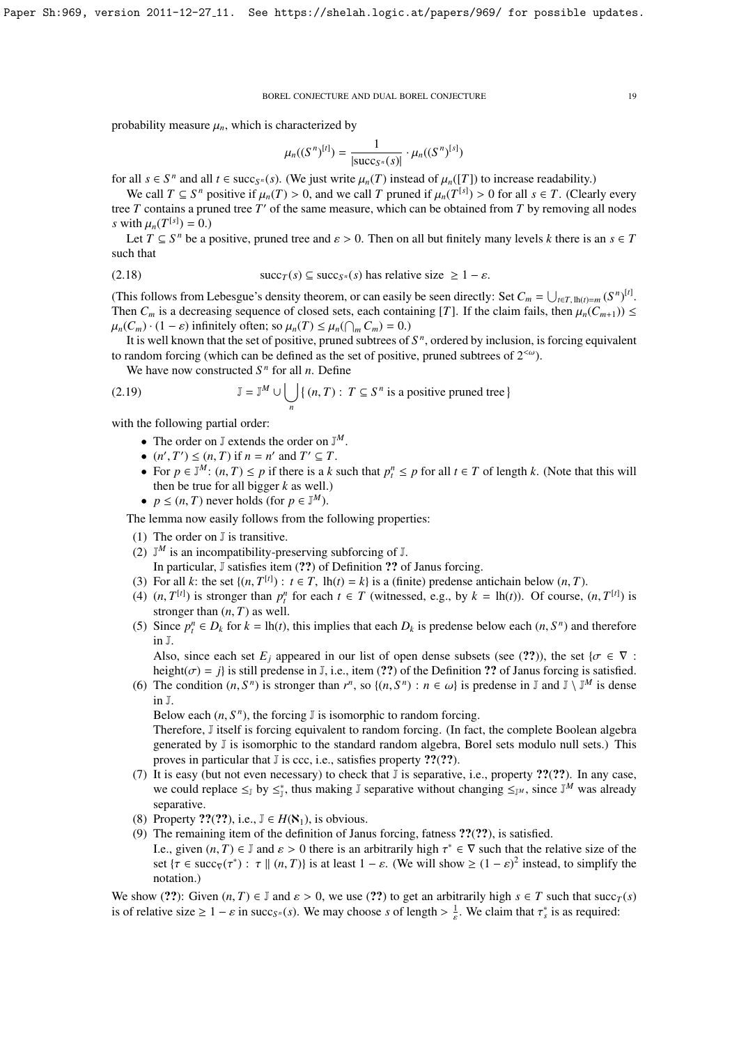probability measure $\mu_n$, which is characterized by

$$\mu_n((S^n)^{[t]}) = \frac{1}{|\mathrm{succ}_{S^n}(s)|} \cdot \mu_n((S^n)^{[s]})$$

for all $s \in S^n$ and all $t \in \mathrm{succ}_{S^n}(s)$. (We just write $\mu_n(T)$ instead of $\mu_n([T])$ to increase readability.)

We call $T \subseteq S^n$ positive if $\mu_n(T) > 0$, and we call $T$ pruned if $\mu_n(T^{[s]}) > 0$ for all $s \in T$. (Clearly every tree $T$ contains a pruned tree $T'$ of the same measure, which can be obtained from $T$ by removing all nodes $s$ with $\mu_n(T^{[s]}) = 0$.)

Let $T \subseteq S^n$ be a positive, pruned tree and $\varepsilon > 0$. Then on all but finitely many levels $k$ there is an $s \in T$ such that

$$\mathrm{succ}_T(s) \subseteq \mathrm{succ}_{S^n}(s) \text{ has relative size } \geq 1 - \varepsilon. \tag{2.18}$$

(This follows from Lebesgue's density theorem, or can easily be seen directly: Set $C_m = \bigcup_{t \in T, \mathrm{lh}(t)=m} (S^n)^{[t]}$. Then $C_m$ is a decreasing sequence of closed sets, each containing $[T]$. If the claim fails, then $\mu_n(C_{m+1})) \leq \mu_n(C_m) \cdot (1 - \varepsilon)$ infinitely often; so $\mu_n(T) \leq \mu_n(\bigcap_m C_m) = 0$.)

It is well known that the set of positive, pruned subtrees of $S^n$, ordered by inclusion, is forcing equivalent to random forcing (which can be defined as the set of positive, pruned subtrees of $2^{<\omega}$).

We have now constructed $S^n$ for all $n$. Define

$$\mathbb{J} = \mathbb{J}^M \cup \bigcup_n \{ (n, T) : T \subseteq S^n \text{ is a positive pruned tree} \} \tag{2.19}$$

with the following partial order:

- The order on $\mathbb{J}$ extends the order on $\mathbb{J}^M$.
- $(n', T') \leq (n, T)$ if $n = n'$ and $T' \subseteq T$.
- For $p \in \mathbb{J}^M$: $(n, T) \leq p$ if there is a $k$ such that $p^n_t \leq p$ for all $t \in T$ of length $k$. (Note that this will then be true for all bigger $k$ as well.)
- $p \leq (n, T)$ never holds (for $p \in \mathbb{J}^M$).

The lemma now easily follows from the following properties:

1. The order on $\mathbb{J}$ is transitive.
2. $\mathbb{J}^M$ is an incompatibility-preserving subforcing of $\mathbb{J}$.
   In particular, $\mathbb{J}$ satisfies item (**??**) of Definition **??** of Janus forcing.
3. For all $k$: the set $\{(n, T^{[t]}) : t \in T, \mathrm{lh}(t) = k\}$ is a (finite) predense antichain below $(n, T)$.
4. $(n, T^{[t]})$ is stronger than $p^n_t$ for each $t \in T$ (witnessed, e.g., by $k = \mathrm{lh}(t)$). Of course, $(n, T^{[t]})$ is stronger than $(n, T)$ as well.
5. Since $p^n_t \in D_k$ for $k = \mathrm{lh}(t)$, this implies that each $D_k$ is predense below each $(n, S^n)$ and therefore in $\mathbb{J}$.
   Also, since each set $E_j$ appeared in our list of open dense subsets (see (**??**)), the set $\{\sigma \in \nabla : \mathrm{height}(\sigma) = j\}$ is still predense in $\mathbb{J}$, i.e., item (**??**) of the Definition **??** of Janus forcing is satisfied.
6. The condition $(n, S^n)$ is stronger than $r^n$, so $\{(n, S^n) : n \in \omega\}$ is predense in $\mathbb{J}$ and $\mathbb{J} \setminus \mathbb{J}^M$ is dense in $\mathbb{J}$.
   Below each $(n, S^n)$, the forcing $\mathbb{J}$ is isomorphic to random forcing.
   Therefore, $\mathbb{J}$ itself is forcing equivalent to random forcing. (In fact, the complete Boolean algebra generated by $\mathbb{J}$ is isomorphic to the standard random algebra, Borel sets modulo null sets.) This proves in particular that $\mathbb{J}$ is ccc, i.e., satisfies property **??**(**??**).
7. It is easy (but not even necessary) to check that $\mathbb{J}$ is separative, i.e., property **??**(**??**). In any case, we could replace $\leq_{\mathbb{J}}$ by $\leq^*_{\mathbb{J}}$, thus making $\mathbb{J}$ separative without changing $\leq_{\mathbb{J}^M}$, since $\mathbb{J}^M$ was already separative.
8. Property **??**(**??**), i.e., $\mathbb{J} \in H(\aleph_1)$, is obvious.
9. The remaining item of the definition of Janus forcing, fatness **??**(**??**), is satisfied.
   I.e., given $(n, T) \in \mathbb{J}$ and $\varepsilon > 0$ there is an arbitrarily high $\tau^* \in \nabla$ such that the relative size of the set $\{\tau \in \mathrm{succ}_\nabla(\tau^*) : \tau \parallel (n, T)\}$ is at least $1 - \varepsilon$. (We will show $\geq (1 - \varepsilon)^2$ instead, to simplify the notation.)

We show (**??**): Given $(n, T) \in \mathbb{J}$ and $\varepsilon > 0$, we use (**??**) to get an arbitrarily high $s \in T$ such that $\mathrm{succ}_T(s)$ is of relative size $\geq 1 - \varepsilon$ in $\mathrm{succ}_{S^n}(s)$. We may choose $s$ of length $> \frac{1}{\varepsilon}$. We claim that $\tau^*_s$ is as required: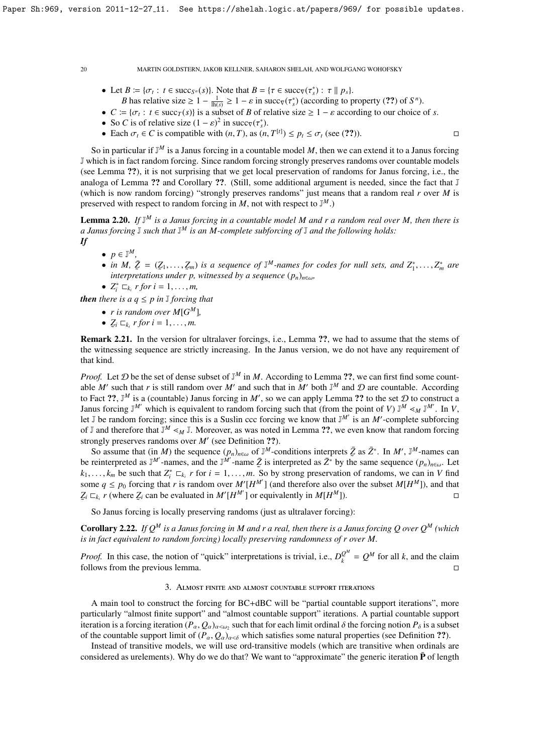- Let $B := \{\sigma_t : t \in \mathrm{succ}_{S^n}(s)\}$. Note that $B = \{\tau \in \mathrm{succ}_\nabla(\tau_s^*) : \tau \parallel p_s\}$.
  $B$ has relative size $\geq 1 - \frac{1}{\mathrm{lh}(s)} \geq 1 - \varepsilon$ in $\mathrm{succ}_\nabla(\tau_s^*)$ (according to property (??) of $S^n$).
- $C := \{\sigma_t : t \in \mathrm{succ}_T(s)\}$ is a subset of $B$ of relative size $\geq 1 - \varepsilon$ according to our choice of $s$.
- So $C$ is of relative size $(1-\varepsilon)^2$ in $\mathrm{succ}_\nabla(\tau_s^*)$.
- Each $\sigma_t \in C$ is compatible with $(n, T)$, as $(n, T^{[t]}) \leq p_t \leq \sigma_t$ (see (??)). $\square$

So in particular if $\mathbb{J}^M$ is a Janus forcing in a countable model $M$, then we can extend it to a Janus forcing $\mathbb{J}$ which is in fact random forcing. Since random forcing strongly preserves randoms over countable models (see Lemma ??), it is not surprising that we get local preservation of randoms for Janus forcing, i.e., the analoga of Lemma ?? and Corollary ??. (Still, some additional argument is needed, since the fact that $\mathbb{J}$ (which is now random forcing) "strongly preserves randoms" just means that a random real $r$ over $M$ is preserved with respect to random forcing in $M$, not with respect to $\mathbb{J}^M$.)

**Lemma 2.20.** *If $\mathbb{J}^M$ is a Janus forcing in a countable model $M$ and $r$ a random real over $M$, then there is a Janus forcing $\mathbb{J}$ such that $\mathbb{J}^M$ is an $M$-complete subforcing of $\mathbb{J}$ and the following holds:*
***If***

- $p \in \mathbb{J}^M$,
- *in $M$, $\bar{\underset{\sim}{Z}} = (\underset{\sim}{Z}_1, \dots, \underset{\sim}{Z}_m)$ is a sequence of $\mathbb{J}^M$-names for codes for null sets, and $Z_1^*, \dots, Z_m^*$ are interpretations under $p$, witnessed by a sequence $(p_n)_{n\in\omega}$,*
- $Z_i^* \sqsubset_{k_i} r$ *for $i = 1, \dots, m$,*

***then*** *there is a $q \leq p$ in $\mathbb{J}$ forcing that*

- *$r$ is random over $M[G^M]$,*
- $\underset{\sim}{Z}_i \sqsubset_{k_i} r$ *for $i = 1, \dots, m$.*

**Remark 2.21.** In the version for ultralaver forcings, i.e., Lemma ??, we had to assume that the stems of the witnessing sequence are strictly increasing. In the Janus version, we do not have any requirement of that kind.

*Proof.* Let $\mathcal{D}$ be the set of dense subset of $\mathbb{J}^M$ in $M$. According to Lemma ??, we can first find some countable $M'$ such that $r$ is still random over $M'$ and such that in $M'$ both $\mathbb{J}^M$ and $\mathcal{D}$ are countable. According to Fact ??, $\mathbb{J}^M$ is a (countable) Janus forcing in $M'$, so we can apply Lemma ?? to the set $\mathcal{D}$ to construct a Janus forcing $\mathbb{J}^{M'}$ which is equivalent to random forcing such that (from the point of $V$) $\mathbb{J}^M \lessdot_M \mathbb{J}^{M'}$. In $V$, let $\mathbb{J}$ be random forcing; since this is a Suslin ccc forcing we know that $\mathbb{J}^{M'}$ is an $M'$-complete subforcing of $\mathbb{J}$ and therefore that $\mathbb{J}^M \lessdot_M \mathbb{J}$. Moreover, as was noted in Lemma ??, we even know that random forcing strongly preserves randoms over $M'$ (see Definition ??).

So assume that (in $M$) the sequence $(p_n)_{n\in\omega}$ of $\mathbb{J}^M$-conditions interprets $\bar{\underset{\sim}{Z}}$ as $\bar{Z}^*$. In $M'$, $\mathbb{J}^M$-names can be reinterpreted as $\mathbb{J}^{M'}$-names, and the $\mathbb{J}^{M'}$-name $\bar{\underset{\sim}{Z}}$ is interpreted as $\bar{Z}^*$ by the same sequence $(p_n)_{n\in\omega}$. Let $k_1, \dots, k_m$ be such that $Z_i^* \sqsubset_{k_i} r$ for $i = 1, \dots, m$. So by strong preservation of randoms, we can in $V$ find some $q \leq p_0$ forcing that $r$ is random over $M'[H^{M'}]$ (and therefore also over the subset $M[H^M]$), and that $\underset{\sim}{Z}_i \sqsubset_{k_i} r$ (where $\underset{\sim}{Z}_i$ can be evaluated in $M'[H^{M'}]$ or equivalently in $M[H^M]$). $\square$

So Janus forcing is locally preserving randoms (just as ultralaver forcing):

**Corollary 2.22.** *If $Q^M$ is a Janus forcing in $M$ and $r$ a real, then there is a Janus forcing $Q$ over $Q^M$ (which is in fact equivalent to random forcing) locally preserving randomness of $r$ over $M$.*

*Proof.* In this case, the notion of "quick" interpretations is trivial, i.e., $D_k^{Q^M} = Q^M$ for all $k$, and the claim follows from the previous lemma. $\square$

## 3. Almost finite and almost countable support iterations

A main tool to construct the forcing for BC+dBC will be "partial countable support iterations", more particularly "almost finite support" and "almost countable support" iterations. A partial countable support iteration is a forcing iteration $(P_\alpha, Q_\alpha)_{\alpha<\omega_2}$ such that for each limit ordinal $\delta$ the forcing notion $P_\delta$ is a subset of the countable support limit of $(P_\alpha, Q_\alpha)_{\alpha<\delta}$ which satisfies some natural properties (see Definition ??).

Instead of transitive models, we will use ord-transitive models (which are transitive when ordinals are considered as urelements). Why do we do that? We want to "approximate" the generic iteration $\bar{\mathbf{P}}$ of length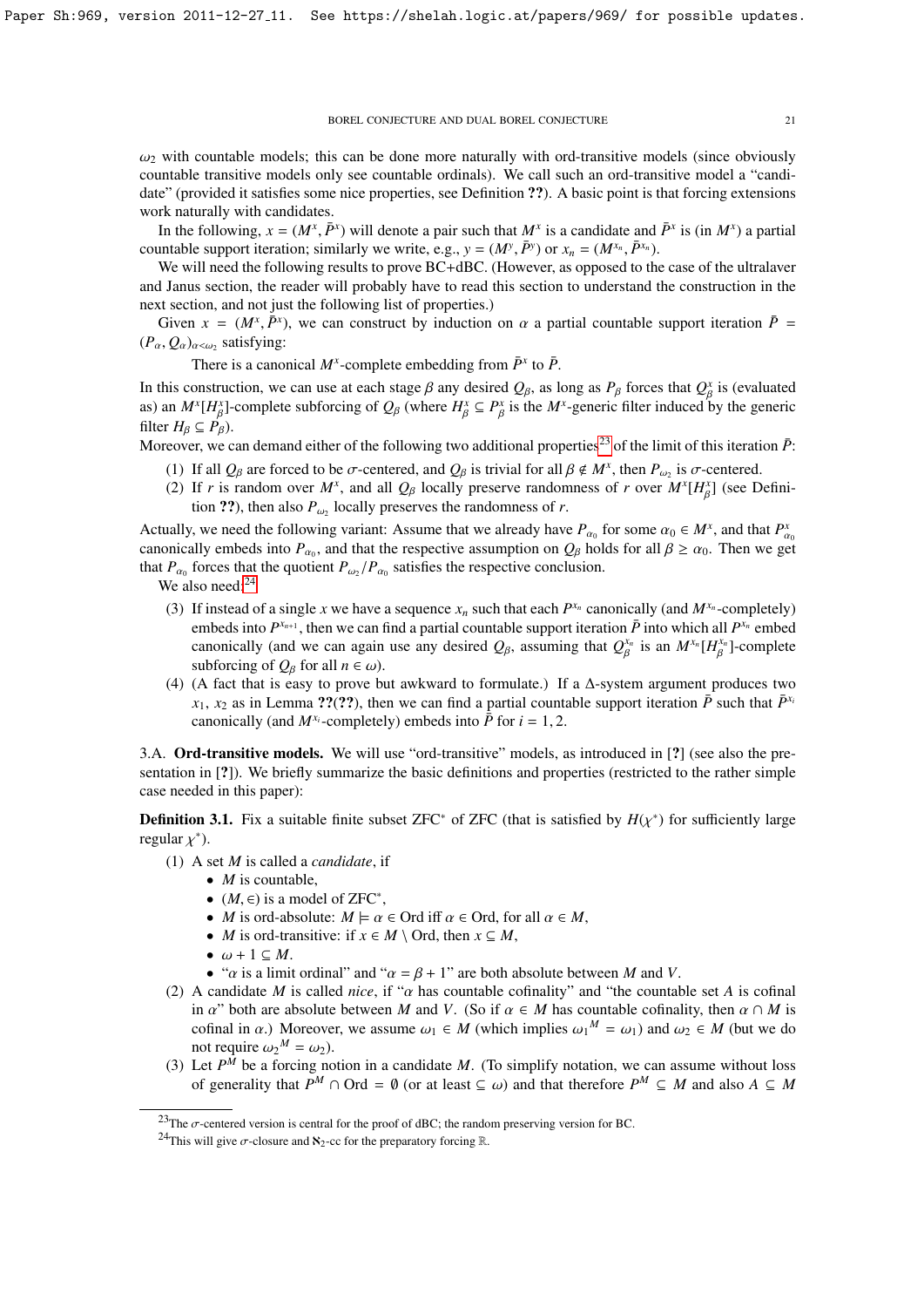$\omega_2$ with countable models; this can be done more naturally with ord-transitive models (since obviously countable transitive models only see countable ordinals). We call such an ord-transitive model a "candidate" (provided it satisfies some nice properties, see Definition ??). A basic point is that forcing extensions work naturally with candidates.

In the following, $x = (M^x, \bar{P}^x)$ will denote a pair such that $M^x$ is a candidate and $\bar{P}^x$ is (in $M^x$) a partial countable support iteration; similarly we write, e.g., $y = (M^y, \bar{P}^y)$ or $x_n = (M^{x_n}, \bar{P}^{x_n})$.

We will need the following results to prove BC+dBC. (However, as opposed to the case of the ultralaver and Janus section, the reader will probably have to read this section to understand the construction in the next section, and not just the following list of properties.)

Given $x = (M^x, \bar{P}^x)$, we can construct by induction on $\alpha$ a partial countable support iteration $\bar{P} = (P_\alpha, Q_\alpha)_{\alpha<\omega_2}$ satisfying:

There is a canonical $M^x$-complete embedding from $\bar{P}^x$ to $\bar{P}$.

In this construction, we can use at each stage $\beta$ any desired $Q_\beta$, as long as $P_\beta$ forces that $Q^x_\beta$ is (evaluated as) an $M^x[H^x_\beta]$-complete subforcing of $Q_\beta$ (where $H^x_\beta \subseteq P^x_\beta$ is the $M^x$-generic filter induced by the generic filter $H_\beta \subseteq P_\beta$).

Moreover, we can demand either of the following two additional properties[23] of the limit of this iteration $\bar{P}$:

1. If all $Q_\beta$ are forced to be $\sigma$-centered, and $Q_\beta$ is trivial for all $\beta \notin M^x$, then $P_{\omega_2}$ is $\sigma$-centered.
2. If $r$ is random over $M^x$, and all $Q_\beta$ locally preserve randomness of $r$ over $M^x[H^x_\beta]$ (see Definition ??), then also $P_{\omega_2}$ locally preserves the randomness of $r$.

Actually, we need the following variant: Assume that we already have $P_{\alpha_0}$ for some $\alpha_0 \in M^x$, and that $P^x_{\alpha_0}$ canonically embeds into $P_{\alpha_0}$, and that the respective assumption on $Q_\beta$ holds for all $\beta \geq \alpha_0$. Then we get that $P_{\alpha_0}$ forces that the quotient $P_{\omega_2}/P_{\alpha_0}$ satisfies the respective conclusion.

We also need:[24]

3. If instead of a single $x$ we have a sequence $x_n$ such that each $P^{x_n}$ canonically (and $M^{x_n}$-completely) embeds into $P^{x_{n+1}}$, then we can find a partial countable support iteration $\bar{P}$ into which all $P^{x_n}$ embed canonically (and we can again use any desired $Q_\beta$, assuming that $Q^{x_n}_\beta$ is an $M^{x_n}[H^{x_n}_\beta]$-complete subforcing of $Q_\beta$ for all $n \in \omega$).
4. (A fact that is easy to prove but awkward to formulate.) If a $\Delta$-system argument produces two $x_1$, $x_2$ as in Lemma ??(??), then we can find a partial countable support iteration $\bar{P}$ such that $\bar{P}^{x_i}$ canonically (and $M^{x_i}$-completely) embeds into $\bar{P}$ for $i = 1, 2$.

## 3.A. Ord-transitive models.

We will use "ord-transitive" models, as introduced in [?] (see also the presentation in [?]). We briefly summarize the basic definitions and properties (restricted to the rather simple case needed in this paper):

**Definition 3.1.** Fix a suitable finite subset ZFC$^*$ of ZFC (that is satisfied by $H(\chi^*)$ for sufficiently large regular $\chi^*$).

1. A set $M$ is called a *candidate*, if
   - $M$ is countable,
   - $(M, \in)$ is a model of ZFC$^*$,
   - $M$ is ord-absolute: $M \models \alpha \in \text{Ord}$ iff $\alpha \in \text{Ord}$, for all $\alpha \in M$,
   - $M$ is ord-transitive: if $x \in M \setminus \text{Ord}$, then $x \subseteq M$,
   - $\omega + 1 \subseteq M$.
   - "$\alpha$ is a limit ordinal" and "$\alpha = \beta + 1$" are both absolute between $M$ and $V$.
2. A candidate $M$ is called *nice*, if "$\alpha$ has countable cofinality" and "the countable set $A$ is cofinal in $\alpha$" both are absolute between $M$ and $V$. (So if $\alpha \in M$ has countable cofinality, then $\alpha \cap M$ is cofinal in $\alpha$.) Moreover, we assume $\omega_1 \in M$ (which implies $\omega_1{}^M = \omega_1$) and $\omega_2 \in M$ (but we do not require $\omega_2{}^M = \omega_2$).
3. Let $P^M$ be a forcing notion in a candidate $M$. (To simplify notation, we can assume without loss of generality that $P^M \cap \text{Ord} = \emptyset$ (or at least $\subseteq \omega$) and that therefore $P^M \subseteq M$ and also $A \subseteq M$

[23] The $\sigma$-centered version is central for the proof of dBC; the random preserving version for BC.

[24] This will give $\sigma$-closure and $\aleph_2$-cc for the preparatory forcing $\mathbb{R}$.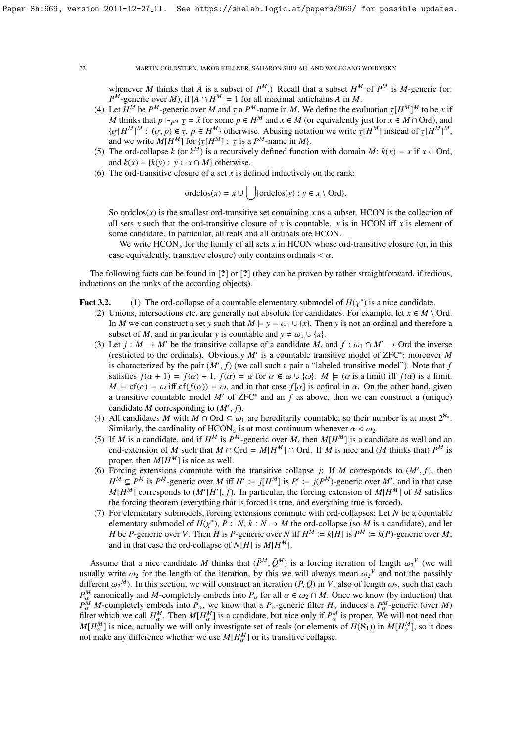whenever $M$ thinks that $A$ is a subset of $P^M$.) Recall that a subset $H^M$ of $P^M$ is $M$-generic (or: $P^M$-generic over $M$), if $|A \cap H^M| = 1$ for all maximal antichains $A$ in $M$.

(4) Let $H^M$ be $P^M$-generic over $M$ and $\underset{\sim}{\tau}$ a $P^M$-name in $M$. We define the evaluation $\underset{\sim}{\tau}[H^M]^M$ to be $x$ if $M$ thinks that $p \Vdash_{P^M} \underset{\sim}{\tau} = \check{x}$ for some $p \in H^M$ and $x \in M$ (or equivalently just for $x \in M \cap \mathrm{Ord}$), and $\{\underset{\sim}{\sigma}[H^M]^M : (\underset{\sim}{\sigma}, p) \in \underset{\sim}{\tau},\ p \in H^M\}$ otherwise. Abusing notation we write $\underset{\sim}{\tau}[H^M]$ instead of $\underset{\sim}{\tau}[H^M]^M$, and we write $M[H^M]$ for $\{\underset{\sim}{\tau}[H^M] : \underset{\sim}{\tau}$ is a $P^M$-name in $M\}$.

(5) The ord-collapse $k$ (or $k^M$) is a recursively defined function with domain $M$: $k(x) = x$ if $x \in \mathrm{Ord}$, and $k(x) = \{k(y) : y \in x \cap M\}$ otherwise.

(6) The ord-transitive closure of a set $x$ is defined inductively on the rank:

$$\mathrm{ordclos}(x) = x \cup \bigcup \{\mathrm{ordclos}(y) : y \in x \setminus \mathrm{Ord}\}.$$

So $\mathrm{ordclos}(x)$ is the smallest ord-transitive set containing $x$ as a subset. HCON is the collection of all sets $x$ such that the ord-transitive closure of $x$ is countable. $x$ is in HCON iff $x$ is element of some candidate. In particular, all reals and all ordinals are HCON.

We write $\mathrm{HCON}_\alpha$ for the family of all sets $x$ in HCON whose ord-transitive closure (or, in this case equivalently, transitive closure) only contains ordinals $< \alpha$.

The following facts can be found in [?] or [?] (they can be proven by rather straightforward, if tedious, inductions on the ranks of the according objects).

**Fact 3.2.** (1) The ord-collapse of a countable elementary submodel of $H(\chi^*)$ is a nice candidate.

(2) Unions, intersections etc. are generally not absolute for candidates. For example, let $x \in M \setminus \mathrm{Ord}$. In $M$ we can construct a set $y$ such that $M \models y = \omega_1 \cup \{x\}$. Then $y$ is not an ordinal and therefore a subset of $M$, and in particular $y$ is countable and $y \neq \omega_1 \cup \{x\}$.

(3) Let $j : M \to M'$ be the transitive collapse of a candidate $M$, and $f : \omega_1 \cap M' \to \mathrm{Ord}$ the inverse (restricted to the ordinals). Obviously $M'$ is a countable transitive model of ZFC$^*$; moreover $M$ is characterized by the pair $(M', f)$ (we call such a pair a "labeled transitive model"). Note that $f$ satisfies $f(\alpha + 1) = f(\alpha) + 1$, $f(\alpha) = \alpha$ for $\alpha \in \omega \cup \{\omega\}$. $M \models$ ($\alpha$ is a limit) iff $f(\alpha)$ is a limit. $M \models \mathrm{cf}(\alpha) = \omega$ iff $\mathrm{cf}(f(\alpha)) = \omega$, and in that case $f[\alpha]$ is cofinal in $\alpha$. On the other hand, given a transitive countable model $M'$ of ZFC$^*$ and an $f$ as above, then we can construct a (unique) candidate $M$ corresponding to $(M', f)$.

(4) All candidates $M$ with $M \cap \mathrm{Ord} \subseteq \omega_1$ are hereditarily countable, so their number is at most $2^{\aleph_0}$. Similarly, the cardinality of $\mathrm{HCON}_\alpha$ is at most continuum whenever $\alpha < \omega_2$.

(5) If $M$ is a candidate, and if $H^M$ is $P^M$-generic over $M$, then $M[H^M]$ is a candidate as well and an end-extension of $M$ such that $M \cap \mathrm{Ord} = M[H^M] \cap \mathrm{Ord}$. If $M$ is nice and ($M$ thinks that) $P^M$ is proper, then $M[H^M]$ is nice as well.

(6) Forcing extensions commute with the transitive collapse $j$: If $M$ corresponds to $(M', f)$, then $H^M \subseteq P^M$ is $P^M$-generic over $M$ iff $H' := j[H^M]$ is $P' := j(P^M)$-generic over $M'$, and in that case $M[H^M]$ corresponds to $(M'[H'], f)$. In particular, the forcing extension of $M[H^M]$ of $M$ satisfies the forcing theorem (everything that is forced is true, and everything true is forced).

(7) For elementary submodels, forcing extensions commute with ord-collapses: Let $N$ be a countable elementary submodel of $H(\chi^*)$, $P \in N$, $k : N \to M$ the ord-collapse (so $M$ is a candidate), and let $H$ be $P$-generic over $V$. Then $H$ is $P$-generic over $N$ iff $H^M := k[H]$ is $P^M := k(P)$-generic over $M$; and in that case the ord-collapse of $N[H]$ is $M[H^M]$.

Assume that a nice candidate $M$ thinks that $(\bar{P}^M, \bar{Q}^M)$ is a forcing iteration of length ${\omega_2}^V$ (we will usually write $\omega_2$ for the length of the iteration, by this we will always mean ${\omega_2}^V$ and not the possibly different ${\omega_2}^M$). In this section, we will construct an iteration $(\bar{P}, \bar{Q})$ in $V$, also of length $\omega_2$, such that each $P^M_\alpha$ canonically and $M$-completely embeds into $P_\alpha$ for all $\alpha \in \omega_2 \cap M$. Once we know (by induction) that $P^M_\alpha$ $M$-completely embeds into $P_\alpha$, we know that a $P_\alpha$-generic filter $H_\alpha$ induces a $P^M_\alpha$-generic (over $M$) filter which we call $H^M_\alpha$. Then $M[H^M_\alpha]$ is a candidate, but nice only if $P^M_\alpha$ is proper. We will not need that $M[H^M_\alpha]$ is nice, actually we will only investigate set of reals (or elements of $H(\aleph_1)$) in $M[H^M_\alpha]$, so it does not make any difference whether we use $M[H^M_\alpha]$ or its transitive collapse.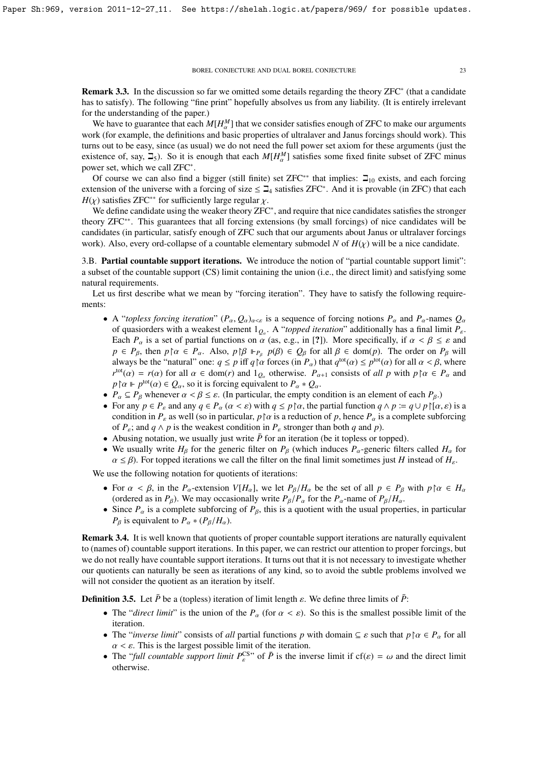**Remark 3.3.** In the discussion so far we omitted some details regarding the theory ZFC$^*$ (that a candidate has to satisfy). The following "fine print" hopefully absolves us from any liability. (It is entirely irrelevant for the understanding of the paper.)

We have to guarantee that each $M[H^M_\alpha]$ that we consider satisfies enough of ZFC to make our arguments work (for example, the definitions and basic properties of ultralaver and Janus forcings should work). This turns out to be easy, since (as usual) we do not need the full power set axiom for these arguments (just the existence of, say, $\beth_5$). So it is enough that each $M[H^M_\alpha]$ satisfies some fixed finite subset of ZFC minus power set, which we call ZFC$^*$.

Of course we can also find a bigger (still finite) set ZFC$^{**}$ that implies: $\beth_{10}$ exists, and each forcing extension of the universe with a forcing of size $\leq \beth_4$ satisfies ZFC$^*$. And it is provable (in ZFC) that each $H(\chi)$ satisfies ZFC$^{**}$ for sufficiently large regular $\chi$.

We define candidate using the weaker theory ZFC$^*$, and require that nice candidates satisfies the stronger theory ZFC$^{**}$. This guarantees that all forcing extensions (by small forcings) of nice candidates will be candidates (in particular, satisfy enough of ZFC such that our arguments about Janus or ultralaver forcings work). Also, every ord-collapse of a countable elementary submodel $N$ of $H(\chi)$ will be a nice candidate.

### 3.B. Partial countable support iterations.

We introduce the notion of "partial countable support limit": a subset of the countable support (CS) limit containing the union (i.e., the direct limit) and satisfying some natural requirements.

Let us first describe what we mean by "forcing iteration". They have to satisfy the following requirements:

- A "*topless forcing iteration*" $(P_\alpha, Q_\alpha)_{\alpha<\varepsilon}$ is a sequence of forcing notions $P_\alpha$ and $P_\alpha$-names $Q_\alpha$ of quasiorders with a weakest element $1_{Q_\alpha}$. A "*topped iteration*" additionally has a final limit $P_\varepsilon$. Each $P_\alpha$ is a set of partial functions on $\alpha$ (as, e.g., in [?]). More specifically, if $\alpha < \beta \leq \varepsilon$ and $p \in P_\beta$, then $p{\restriction}\alpha \in P_\alpha$. Also, $p{\restriction}\beta \Vdash_{P_\beta} p(\beta) \in Q_\beta$ for all $\beta \in \mathrm{dom}(p)$. The order on $P_\beta$ will always be the "natural" one: $q \leq p$ iff $q{\restriction}\alpha$ forces (in $P_\alpha$) that $q^{\mathrm{tot}}(\alpha) \leq p^{\mathrm{tot}}(\alpha)$ for all $\alpha < \beta$, where $r^{\mathrm{tot}}(\alpha) = r(\alpha)$ for all $\alpha \in \mathrm{dom}(r)$ and $1_{Q_\alpha}$ otherwise. $P_{\alpha+1}$ consists of *all* $p$ with $p{\restriction}\alpha \in P_\alpha$ and $p{\restriction}\alpha \Vdash p^{\mathrm{tot}}(\alpha) \in Q_\alpha$, so it is forcing equivalent to $P_\alpha * Q_\alpha$.
- $P_\alpha \subseteq P_\beta$ whenever $\alpha < \beta \leq \varepsilon$. (In particular, the empty condition is an element of each $P_\beta$.)
- For any $p \in P_\varepsilon$ and any $q \in P_\alpha$ ($\alpha < \varepsilon$) with $q \leq p{\restriction}\alpha$, the partial function $q \wedge p := q \cup p{\restriction}[\alpha, \varepsilon)$ is a condition in $P_\varepsilon$ as well (so in particular, $p{\restriction}\alpha$ is a reduction of $p$, hence $P_\alpha$ is a complete subforcing of $P_\varepsilon$; and $q \wedge p$ is the weakest condition in $P_\varepsilon$ stronger than both $q$ and $p$).
- Abusing notation, we usually just write $\bar{P}$ for an iteration (be it topless or topped).
- We usually write $H_\beta$ for the generic filter on $P_\beta$ (which induces $P_\alpha$-generic filters called $H_\alpha$ for $\alpha \leq \beta$). For topped iterations we call the filter on the final limit sometimes just $H$ instead of $H_\varepsilon$.

We use the following notation for quotients of iterations:

- For $\alpha < \beta$, in the $P_\alpha$-extension $V[H_\alpha]$, we let $P_\beta/H_\alpha$ be the set of all $p \in P_\beta$ with $p{\restriction}\alpha \in H_\alpha$ (ordered as in $P_\beta$). We may occasionally write $P_\beta/P_\alpha$ for the $P_\alpha$-name of $P_\beta/H_\alpha$.
- Since $P_\alpha$ is a complete subforcing of $P_\beta$, this is a quotient with the usual properties, in particular $P_\beta$ is equivalent to $P_\alpha * (P_\beta/H_\alpha)$.

**Remark 3.4.** It is well known that quotients of proper countable support iterations are naturally equivalent to (names of) countable support iterations. In this paper, we can restrict our attention to proper forcings, but we do not really have countable support iterations. It turns out that it is not necessary to investigate whether our quotients can naturally be seen as iterations of any kind, so to avoid the subtle problems involved we will not consider the quotient as an iteration by itself.

**Definition 3.5.** Let $\bar{P}$ be a (topless) iteration of limit length $\varepsilon$. We define three limits of $\bar{P}$:

- The "*direct limit*" is the union of the $P_\alpha$ (for $\alpha < \varepsilon$). So this is the smallest possible limit of the iteration.
- The "*inverse limit*" consists of *all* partial functions $p$ with domain $\subseteq \varepsilon$ such that $p{\restriction}\alpha \in P_\alpha$ for all $\alpha < \varepsilon$. This is the largest possible limit of the iteration.
- The "*full countable support limit* $P^{\mathrm{CS}}_\varepsilon$" of $\bar{P}$ is the inverse limit if $\mathrm{cf}(\varepsilon) = \omega$ and the direct limit otherwise.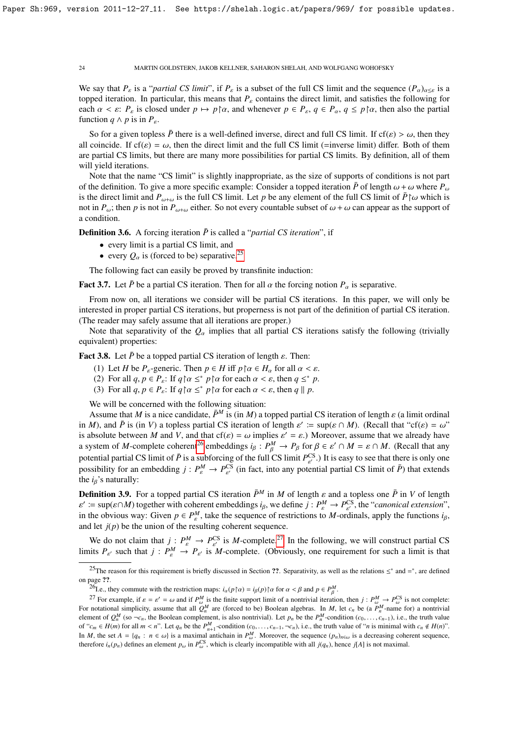We say that $P_\varepsilon$ is a "*partial CS limit*", if $P_\varepsilon$ is a subset of the full CS limit and the sequence $(P_\alpha)_{\alpha\le\varepsilon}$ is a topped iteration. In particular, this means that $P_\varepsilon$ contains the direct limit, and satisfies the following for each $\alpha<\varepsilon$: $P_\varepsilon$ is closed under $p\mapsto p\restriction\alpha$, and whenever $p\in P_\varepsilon$, $q\in P_\alpha$, $q\le p\restriction\alpha$, then also the partial function $q\wedge p$ is in $P_\varepsilon$.

So for a given topless $\bar P$ there is a well-defined inverse, direct and full CS limit. If $\mathrm{cf}(\varepsilon)>\omega$, then they all coincide. If $\mathrm{cf}(\varepsilon)=\omega$, then the direct limit and the full CS limit (=inverse limit) differ. Both of them are partial CS limits, but there are many more possibilities for partial CS limits. By definition, all of them will yield iterations.

Note that the name "CS limit" is slightly inappropriate, as the size of supports of conditions is not part of the definition. To give a more specific example: Consider a topped iteration $\bar P$ of length $\omega+\omega$ where $P_\omega$ is the direct limit and $P_{\omega+\omega}$ is the full CS limit. Let $p$ be any element of the full CS limit of $\bar P\restriction\omega$ which is not in $P_\omega$; then $p$ is not in $P_{\omega+\omega}$ either. So not every countable subset of $\omega+\omega$ can appear as the support of a condition.

**Definition 3.6.** A forcing iteration $\bar P$ is called a "*partial CS iteration*", if

- every limit is a partial CS limit, and
- every $Q_\alpha$ is (forced to be) separative.[25]

The following fact can easily be proved by transfinite induction:

**Fact 3.7.** Let $\bar P$ be a partial CS iteration. Then for all $\alpha$ the forcing notion $P_\alpha$ is separative.

From now on, all iterations we consider will be partial CS iterations. In this paper, we will only be interested in proper partial CS iterations, but properness is not part of the definition of partial CS iteration. (The reader may safely assume that all iterations are proper.)

Note that separativity of the $Q_\alpha$ implies that all partial CS iterations satisfy the following (trivially equivalent) properties:

**Fact 3.8.** Let $\bar P$ be a topped partial CS iteration of length $\varepsilon$. Then:

(1) Let $H$ be $P_\varepsilon$-generic. Then $p\in H$ iff $p\restriction\alpha\in H_\alpha$ for all $\alpha<\varepsilon$.
(2) For all $q,p\in P_\varepsilon$: If $q\restriction\alpha\le^* p\restriction\alpha$ for each $\alpha<\varepsilon$, then $q\le^* p$.
(3) For all $q,p\in P_\varepsilon$: If $q\restriction\alpha\le^* p\restriction\alpha$ for each $\alpha<\varepsilon$, then $q\parallel p$.

We will be concerned with the following situation:

Assume that $M$ is a nice candidate, $\bar P^M$ is (in $M$) a topped partial CS iteration of length $\varepsilon$ (a limit ordinal in $M$), and $\bar P$ is (in $V$) a topless partial CS iteration of length $\varepsilon':=\sup(\varepsilon\cap M)$. (Recall that "$\mathrm{cf}(\varepsilon)=\omega$" is absolute between $M$ and $V$, and that $\mathrm{cf}(\varepsilon)=\omega$ implies $\varepsilon'=\varepsilon$.) Moreover, assume that we already have a system of $M$-complete coherent[26] embeddings $i_\beta: P^M_\beta\to P_\beta$ for $\beta\in\varepsilon'\cap M=\varepsilon\cap M$. (Recall that any potential partial CS limit of $\bar P$ is a subforcing of the full CS limit $P^{\mathrm{CS}}_{\varepsilon'}$.) It is easy to see that there is only one possibility for an embedding $j: P^M_\varepsilon\to P^{\mathrm{CS}}_{\varepsilon'}$ (in fact, into any potential partial CS limit of $\bar P$) that extends the $i_\beta$'s naturally:

**Definition 3.9.** For a topped partial CS iteration $\bar P^M$ in $M$ of length $\varepsilon$ and a topless one $\bar P$ in $V$ of length $\varepsilon':=\sup(\varepsilon\cap M)$ together with coherent embeddings $i_\beta$, we define $j: P^M_\varepsilon\to P^{\mathrm{CS}}_{\varepsilon'}$, the "*canonical extension*", in the obvious way: Given $p\in P^M_\varepsilon$, take the sequence of restrictions to $M$-ordinals, apply the functions $i_\beta$, and let $j(p)$ be the union of the resulting coherent sequence.

We do not claim that $j: P^M_\varepsilon\to P^{\mathrm{CS}}_{\varepsilon'}$ is $M$-complete.[27] In the following, we will construct partial CS limits $P_{\varepsilon'}$ such that $j: P^M_\varepsilon\to P_{\varepsilon'}$ is $M$-complete. (Obviously, one requirement for such a limit is that

---

[25] The reason for this requirement is briefly discussed in Section **??**. Separativity, as well as the relations $\le^*$ and $=^*$, are defined on page **??**.

[26] I.e., they commute with the restriction maps: $i_\alpha(p\restriction\alpha)=i_\beta(p)\restriction\alpha$ for $\alpha<\beta$ and $p\in P^M_\beta$.

[27] For example, if $\varepsilon=\varepsilon'=\omega$ and if $P^M_\omega$ is the finite support limit of a nontrivial iteration, then $j: P^M_\omega\to P^{\mathrm{CS}}_\omega$ is not complete: For notational simplicity, assume that all $Q^M_n$ are (forced to be) Boolean algebras. In $M$, let $c_n$ be (a $P^M_n$-name for) a nontrivial element of $Q^M_n$ (so $\neg c_n$, the Boolean complement, is also nontrivial). Let $p_n$ be the $P^M_n$-condition $(c_0,\dots,c_{n-1})$, i.e., the truth value of "$c_m\in H(m)$ for all $m<n$". Let $q_n$ be the $P^M_{n+1}$-condition $(c_0,\dots,c_{n-1},\neg c_n)$, i.e., the truth value of "$n$ is minimal with $c_n\notin H(n)$". In $M$, the set $A=\{q_n: n\in\omega\}$ is a maximal antichain in $P^M_\omega$. Moreover, the sequence $(p_n)_{n\in\omega}$ is a decreasing coherent sequence, therefore $i_n(p_n)$ defines an element $p_\omega$ in $P^{\mathrm{CS}}_\omega$, which is clearly incompatible with all $j(q_n)$, hence $j[A]$ is not maximal.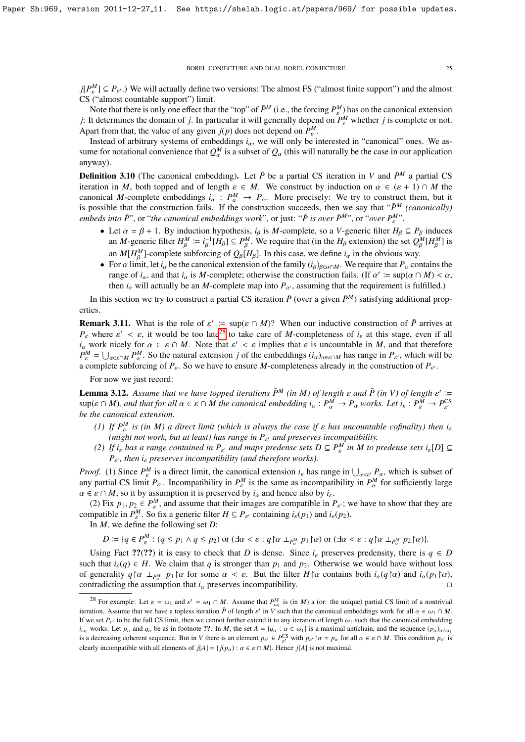$j[P^M_\varepsilon] \subseteq P_{\varepsilon'}$.) We will actually define two versions: The almost FS ("almost finite support") and the almost CS ("almost countable support") limit.

Note that there is only one effect that the "top" of $\bar{P}^M$ (i.e., the forcing $P^M_\varepsilon$) has on the canonical extension $j$: It determines the domain of $j$. In particular it will generally depend on $P^M_\varepsilon$ whether $j$ is complete or not. Apart from that, the value of any given $j(p)$ does not depend on $P^M_\varepsilon$.

Instead of arbitrary systems of embeddings $i_\alpha$, we will only be interested in "canonical" ones. We assume for notational convenience that $Q^M_\alpha$ is a subset of $Q_\alpha$ (this will naturally be the case in our application anyway).

**Definition 3.10** (The canonical embedding)**.** Let $\bar{P}$ be a partial CS iteration in $V$ and $\bar{P}^M$ a partial CS iteration in $M$, both topped and of length $\varepsilon \in M$. We construct by induction on $\alpha \in (\varepsilon + 1) \cap M$ the canonical $M$-complete embeddings $i_\alpha : P^M_\alpha \to P_\alpha$. More precisely: We try to construct them, but it is possible that the construction fails. If the construction succeeds, then we say that "*$\bar{P}^M$ (canonically) embeds into $\bar{P}$*", or "*the canonical embeddings work*", or just: "*$\bar{P}$ is over $\bar{P}^M$*", or "*over $P^M_\varepsilon$*".

- Let $\alpha = \beta + 1$. By induction hypothesis, $i_\beta$ is $M$-complete, so a $V$-generic filter $H_\beta \subseteq P_\beta$ induces an $M$-generic filter $H^M_\beta := i^{-1}_\beta[H_\beta] \subseteq P^M_\beta$. We require that (in the $H_\beta$ extension) the set $Q^M_\beta[H^M_\beta]$ is an $M[H^M_\beta]$-complete subforcing of $Q_\beta[H_\beta]$. In this case, we define $i_\alpha$ in the obvious way.
- For $\alpha$ limit, let $i_\alpha$ be the canonical extension of the family $(i_\beta)_{\beta \in \alpha \cap M}$. We require that $P_\alpha$ contains the range of $i_\alpha$, and that $i_\alpha$ is $M$-complete; otherwise the construction fails. (If $\alpha' := \sup(\alpha \cap M) < \alpha$, then $i_\alpha$ will actually be an $M$-complete map into $P_{\alpha'}$, assuming that the requirement is fulfilled.)

In this section we try to construct a partial CS iteration $\bar{P}$ (over a given $\bar{P}^M$) satisfying additional properties.

**Remark 3.11.** What is the role of $\varepsilon' := \sup(\varepsilon \cap M)$? When our inductive construction of $\bar{P}$ arrives at $P_\varepsilon$ where $\varepsilon' < \varepsilon$, it would be too late[28] to take care of $M$-completeness of $i_\varepsilon$ at this stage, even if all $i_\alpha$ work nicely for $\alpha \in \varepsilon \cap M$. Note that $\varepsilon' < \varepsilon$ implies that $\varepsilon$ is uncountable in $M$, and that therefore $P^M_\varepsilon = \bigcup_{\alpha \in \varepsilon \cap M} P^M_\alpha$. So the natural extension $j$ of the embeddings $(i_\alpha)_{\alpha \in \varepsilon \cap M}$ has range in $P_{\varepsilon'}$, which will be a complete subforcing of $P_\varepsilon$. So we have to ensure $M$-completeness already in the construction of $P_{\varepsilon'}$.

For now we just record:

**Lemma 3.12.** *Assume that we have topped iterations $\bar{P}^M$ (in $M$) of length $\varepsilon$ and $\bar{P}$ (in $V$) of length $\varepsilon' := \sup(\varepsilon \cap M)$, and that for all $\alpha \in \varepsilon \cap M$ the canonical embedding $i_\alpha : P^M_\alpha \to P_\alpha$ works. Let $i_\varepsilon : P^M_\varepsilon \to P^{\mathrm{CS}}_{\varepsilon'}$ be the canonical extension.*

1. *If $P^M_\varepsilon$ is (in $M$) a direct limit (which is always the case if $\varepsilon$ has uncountable cofinality) then $i_\varepsilon$ (might not work, but at least) has range in $P_{\varepsilon'}$ and preserves incompatibility.*
2. *If $i_\varepsilon$ has a range contained in $P_{\varepsilon'}$ and maps predense sets $D \subseteq P^M_\varepsilon$ in $M$ to predense sets $i_\varepsilon[D] \subseteq P_{\varepsilon'}$, then $i_\varepsilon$ preserves incompatibility (and therefore works).*

*Proof.* (1) Since $P^M_\varepsilon$ is a direct limit, the canonical extension $i_\varepsilon$ has range in $\bigcup_{\alpha < \varepsilon'} P_\alpha$, which is subset of any partial CS limit $P_{\varepsilon'}$. Incompatibility in $P^M_\varepsilon$ is the same as incompatibility in $P^M_\alpha$ for sufficiently large $\alpha \in \varepsilon \cap M$, so it by assumption it is preserved by $i_\alpha$ and hence also by $i_\varepsilon$.

(2) Fix $p_1, p_2 \in P^M_\varepsilon$, and assume that their images are compatible in $P_{\varepsilon'}$; we have to show that they are compatible in $P^M_\varepsilon$. So fix a generic filter $H \subseteq P_{\varepsilon'}$ containing $i_\varepsilon(p_1)$ and $i_\varepsilon(p_2)$.

In $M$, we define the following set $D$:

$$D := \{q \in P^M_\varepsilon : (q \leq p_1 \wedge q \leq p_2) \text{ or } (\exists \alpha < \varepsilon : q{\restriction}\alpha \perp_{P^M_\alpha} p_1{\restriction}\alpha) \text{ or } (\exists \alpha < \varepsilon : q{\restriction}\alpha \perp_{P^M_\alpha} p_2{\restriction}\alpha)\}.$$

Using Fact ??(??) it is easy to check that $D$ is dense. Since $i_\varepsilon$ preserves predensity, there is $q \in D$ such that $i_\varepsilon(q) \in H$. We claim that $q$ is stronger than $p_1$ and $p_2$. Otherwise we would have without loss of generality $q{\restriction}\alpha \perp_{P^M_\alpha} p_1{\restriction}\alpha$ for some $\alpha < \varepsilon$. But the filter $H{\restriction}\alpha$ contains both $i_\alpha(q{\restriction}\alpha)$ and $i_\alpha(p_1{\restriction}\alpha)$, contradicting the assumption that $i_\alpha$ preserves incompatibility. □

[28] For example: Let $\varepsilon = \omega_1$ and $\varepsilon' = \omega_1 \cap M$. Assume that $P^M_{\omega_1}$ is (in $M$) a (or: the unique) partial CS limit of a nontrivial iteration. Assume that we have a topless iteration $\bar{P}$ of length $\varepsilon'$ in $V$ such that the canonical embeddings work for all $\alpha \in \omega_1 \cap M$. If we set $P_{\varepsilon'}$ to be the full CS limit, then we cannot further extend it to any iteration of length $\omega_1$ such that the canonical embedding $i_{\omega_1}$ works: Let $p_\alpha$ and $q_\alpha$ be as in footnote ??. In $M$, the set $A = \{q_\alpha : \alpha \in \omega_1\}$ is a maximal antichain, and the sequence $(p_\alpha)_{\alpha \in \omega_1}$ is a decreasing coherent sequence. But in $V$ there is an element $p_{\varepsilon'} \in P^{\mathrm{CS}}_{\varepsilon'}$ with $p_{\varepsilon'}{\restriction}\alpha = p_\alpha$ for all $\alpha \in \varepsilon \cap M$. This condition $p_{\varepsilon'}$ is clearly incompatible with all elements of $j[A] = \{j(p_\alpha) : \alpha \in \varepsilon \cap M\}$. Hence $j[A]$ is not maximal.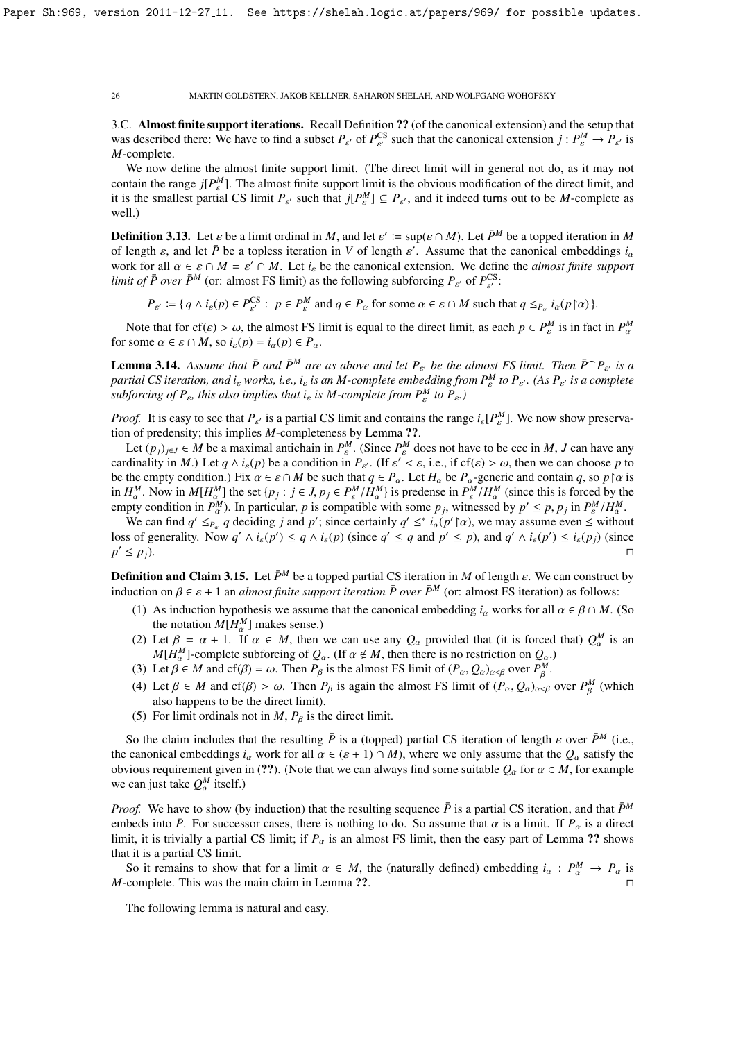### 3.C. Almost finite support iterations.

Recall Definition ?? (of the canonical extension) and the setup that was described there: We have to find a subset $P_{\varepsilon'}$ of $P^{\mathrm{CS}}_{\varepsilon'}$ such that the canonical extension $j : P^M_\varepsilon \to P_{\varepsilon'}$ is $M$-complete.

We now define the almost finite support limit. (The direct limit will in general not do, as it may not contain the range $j[P^M_\varepsilon]$. The almost finite support limit is the obvious modification of the direct limit, and it is the smallest partial CS limit $P_{\varepsilon'}$ such that $j[P^M_\varepsilon] \subseteq P_{\varepsilon'}$, and it indeed turns out to be $M$-complete as well.)

**Definition 3.13.** Let $\varepsilon$ be a limit ordinal in $M$, and let $\varepsilon' := \sup(\varepsilon \cap M)$. Let $\bar{P}^M$ be a topped iteration in $M$ of length $\varepsilon$, and let $\bar{P}$ be a topless iteration in $V$ of length $\varepsilon'$. Assume that the canonical embeddings $i_\alpha$ work for all $\alpha \in \varepsilon \cap M = \varepsilon' \cap M$. Let $i_\varepsilon$ be the canonical extension. We define the *almost finite support limit of $\bar{P}$ over $\bar{P}^M$* (or: almost FS limit) as the following subforcing $P_{\varepsilon'}$ of $P^{\mathrm{CS}}_{\varepsilon'}$:

$$P_{\varepsilon'} := \{\, q \wedge i_\varepsilon(p) \in P^{\mathrm{CS}}_{\varepsilon'} :\ p \in P^M_\varepsilon \text{ and } q \in P_\alpha \text{ for some } \alpha \in \varepsilon \cap M \text{ such that } q \leq_{P_\alpha} i_\alpha(p{\restriction}\alpha) \,\}.$$

Note that for $\mathrm{cf}(\varepsilon) > \omega$, the almost FS limit is equal to the direct limit, as each $p \in P^M_\varepsilon$ is in fact in $P^M_\alpha$ for some $\alpha \in \varepsilon \cap M$, so $i_\varepsilon(p) = i_\alpha(p) \in P_\alpha$.

**Lemma 3.14.** *Assume that $\bar{P}$ and $\bar{P}^M$ are as above and let $P_{\varepsilon'}$ be the almost FS limit. Then $\bar{P}^\frown P_{\varepsilon'}$ is a partial CS iteration, and $i_\varepsilon$ works, i.e., $i_\varepsilon$ is an $M$-complete embedding from $P^M_\varepsilon$ to $P_{\varepsilon'}$. (As $P_{\varepsilon'}$ is a complete subforcing of $P_\varepsilon$, this also implies that $i_\varepsilon$ is $M$-complete from $P^M_\varepsilon$ to $P_\varepsilon$.)*

*Proof.* It is easy to see that $P_{\varepsilon'}$ is a partial CS limit and contains the range $i_\varepsilon[P^M_\varepsilon]$. We now show preservation of predensity; this implies $M$-completeness by Lemma ??.

Let $(p_j)_{j\in J} \in M$ be a maximal antichain in $P^M_\varepsilon$. (Since $P^M_\varepsilon$ does not have to be ccc in $M$, $J$ can have any cardinality in $M$.) Let $q \wedge i_\varepsilon(p)$ be a condition in $P_{\varepsilon'}$. (If $\varepsilon' < \varepsilon$, i.e., if $\mathrm{cf}(\varepsilon) > \omega$, then we can choose $p$ to be the empty condition.) Fix $\alpha \in \varepsilon \cap M$ be such that $q \in P_\alpha$. Let $H_\alpha$ be $P_\alpha$-generic and contain $q$, so $p{\restriction}\alpha$ is in $H^M_\alpha$. Now in $M[H^M_\alpha]$ the set $\{p_j : j \in J, p_j \in P^M_\varepsilon/H^M_\alpha\}$ is predense in $P^M_\varepsilon/H^M_\alpha$ (since this is forced by the empty condition in $P^M_\alpha$). In particular, $p$ is compatible with some $p_j$, witnessed by $p' \leq p, p_j$ in $P^M_\varepsilon/H^M_\alpha$.

We can find $q' \leq_{P_\alpha} q$ deciding $j$ and $p'$; since certainly $q' \leq^* i_\alpha(p'{\restriction}\alpha)$, we may assume even $\leq$ without loss of generality. Now $q' \wedge i_\varepsilon(p') \leq q \wedge i_\varepsilon(p)$ (since $q' \leq q$ and $p' \leq p$), and $q' \wedge i_\varepsilon(p') \leq i_\varepsilon(p_j)$ (since $p' \leq p_j$). $\square$

**Definition and Claim 3.15.** Let $\bar{P}^M$ be a topped partial CS iteration in $M$ of length $\varepsilon$. We can construct by induction on $\beta \in \varepsilon + 1$ an *almost finite support iteration $\bar{P}$ over $\bar{P}^M$* (or: almost FS iteration) as follows:

1. As induction hypothesis we assume that the canonical embedding $i_\alpha$ works for all $\alpha \in \beta \cap M$. (So the notation $M[H^M_\alpha]$ makes sense.)
2. Let $\beta = \alpha + 1$. If $\alpha \in M$, then we can use any $Q_\alpha$ provided that (it is forced that) $Q^M_\alpha$ is an $M[H^M_\alpha]$-complete subforcing of $Q_\alpha$. (If $\alpha \notin M$, then there is no restriction on $Q_\alpha$.)
3. Let $\beta \in M$ and $\mathrm{cf}(\beta) = \omega$. Then $P_\beta$ is the almost FS limit of $(P_\alpha, Q_\alpha)_{\alpha<\beta}$ over $P^M_\beta$.
4. Let $\beta \in M$ and $\mathrm{cf}(\beta) > \omega$. Then $P_\beta$ is again the almost FS limit of $(P_\alpha, Q_\alpha)_{\alpha<\beta}$ over $P^M_\beta$ (which also happens to be the direct limit).
5. For limit ordinals not in $M$, $P_\beta$ is the direct limit.

So the claim includes that the resulting $\bar{P}$ is a (topped) partial CS iteration of length $\varepsilon$ over $\bar{P}^M$ (i.e., the canonical embeddings $i_\alpha$ work for all $\alpha \in (\varepsilon + 1) \cap M$), where we only assume that the $Q_\alpha$ satisfy the obvious requirement given in (??). (Note that we can always find some suitable $Q_\alpha$ for $\alpha \in M$, for example we can just take $Q^M_\alpha$ itself.)

*Proof.* We have to show (by induction) that the resulting sequence $\bar{P}$ is a partial CS iteration, and that $\bar{P}^M$ embeds into $\bar{P}$. For successor cases, there is nothing to do. So assume that $\alpha$ is a limit. If $P_\alpha$ is a direct limit, it is trivially a partial CS limit; if $P_\alpha$ is an almost FS limit, then the easy part of Lemma ?? shows that it is a partial CS limit.

So it remains to show that for a limit $\alpha \in M$, the (naturally defined) embedding $i_\alpha : P^M_\alpha \to P_\alpha$ is $M$-complete. This was the main claim in Lemma ??. $\square$

The following lemma is natural and easy.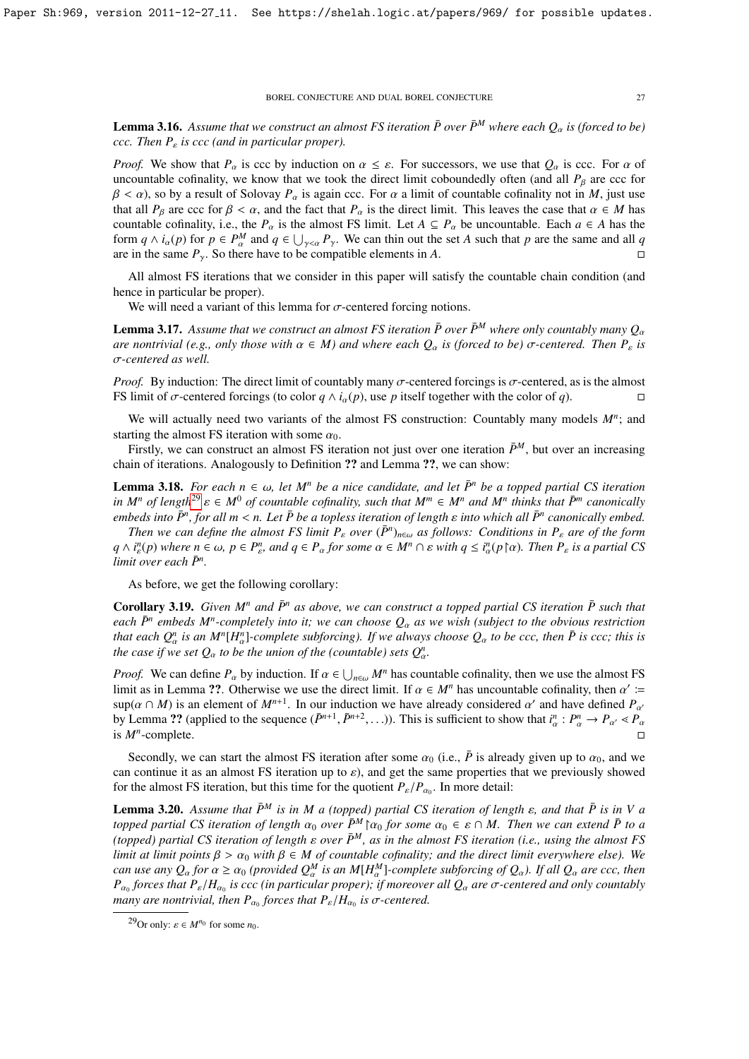**Lemma 3.16.** *Assume that we construct an almost FS iteration $\bar{P}$ over $\bar{P}^M$ where each $Q_\alpha$ is (forced to be) ccc. Then $P_\varepsilon$ is ccc (and in particular proper).*

*Proof.* We show that $P_\alpha$ is ccc by induction on $\alpha \leq \varepsilon$. For successors, we use that $Q_\alpha$ is ccc. For $\alpha$ of uncountable cofinality, we know that we took the direct limit coboundedly often (and all $P_\beta$ are ccc for $\beta < \alpha$), so by a result of Solovay $P_\alpha$ is again ccc. For $\alpha$ a limit of countable cofinality not in $M$, just use that all $P_\beta$ are ccc for $\beta < \alpha$, and the fact that $P_\alpha$ is the direct limit. This leaves the case that $\alpha \in M$ has countable cofinality, i.e., the $P_\alpha$ is the almost FS limit. Let $A \subseteq P_\alpha$ be uncountable. Each $a \in A$ has the form $q \wedge i_\alpha(p)$ for $p \in P^M_\alpha$ and $q \in \bigcup_{\gamma<\alpha} P_\gamma$. We can thin out the set $A$ such that $p$ are the same and all $q$ are in the same $P_\gamma$. So there have to be compatible elements in $A$. □

All almost FS iterations that we consider in this paper will satisfy the countable chain condition (and hence in particular be proper).

We will need a variant of this lemma for $\sigma$-centered forcing notions.

**Lemma 3.17.** *Assume that we construct an almost FS iteration $\bar{P}$ over $\bar{P}^M$ where only countably many $Q_\alpha$ are nontrivial (e.g., only those with $\alpha \in M$) and where each $Q_\alpha$ is (forced to be) $\sigma$-centered. Then $P_\varepsilon$ is $\sigma$-centered as well.*

*Proof.* By induction: The direct limit of countably many $\sigma$-centered forcings is $\sigma$-centered, as is the almost FS limit of $\sigma$-centered forcings (to color $q \wedge i_\alpha(p)$, use $p$ itself together with the color of $q$). □

We will actually need two variants of the almost FS construction: Countably many models $M^n$; and starting the almost FS iteration with some $\alpha_0$.

Firstly, we can construct an almost FS iteration not just over one iteration $\bar{P}^M$, but over an increasing chain of iterations. Analogously to Definition **??** and Lemma **??**, we can show:

**Lemma 3.18.** *For each $n \in \omega$, let $M^n$ be a nice candidate, and let $\bar{P}^n$ be a topped partial CS iteration in $M^n$ of length*[29] *$\varepsilon \in M^0$ of countable cofinality, such that $M^m \in M^n$ and $M^n$ thinks that $\bar{P}^m$ canonically embeds into $\bar{P}^n$, for all $m < n$. Let $\bar{P}$ be a topless iteration of length $\varepsilon$ into which all $\bar{P}^n$ canonically embed.*

*Then we can define the almost FS limit $P_\varepsilon$ over $(\bar{P}^n)_{n\in\omega}$ as follows: Conditions in $P_\varepsilon$ are of the form $q \wedge i^n_\varepsilon(p)$ where $n \in \omega$, $p \in P^n_\varepsilon$, and $q \in P_\alpha$ for some $\alpha \in M^n \cap \varepsilon$ with $q \leq i^n_\alpha(p\restriction\alpha)$. Then $P_\varepsilon$ is a partial CS limit over each $\bar{P}^n$.*

As before, we get the following corollary:

**Corollary 3.19.** *Given $M^n$ and $\bar{P}^n$ as above, we can construct a topped partial CS iteration $\bar{P}$ such that each $\bar{P}^n$ embeds $M^n$-completely into it; we can choose $Q_\alpha$ as we wish (subject to the obvious restriction that each $Q^n_\alpha$ is an $M^n[H^n_\alpha]$-complete subforcing). If we always choose $Q_\alpha$ to be ccc, then $\bar{P}$ is ccc; this is the case if we set $Q_\alpha$ to be the union of the (countable) sets $Q^n_\alpha$.*

*Proof.* We can define $P_\alpha$ by induction. If $\alpha \in \bigcup_{n\in\omega} M^n$ has countable cofinality, then we use the almost FS limit as in Lemma **??**. Otherwise we use the direct limit. If $\alpha \in M^n$ has uncountable cofinality, then $\alpha' := \sup(\alpha \cap M)$ is an element of $M^{n+1}$. In our induction we have already considered $\alpha'$ and have defined $P_{\alpha'}$ by Lemma **??** (applied to the sequence $(\bar{P}^{n+1}, \bar{P}^{n+2}, \ldots)$). This is sufficient to show that $i^n_\alpha : P^n_\alpha \to P_{\alpha'} \lessdot P_\alpha$ is $M^n$-complete. □

Secondly, we can start the almost FS iteration after some $\alpha_0$ (i.e., $\bar{P}$ is already given up to $\alpha_0$, and we can continue it as an almost FS iteration up to $\varepsilon$), and get the same properties that we previously showed for the almost FS iteration, but this time for the quotient $P_\varepsilon/P_{\alpha_0}$. In more detail:

**Lemma 3.20.** *Assume that $\bar{P}^M$ is in $M$ a (topped) partial CS iteration of length $\varepsilon$, and that $\bar{P}$ is in $V$ a topped partial CS iteration of length $\alpha_0$ over $\bar{P}^M\restriction\alpha_0$ for some $\alpha_0 \in \varepsilon \cap M$. Then we can extend $\bar{P}$ to a (topped) partial CS iteration of length $\varepsilon$ over $\bar{P}^M$, as in the almost FS iteration (i.e., using the almost FS limit at limit points $\beta > \alpha_0$ with $\beta \in M$ of countable cofinality; and the direct limit everywhere else). We can use any $Q_\alpha$ for $\alpha \geq \alpha_0$ (provided $Q^M_\alpha$ is an $M[H^M_\alpha]$-complete subforcing of $Q_\alpha$). If all $Q_\alpha$ are ccc, then $P_{\alpha_0}$ forces that $P_\varepsilon/H_{\alpha_0}$ is ccc (in particular proper); if moreover all $Q_\alpha$ are $\sigma$-centered and only countably many are nontrivial, then $P_{\alpha_0}$ forces that $P_\varepsilon/H_{\alpha_0}$ is $\sigma$-centered.*

---

[29] Or only: $\varepsilon \in M^{n_0}$ for some $n_0$.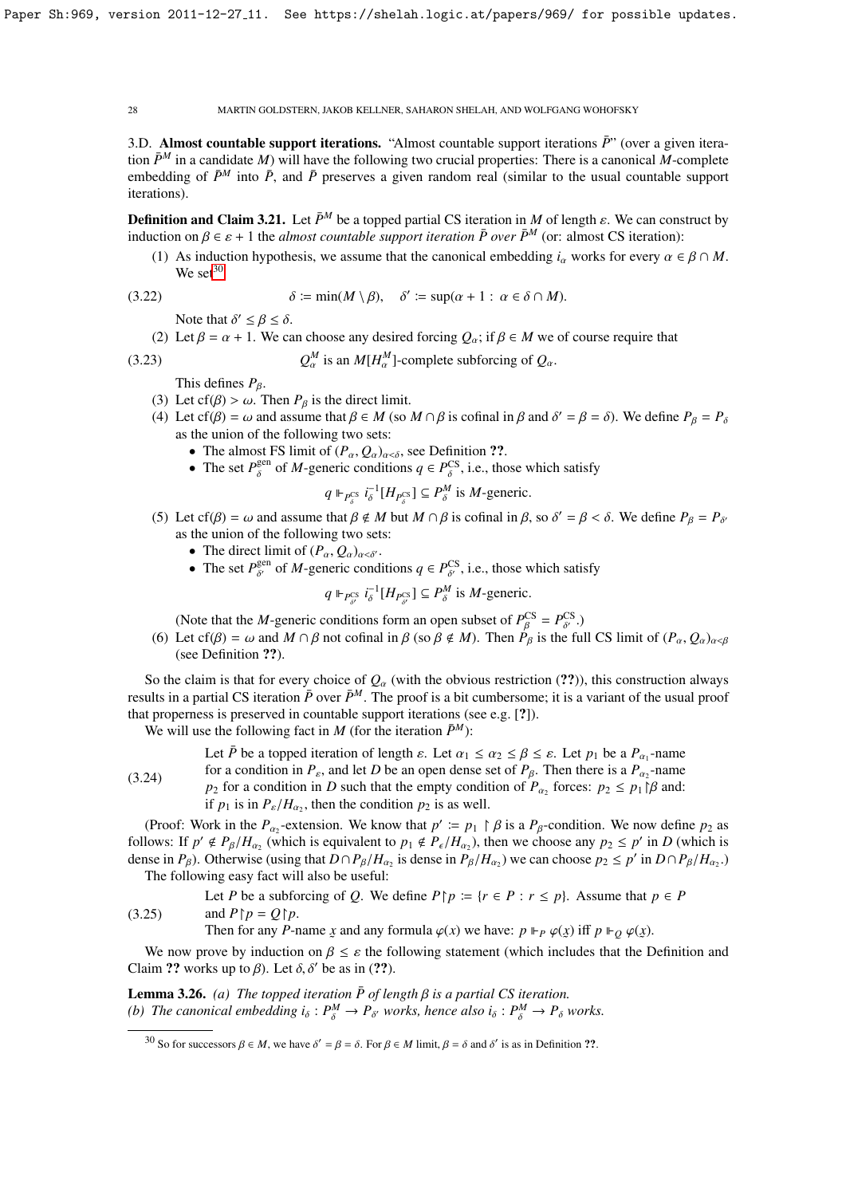3.D. **Almost countable support iterations.** "Almost countable support iterations $\bar{P}$" (over a given iteration $\bar{P}^M$ in a candidate $M$) will have the following two crucial properties: There is a canonical $M$-complete embedding of $\bar{P}^M$ into $\bar{P}$, and $\bar{P}$ preserves a given random real (similar to the usual countable support iterations).

**Definition and Claim 3.21.** Let $\bar{P}^M$ be a topped partial CS iteration in $M$ of length $\varepsilon$. We can construct by induction on $\beta \in \varepsilon + 1$ the *almost countable support iteration $\bar{P}$ over $\bar{P}^M$* (or: almost CS iteration):

(1) As induction hypothesis, we assume that the canonical embedding $i_\alpha$ works for every $\alpha \in \beta \cap M$. We set[30]

$$\delta := \min(M \setminus \beta), \quad \delta' := \sup(\alpha + 1 : \alpha \in \delta \cap M). \tag{3.22}$$

Note that $\delta' \leq \beta \leq \delta$.

(2) Let $\beta = \alpha + 1$. We can choose any desired forcing $Q_\alpha$; if $\beta \in M$ we of course require that

$$Q_\alpha^M \text{ is an } M[H_\alpha^M]\text{-complete subforcing of } Q_\alpha. \tag{3.23}$$

This defines $P_\beta$.

(3) Let $\mathrm{cf}(\beta) > \omega$. Then $P_\beta$ is the direct limit.

(4) Let $\mathrm{cf}(\beta) = \omega$ and assume that $\beta \in M$ (so $M \cap \beta$ is cofinal in $\beta$ and $\delta' = \beta = \delta$). We define $P_\beta = P_\delta$ as the union of the following two sets:
- The almost FS limit of $(P_\alpha, Q_\alpha)_{\alpha<\delta}$, see Definition **??**.
- The set $P_\delta^{\mathrm{gen}}$ of $M$-generic conditions $q \in P_\delta^{\mathrm{CS}}$, i.e., those which satisfy

$$q \Vdash_{P_\delta^{\mathrm{CS}}} i_\delta^{-1}[H_{P_\delta^{\mathrm{CS}}}] \subseteq P_\delta^M \text{ is } M\text{-generic.}$$

(5) Let $\mathrm{cf}(\beta) = \omega$ and assume that $\beta \notin M$ but $M \cap \beta$ is cofinal in $\beta$, so $\delta' = \beta < \delta$. We define $P_\beta = P_{\delta'}$ as the union of the following two sets:
- The direct limit of $(P_\alpha, Q_\alpha)_{\alpha<\delta'}$.
- The set $P_{\delta'}^{\mathrm{gen}}$ of $M$-generic conditions $q \in P_{\delta'}^{\mathrm{CS}}$, i.e., those which satisfy

$$q \Vdash_{P_{\delta'}^{\mathrm{CS}}} i_\delta^{-1}[H_{P_{\delta'}^{\mathrm{CS}}}] \subseteq P_\delta^M \text{ is } M\text{-generic.}$$

(Note that the $M$-generic conditions form an open subset of $P_\beta^{\mathrm{CS}} = P_{\delta'}^{\mathrm{CS}}$.)

(6) Let $\mathrm{cf}(\beta) = \omega$ and $M \cap \beta$ not cofinal in $\beta$ (so $\beta \notin M$). Then $P_\beta$ is the full CS limit of $(P_\alpha, Q_\alpha)_{\alpha<\beta}$ (see Definition **??**).

So the claim is that for every choice of $Q_\alpha$ (with the obvious restriction (**??**)), this construction always results in a partial CS iteration $\bar{P}$ over $\bar{P}^M$. The proof is a bit cumbersome; it is a variant of the usual proof that properness is preserved in countable support iterations (see e.g. [**?**]).

We will use the following fact in $M$ (for the iteration $\bar{P}^M$):

$$\text{(3.24)} \quad \begin{array}{l} \text{Let } \bar{P} \text{ be a topped iteration of length } \varepsilon. \text{ Let } \alpha_1 \leq \alpha_2 \leq \beta \leq \varepsilon. \text{ Let } p_1 \text{ be a } P_{\alpha_1}\text{-name} \\ \text{for a condition in } P_\varepsilon, \text{ and let } D \text{ be an open dense set of } P_\beta. \text{ Then there is a } P_{\alpha_2}\text{-name} \\ p_2 \text{ for a condition in } D \text{ such that the empty condition of } P_{\alpha_2} \text{ forces: } p_2 \leq p_1 \restriction \beta \text{ and:} \\ \text{if } p_1 \text{ is in } P_\varepsilon/H_{\alpha_2}, \text{ then the condition } p_2 \text{ is as well.} \end{array}$$

(Proof: Work in the $P_{\alpha_2}$-extension. We know that $p' := p_1 \restriction \beta$ is a $P_\beta$-condition. We now define $p_2$ as follows: If $p' \notin P_\beta/H_{\alpha_2}$ (which is equivalent to $p_1 \notin P_\epsilon/H_{\alpha_2}$), then we choose any $p_2 \leq p'$ in $D$ (which is dense in $P_\beta$). Otherwise (using that $D \cap P_\beta/H_{\alpha_2}$ is dense in $P_\beta/H_{\alpha_2}$) we can choose $p_2 \leq p'$ in $D \cap P_\beta/H_{\alpha_2}$.)

The following easy fact will also be useful:

$$\text{(3.25)} \quad \begin{array}{l} \text{Let } P \text{ be a subforcing of } Q. \text{ We define } P \restriction p := \{r \in P : r \leq p\}. \text{ Assume that } p \in P \\ \text{and } P \restriction p = Q \restriction p. \\ \text{Then for any } P\text{-name } \underset{\sim}{x} \text{ and any formula } \varphi(x) \text{ we have: } p \Vdash_P \varphi(\underset{\sim}{x}) \text{ iff } p \Vdash_Q \varphi(\underset{\sim}{x}). \end{array}$$

We now prove by induction on $\beta \leq \varepsilon$ the following statement (which includes that the Definition and Claim **??** works up to $\beta$). Let $\delta, \delta'$ be as in (**??**).

**Lemma 3.26.** *(a) The topped iteration $\bar{P}$ of length $\beta$ is a partial CS iteration.*
*(b) The canonical embedding $i_\delta : P_\delta^M \to P_{\delta'}$ works, hence also $i_\delta : P_\delta^M \to P_\delta$ works.*

---

[30] So for successors $\beta \in M$, we have $\delta' = \beta = \delta$. For $\beta \in M$ limit, $\beta = \delta$ and $\delta'$ is as in Definition **??**.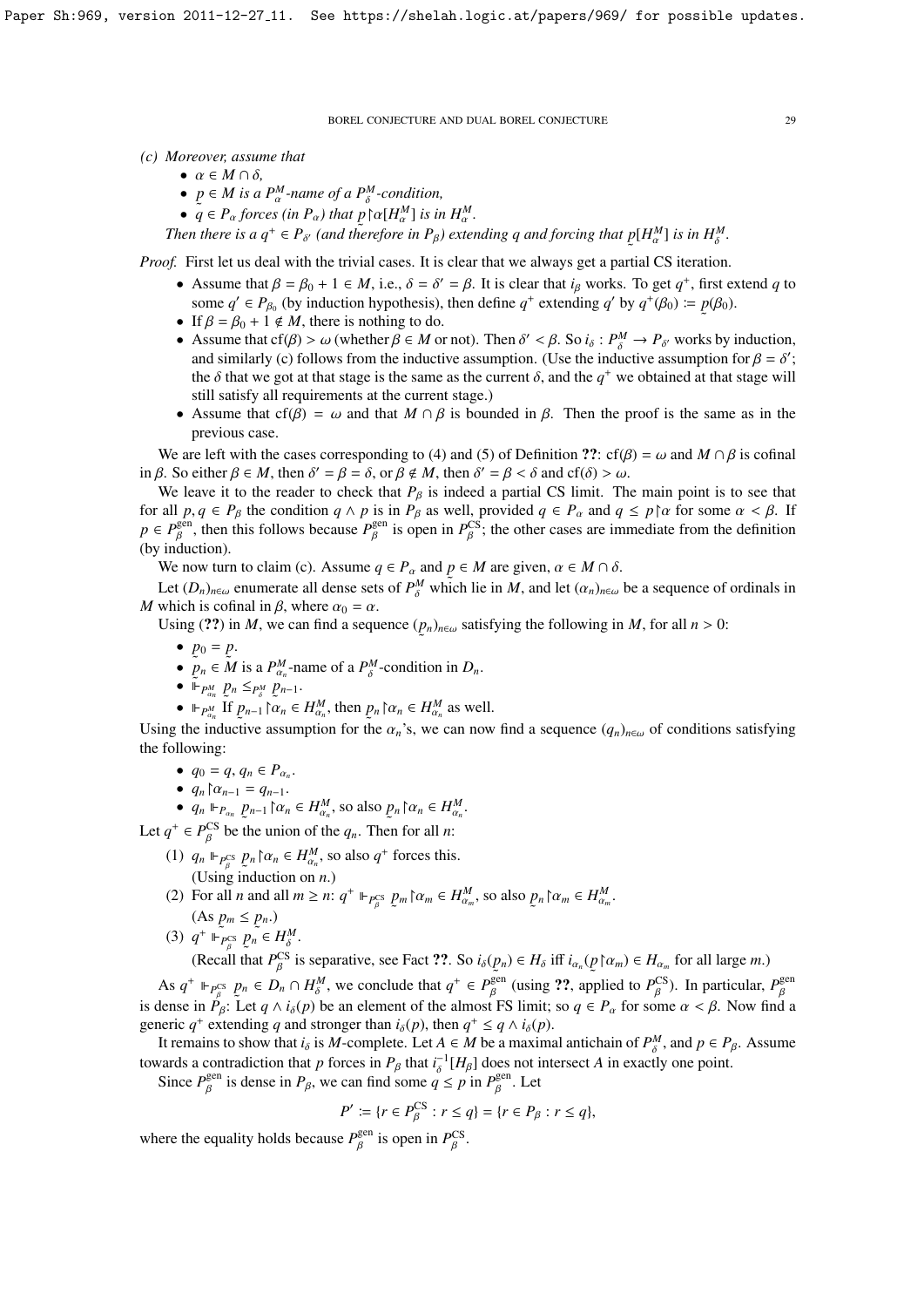(c) *Moreover, assume that*
- $\alpha \in M \cap \delta$,
- $\underset{\sim}{p} \in M$ *is a* $P^M_\alpha$*-name of a* $P^M_\delta$*-condition,*
- $q \in P_\alpha$ *forces (in* $P_\alpha$*) that* $\underset{\sim}{p}\restriction\alpha[H^M_\alpha]$ *is in* $H^M_\alpha$.

*Then there is a* $q^+ \in P_{\delta'}$ *(and therefore in* $P_\beta$*) extending* $q$ *and forcing that* $\underset{\sim}{p}[H^M_\alpha]$ *is in* $H^M_\delta$.

*Proof.* First let us deal with the trivial cases. It is clear that we always get a partial CS iteration.

- Assume that $\beta = \beta_0 + 1 \in M$, i.e., $\delta = \delta' = \beta$. It is clear that $i_\beta$ works. To get $q^+$, first extend $q$ to some $q' \in P_{\beta_0}$ (by induction hypothesis), then define $q^+$ extending $q'$ by $q^+(\beta_0) := \underset{\sim}{p}(\beta_0)$.
- If $\beta = \beta_0 + 1 \notin M$, there is nothing to do.
- Assume that $\text{cf}(\beta) > \omega$ (whether $\beta \in M$ or not). Then $\delta' < \beta$. So $i_\delta : P^M_\delta \to P_{\delta'}$ works by induction, and similarly (c) follows from the inductive assumption. (Use the inductive assumption for $\beta = \delta'$; the $\delta$ that we got at that stage is the same as the current $\delta$, and the $q^+$ we obtained at that stage will still satisfy all requirements at the current stage.)
- Assume that $\text{cf}(\beta) = \omega$ and that $M \cap \beta$ is bounded in $\beta$. Then the proof is the same as in the previous case.

We are left with the cases corresponding to (4) and (5) of Definition **??**: $\text{cf}(\beta) = \omega$ and $M \cap \beta$ is cofinal in $\beta$. So either $\beta \in M$, then $\delta' = \beta = \delta$, or $\beta \notin M$, then $\delta' = \beta < \delta$ and $\text{cf}(\delta) > \omega$.

We leave it to the reader to check that $P_\beta$ is indeed a partial CS limit. The main point is to see that for all $p, q \in P_\beta$ the condition $q \wedge p$ is in $P_\beta$ as well, provided $q \in P_\alpha$ and $q \leq p\restriction\alpha$ for some $\alpha < \beta$. If $p \in P^{\text{gen}}_\beta$, then this follows because $P^{\text{gen}}_\beta$ is open in $P^{\text{CS}}_\beta$; the other cases are immediate from the definition (by induction).

We now turn to claim (c). Assume $q \in P_\alpha$ and $\underset{\sim}{p} \in M$ are given, $\alpha \in M \cap \delta$.

Let $(D_n)_{n\in\omega}$ enumerate all dense sets of $P^M_\delta$ which lie in $M$, and let $(\alpha_n)_{n\in\omega}$ be a sequence of ordinals in $M$ which is cofinal in $\beta$, where $\alpha_0 = \alpha$.

Using (**??**) in $M$, we can find a sequence $(\underset{\sim}{p}_n)_{n\in\omega}$ satisfying the following in $M$, for all $n > 0$:

- $\underset{\sim}{p}_0 = \underset{\sim}{p}$.
- $\underset{\sim}{p}_n \in M$ is a $P^M_{\alpha_n}$-name of a $P^M_\delta$-condition in $D_n$.
- $\Vdash_{P^M_{\alpha_n}} \underset{\sim}{p}_n \leq_{P^M_\delta} \underset{\sim}{p}_{n-1}$.
- $\Vdash_{P^M_{\alpha_n}}$ If $\underset{\sim}{p}_{n-1}\restriction\alpha_n \in H^M_{\alpha_n}$, then $\underset{\sim}{p}_n\restriction\alpha_n \in H^M_{\alpha_n}$ as well.

Using the inductive assumption for the $\alpha_n$'s, we can now find a sequence $(q_n)_{n\in\omega}$ of conditions satisfying the following:

- $q_0 = q$, $q_n \in P_{\alpha_n}$.
- $q_n\restriction\alpha_{n-1} = q_{n-1}$.
- $q_n \Vdash_{P_{\alpha_n}} \underset{\sim}{p}_{n-1}\restriction\alpha_n \in H^M_{\alpha_n}$, so also $\underset{\sim}{p}_n\restriction\alpha_n \in H^M_{\alpha_n}$.

Let $q^+ \in P^{\text{CS}}_\beta$ be the union of the $q_n$. Then for all $n$:

(1) $q_n \Vdash_{P^{\text{CS}}_\beta} \underset{\sim}{p}_n\restriction\alpha_n \in H^M_{\alpha_n}$, so also $q^+$ forces this.
(Using induction on $n$.)

(2) For all $n$ and all $m \geq n$: $q^+ \Vdash_{P^{\text{CS}}_\beta} \underset{\sim}{p}_m\restriction\alpha_m \in H^M_{\alpha_m}$, so also $\underset{\sim}{p}_n\restriction\alpha_m \in H^M_{\alpha_m}$.
(As $\underset{\sim}{p}_m \leq \underset{\sim}{p}_n$.)

(3) $q^+ \Vdash_{P^{\text{CS}}_\beta} \underset{\sim}{p}_n \in H^M_\delta$.
(Recall that $P^{\text{CS}}_\beta$ is separative, see Fact **??**. So $i_\delta(\underset{\sim}{p}_n) \in H_\delta$ iff $i_{\alpha_m}(\underset{\sim}{p}\restriction\alpha_m) \in H_{\alpha_m}$ for all large $m$.)

As $q^+ \Vdash_{P^{\text{CS}}_\beta} \underset{\sim}{p}_n \in D_n \cap H^M_\delta$, we conclude that $q^+ \in P^{\text{gen}}_\beta$ (using **??**, applied to $P^{\text{CS}}_\beta$). In particular, $P^{\text{gen}}_\beta$ is dense in $P_\beta$: Let $q \wedge i_\delta(p)$ be an element of the almost FS limit; so $q \in P_\alpha$ for some $\alpha < \beta$. Now find a generic $q^+$ extending $q$ and stronger than $i_\delta(p)$, then $q^+ \leq q \wedge i_\delta(p)$.

It remains to show that $i_\delta$ is $M$-complete. Let $A \in M$ be a maximal antichain of $P^M_\delta$, and $p \in P_\beta$. Assume towards a contradiction that $p$ forces in $P_\beta$ that $i^{-1}_\delta[H_\beta]$ does not intersect $A$ in exactly one point.

Since $P^{\text{gen}}_\beta$ is dense in $P_\beta$, we can find some $q \leq p$ in $P^{\text{gen}}_\beta$. Let

$$P' := \{r \in P^{\text{CS}}_\beta : r \leq q\} = \{r \in P_\beta : r \leq q\},$$

where the equality holds because $P^{\text{gen}}_\beta$ is open in $P^{\text{CS}}_\beta$.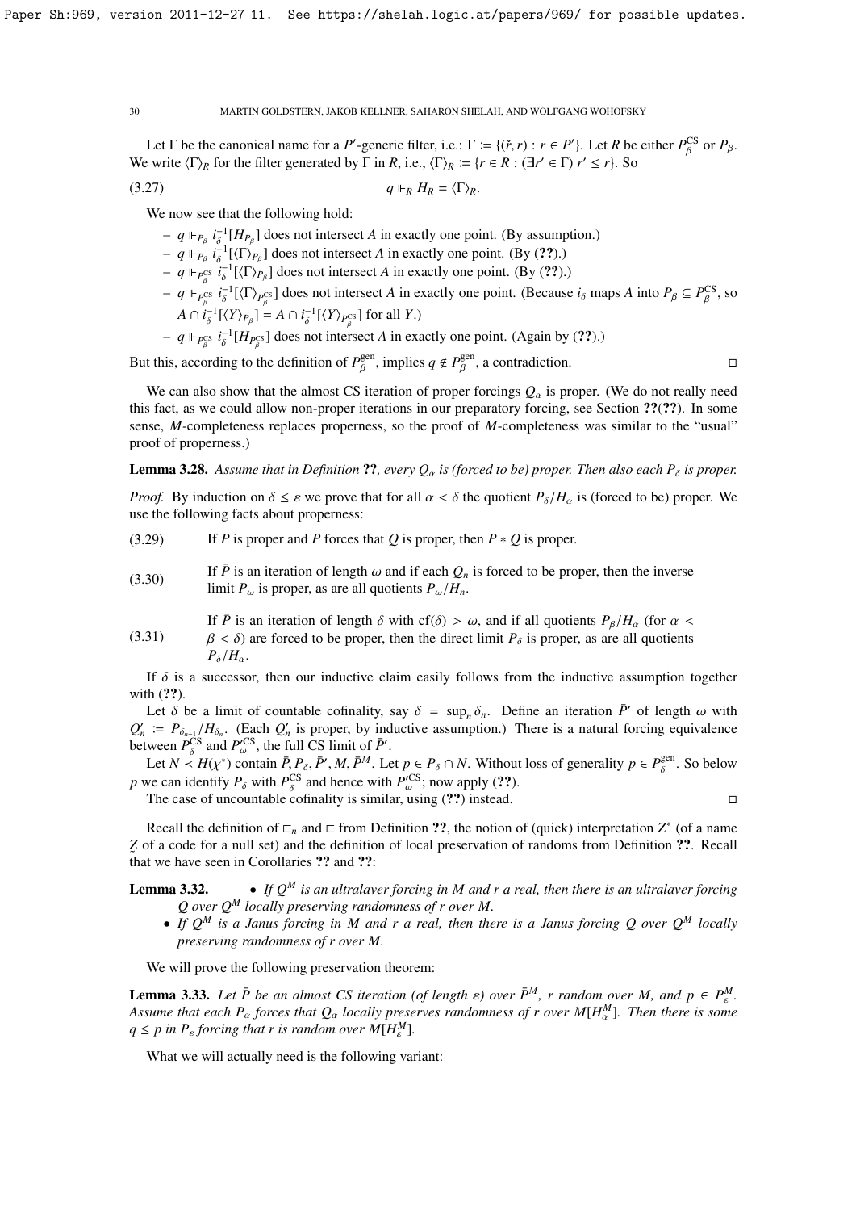Let $\Gamma$ be the canonical name for a $P'$-generic filter, i.e.: $\Gamma := \{(\check{r}, r) : r \in P'\}$. Let $R$ be either $P^{\text{CS}}_\beta$ or $P_\beta$. We write $\langle\Gamma\rangle_R$ for the filter generated by $\Gamma$ in $R$, i.e., $\langle\Gamma\rangle_R := \{r \in R : (\exists r' \in \Gamma)\ r' \leq r\}$. So

$$q \Vdash_R H_R = \langle\Gamma\rangle_R. \tag{3.27}$$

We now see that the following hold:

- $q \Vdash_{P_\beta} i^{-1}_\delta[H_{P_\beta}]$ does not intersect $A$ in exactly one point. (By assumption.)
- $q \Vdash_{P_\beta} i^{-1}_\delta[\langle\Gamma\rangle_{P_\beta}]$ does not intersect $A$ in exactly one point. (By (??).)
- $q \Vdash_{P^{\text{CS}}_\beta} i^{-1}_\delta[\langle\Gamma\rangle_{P_\beta}]$ does not intersect $A$ in exactly one point. (By (??).)
- $q \Vdash_{P^{\text{CS}}_\beta} i^{-1}_\delta[\langle\Gamma\rangle_{P^{\text{CS}}_\beta}]$ does not intersect $A$ in exactly one point. (Because $i_\delta$ maps $A$ into $P_\beta \subseteq P^{\text{CS}}_\beta$, so $A \cap i^{-1}_\delta[\langle Y\rangle_{P_\beta}] = A \cap i^{-1}_\delta[\langle Y\rangle_{P^{\text{CS}}_\beta}]$ for all $Y$.)
- $q \Vdash_{P^{\text{CS}}_\beta} i^{-1}_\delta[H_{P^{\text{CS}}_\beta}]$ does not intersect $A$ in exactly one point. (Again by (??).)

But this, according to the definition of $P^{\text{gen}}_\beta$, implies $q \notin P^{\text{gen}}_\beta$, a contradiction. $\square$

We can also show that the almost CS iteration of proper forcings $Q_\alpha$ is proper. (We do not really need this fact, as we could allow non-proper iterations in our preparatory forcing, see Section ??(??). In some sense, $M$-completeness replaces properness, so the proof of $M$-completeness was similar to the "usual" proof of properness.)

**Lemma 3.28.** *Assume that in Definition ??, every $Q_\alpha$ is (forced to be) proper. Then also each $P_\delta$ is proper.*

*Proof.* By induction on $\delta \leq \varepsilon$ we prove that for all $\alpha < \delta$ the quotient $P_\delta/H_\alpha$ is (forced to be) proper. We use the following facts about properness:

(3.29) If $P$ is proper and $P$ forces that $Q$ is proper, then $P * Q$ is proper.

(3.30) If $\bar{P}$ is an iteration of length $\omega$ and if each $Q_n$ is forced to be proper, then the inverse limit $P_\omega$ is proper, as are all quotients $P_\omega/H_n$.

(3.31) If $\bar{P}$ is an iteration of length $\delta$ with $\text{cf}(\delta) > \omega$, and if all quotients $P_\beta/H_\alpha$ (for $\alpha < \beta < \delta$) are forced to be proper, then the direct limit $P_\delta$ is proper, as are all quotients $P_\delta/H_\alpha$.

If $\delta$ is a successor, then our inductive claim easily follows from the inductive assumption together with (??).

Let $\delta$ be a limit of countable cofinality, say $\delta = \sup_n \delta_n$. Define an iteration $\bar{P}'$ of length $\omega$ with $Q'_n := P_{\delta_{n+1}}/H_{\delta_n}$. (Each $Q'_n$ is proper, by inductive assumption.) There is a natural forcing equivalence between $P^{\text{CS}}_\delta$ and $P'^{\text{CS}}_\omega$, the full CS limit of $\bar{P}'$.

Let $N \prec H(\chi^*)$ contain $\bar{P}, P_\delta, \bar{P}', M, \bar{P}^M$. Let $p \in P_\delta \cap N$. Without loss of generality $p \in P^{\text{gen}}_\delta$. So below $p$ we can identify $P_\delta$ with $P^{\text{CS}}_\delta$ and hence with $P'^{\text{CS}}_\omega$; now apply (??).

The case of uncountable cofinality is similar, using (??) instead. $\square$

Recall the definition of $\sqsubset_n$ and $\sqsubset$ from Definition ??, the notion of (quick) interpretation $Z^*$ of a name $\underset{\sim}{Z}$ of a code for a null set) and the definition of local preservation of randoms from Definition ??. Recall that we have seen in Corollaries ?? and ??:

**Lemma 3.32.**

- *If $Q^M$ is an ultralaver forcing in $M$ and $r$ a real, then there is an ultralaver forcing $Q$ over $Q^M$ locally preserving randomness of $r$ over $M$.*
- *If $Q^M$ is a Janus forcing in $M$ and $r$ a real, then there is a Janus forcing $Q$ over $Q^M$ locally preserving randomness of $r$ over $M$.*

We will prove the following preservation theorem:

**Lemma 3.33.** *Let $\bar{P}$ be an almost CS iteration (of length $\varepsilon$) over $\bar{P}^M$, $r$ random over $M$, and $p \in P^M_\varepsilon$. Assume that each $P_\alpha$ forces that $Q_\alpha$ locally preserves randomness of $r$ over $M[H^M_\alpha]$. Then there is some $q \leq p$ in $P_\varepsilon$ forcing that $r$ is random over $M[H^M_\varepsilon]$.*

What we will actually need is the following variant: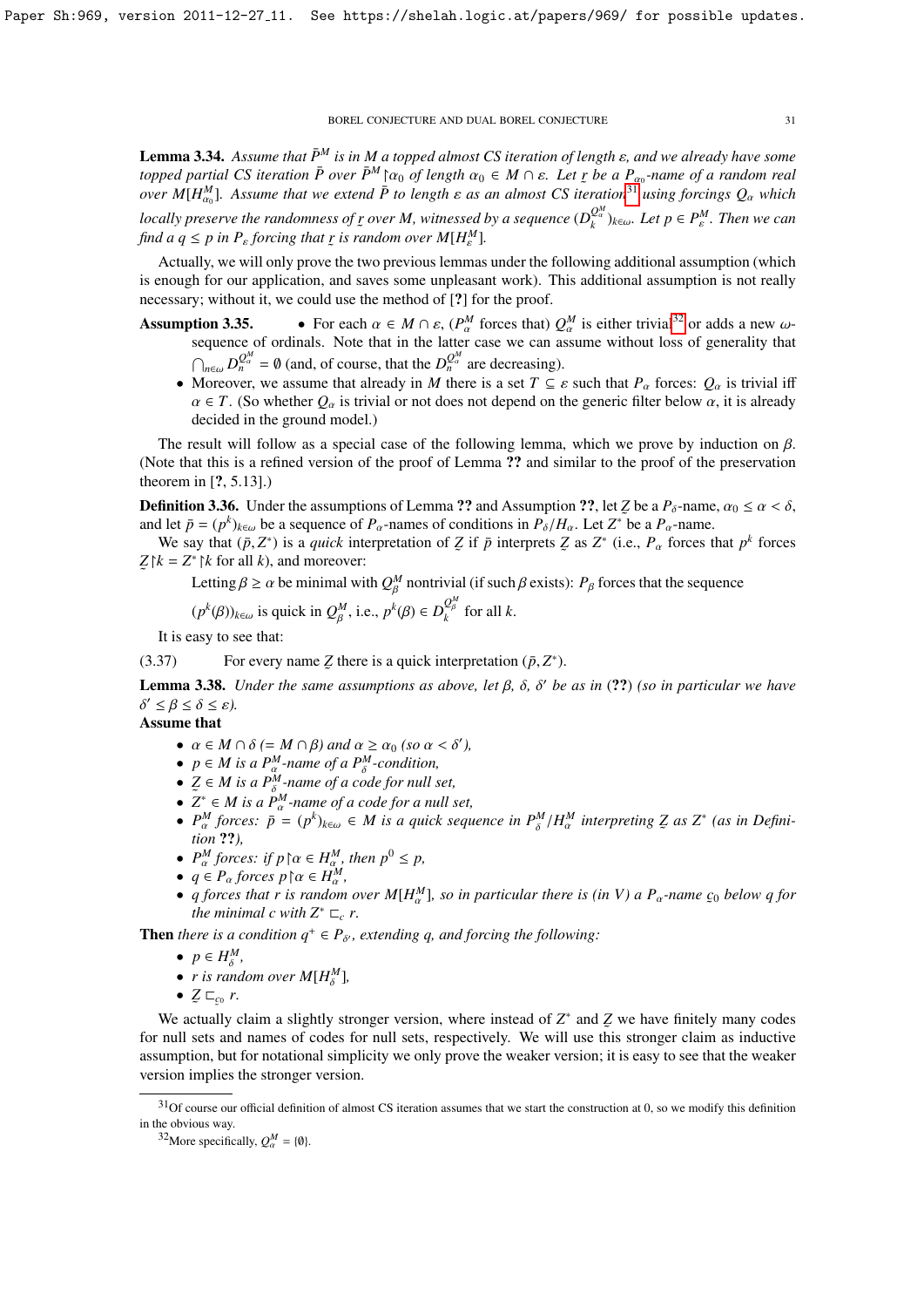**Lemma 3.34.** *Assume that $\bar{P}^M$ is in $M$ a topped almost CS iteration of length $\varepsilon$, and we already have some topped partial CS iteration $\bar{P}$ over $\bar{P}^M\restriction\alpha_0$ of length $\alpha_0 \in M \cap \varepsilon$. Let $\underset{\sim}{r}$ be a $P_{\alpha_0}$-name of a random real over $M[H^M_{\alpha_0}]$. Assume that we extend $\bar{P}$ to length $\varepsilon$ as an almost CS iteration*[31] *using forcings $Q_\alpha$ which locally preserve the randomness of $\underset{\sim}{r}$ over $M$, witnessed by a sequence $(D^{Q^M_\alpha}_k)_{k\in\omega}$. Let $p \in P^M_\varepsilon$. Then we can find a $q \le p$ in $P_\varepsilon$ forcing that $\underset{\sim}{r}$ is random over $M[H^M_\varepsilon]$.*

Actually, we will only prove the two previous lemmas under the following additional assumption (which is enough for our application, and saves some unpleasant work). This additional assumption is not really necessary; without it, we could use the method of [?] for the proof.

**Assumption 3.35.**

- For each $\alpha \in M \cap \varepsilon$, ($P^M_\alpha$ forces that) $Q^M_\alpha$ is either trivial[32] or adds a new $\omega$-sequence of ordinals. Note that in the latter case we can assume without loss of generality that $\bigcap_{n\in\omega} D^{Q^M_\alpha}_n = \emptyset$ (and, of course, that the $D^{Q^M_\alpha}_n$ are decreasing).
- Moreover, we assume that already in $M$ there is a set $T \subseteq \varepsilon$ such that $P_\alpha$ forces: $Q_\alpha$ is trivial iff $\alpha \in T$. (So whether $Q_\alpha$ is trivial or not does not depend on the generic filter below $\alpha$, it is already decided in the ground model.)

The result will follow as a special case of the following lemma, which we prove by induction on $\beta$. (Note that this is a refined version of the proof of Lemma ?? and similar to the proof of the preservation theorem in [?, 5.13].)

**Definition 3.36.** Under the assumptions of Lemma ?? and Assumption ??, let $\underset{\sim}{Z}$ be a $P_\delta$-name, $\alpha_0 \le \alpha < \delta$, and let $\bar{p} = (p^k)_{k\in\omega}$ be a sequence of $P_\alpha$-names of conditions in $P_\delta/H_\alpha$. Let $Z^*$ be a $P_\alpha$-name.

We say that $(\bar{p}, Z^*)$ is a *quick* interpretation of $\underset{\sim}{Z}$ if $\bar{p}$ interprets $\underset{\sim}{Z}$ as $Z^*$ (i.e., $P_\alpha$ forces that $p^k$ forces $\underset{\sim}{Z}\restriction k = Z^*\restriction k$ for all $k$), and moreover:

> Letting $\beta \ge \alpha$ be minimal with $Q^M_\beta$ nontrivial (if such $\beta$ exists): $P_\beta$ forces that the sequence $(p^k(\beta))_{k\in\omega}$ is quick in $Q^M_\beta$, i.e., $p^k(\beta) \in D^{Q^M_\beta}_k$ for all $k$.

It is easy to see that:

(3.37) For every name $\underset{\sim}{Z}$ there is a quick interpretation $(\bar{p}, Z^*)$.

**Lemma 3.38.** *Under the same assumptions as above, let $\beta$, $\delta$, $\delta'$ be as in (??) (so in particular we have $\delta' \le \beta \le \delta \le \varepsilon$).*

**Assume that**

- *$\alpha \in M \cap \delta$ $(= M \cap \beta)$ and $\alpha \ge \alpha_0$ (so $\alpha < \delta'$),*
- *$p \in M$ is a $P^M_\alpha$-name of a $P^M_\delta$-condition,*
- *$\underset{\sim}{Z} \in M$ is a $P^M_\delta$-name of a code for null set,*
- *$Z^* \in M$ is a $P^M_\alpha$-name of a code for a null set,*
- *$P^M_\alpha$ forces: $\bar{p} = (p^k)_{k\in\omega} \in M$ is a quick sequence in $P^M_\delta/H^M_\alpha$ interpreting $\underset{\sim}{Z}$ as $Z^*$ (as in Definition ??),*
- *$P^M_\alpha$ forces: if $p\restriction\alpha \in H^M_\alpha$, then $p^0 \le p$,*
- *$q \in P_\alpha$ forces $p\restriction\alpha \in H^M_\alpha$,*
- *$q$ forces that $r$ is random over $M[H^M_\alpha]$, so in particular there is (in $V$) a $P_\alpha$-name $\underset{\sim}{c}_0$ below $q$ for the minimal $c$ with $Z^* \sqsubset_c r$.*

**Then** *there is a condition $q^+ \in P_{\delta'}$, extending $q$, and forcing the following:*

- *$p \in H^M_\delta$,*
- *$r$ is random over $M[H^M_\delta]$,*
- *$\underset{\sim}{Z} \sqsubset_{\underset{\sim}{c}_0} r$.*

We actually claim a slightly stronger version, where instead of $Z^*$ and $\underset{\sim}{Z}$ we have finitely many codes for null sets and names of codes for null sets, respectively. We will use this stronger claim as inductive assumption, but for notational simplicity we only prove the weaker version; it is easy to see that the weaker version implies the stronger version.

---

[31] Of course our official definition of almost CS iteration assumes that we start the construction at 0, so we modify this definition in the obvious way.

[32] More specifically, $Q^M_\alpha = \{\emptyset\}$.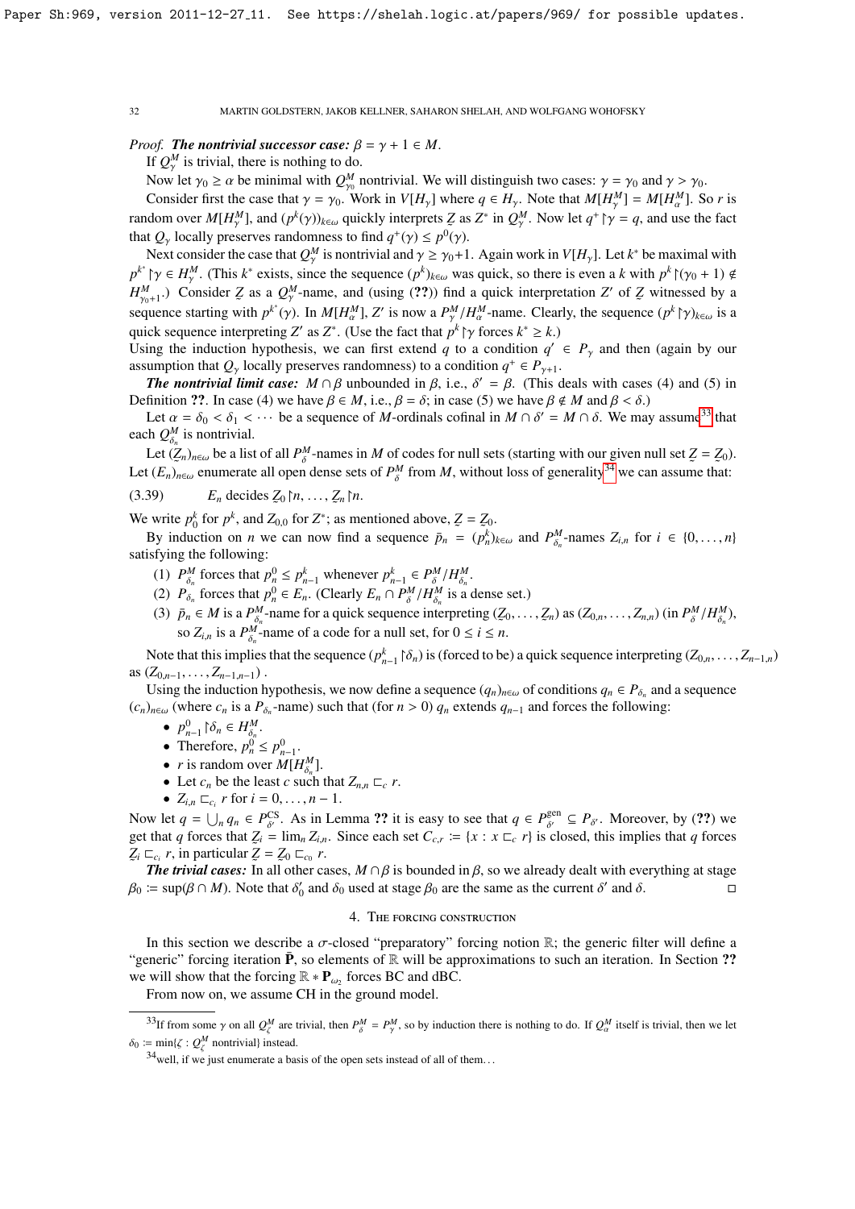*Proof.* ***The nontrivial successor case:*** $\beta = \gamma + 1 \in M$.

If $Q^M_\gamma$ is trivial, there is nothing to do.

Now let $\gamma_0 \geq \alpha$ be minimal with $Q^M_{\gamma_0}$ nontrivial. We will distinguish two cases: $\gamma = \gamma_0$ and $\gamma > \gamma_0$.

Consider first the case that $\gamma = \gamma_0$. Work in $V[H_\gamma]$ where $q \in H_\gamma$. Note that $M[H^M_\gamma] = M[H^M_\alpha]$. So $r$ is random over $M[H^M_\gamma]$, and $(p^k(\gamma))_{k\in\omega}$ quickly interprets $\underset{\sim}{Z}$ as $Z^*$ in $Q^M_\gamma$. Now let $q^+ \restriction \gamma = q$, and use the fact that $Q_\gamma$ locally preserves randomness to find $q^+(\gamma) \leq p^0(\gamma)$.

Next consider the case that $Q^M_\gamma$ is nontrivial and $\gamma \geq \gamma_0 + 1$. Again work in $V[H_\gamma]$. Let $k^*$ be maximal with $p^{k^*} \restriction \gamma \in H^M_\gamma$. (This $k^*$ exists, since the sequence $(p^k)_{k\in\omega}$ was quick, so there is even a $k$ with $p^k \restriction (\gamma_0 + 1) \notin H^M_{\gamma_0+1}$.) Consider $\underset{\sim}{Z}$ as a $Q^M_\gamma$-name, and (using (??)) find a quick interpretation $Z'$ of $\underset{\sim}{Z}$ witnessed by a sequence starting with $p^{k^*}(\gamma)$. In $M[H^M_\alpha]$, $Z'$ is now a $P^M_\gamma/H^M_\alpha$-name. Clearly, the sequence $(p^k \restriction \gamma)_{k\in\omega}$ is a quick sequence interpreting $Z'$ as $Z^*$. (Use the fact that $p^k \restriction \gamma$ forces $k^* \geq k$.)
Using the induction hypothesis, we can first extend $q$ to a condition $q' \in P_\gamma$ and then (again by our assumption that $Q_\gamma$ locally preserves randomness) to a condition $q^+ \in P_{\gamma+1}$.

***The nontrivial limit case:*** $M \cap \beta$ unbounded in $\beta$, i.e., $\delta' = \beta$. (This deals with cases (4) and (5) in Definition ??. In case (4) we have $\beta \in M$, i.e., $\beta = \delta$; in case (5) we have $\beta \notin M$ and $\beta < \delta$.)

Let $\alpha = \delta_0 < \delta_1 < \cdots$ be a sequence of $M$-ordinals cofinal in $M \cap \delta' = M \cap \delta$. We may assume[33] that each $Q^M_{\delta_n}$ is nontrivial.

Let $(\underset{\sim}{Z}_n)_{n\in\omega}$ be a list of all $P^M_\delta$-names in $M$ of codes for null sets (starting with our given null set $\underset{\sim}{Z} = \underset{\sim}{Z}_0$). Let $(E_n)_{n\in\omega}$ enumerate all open dense sets of $P^M_\delta$ from $M$, without loss of generality[34] we can assume that:

$$E_n \text{ decides } \underset{\sim}{Z}_0 \restriction n, \ldots, \underset{\sim}{Z}_n \restriction n. \tag{3.39}$$

We write $p^k_0$ for $p^k$, and $Z_{0,0}$ for $Z^*$; as mentioned above, $\underset{\sim}{Z} = \underset{\sim}{Z}_0$.

By induction on $n$ we can now find a sequence $\bar{p}_n = (p^k_n)_{k\in\omega}$ and $P^M_{\delta_n}$-names $Z_{i,n}$ for $i \in \{0, \ldots, n\}$ satisfying the following:

1. $P^M_{\delta_n}$ forces that $p^0_n \leq p^k_{n-1}$ whenever $p^k_{n-1} \in P^M_\delta/H^M_{\delta_n}$.
2. $P_{\delta_n}$ forces that $p^0_n \in E_n$. (Clearly $E_n \cap P^M_\delta/H^M_{\delta_n}$ is a dense set.)
3. $\bar{p}_n \in M$ is a $P^M_{\delta_n}$-name for a quick sequence interpreting $(\underset{\sim}{Z}_0, \ldots, \underset{\sim}{Z}_n)$ as $(Z_{0,n}, \ldots, Z_{n,n})$ (in $P^M_\delta/H^M_{\delta_n}$), so $Z_{i,n}$ is a $P^M_{\delta_n}$-name of a code for a null set, for $0 \leq i \leq n$.

Note that this implies that the sequence $(p^k_{n-1} \restriction \delta_n)$ is (forced to be) a quick sequence interpreting $(Z_{0,n}, \ldots, Z_{n-1,n})$ as $(Z_{0,n-1}, \ldots, Z_{n-1,n-1})$ .

Using the induction hypothesis, we now define a sequence $(q_n)_{n\in\omega}$ of conditions $q_n \in P_{\delta_n}$ and a sequence $(c_n)_{n\in\omega}$ (where $c_n$ is a $P_{\delta_n}$-name) such that (for $n > 0$) $q_n$ extends $q_{n-1}$ and forces the following:

- $p^0_{n-1} \restriction \delta_n \in H^M_{\delta_n}$.
- Therefore, $p^0_n \leq p^0_{n-1}$.
- $r$ is random over $M[H^M_{\delta_n}]$.
- Let $c_n$ be the least $c$ such that $Z_{n,n} \sqsubset_c r$.
- $Z_{i,n} \sqsubset_{c_i} r$ for $i = 0, \ldots, n-1$.

Now let $q = \bigcup_n q_n \in P^{\mathrm{CS}}_{\delta'}$. As in Lemma ?? it is easy to see that $q \in P^{\mathrm{gen}}_{\delta'} \subseteq P_{\delta'}$. Moreover, by (??) we get that $q$ forces that $\underset{\sim}{Z}_i = \lim_n Z_{i,n}$. Since each set $C_{c,r} := \{x : x \sqsubset_c r\}$ is closed, this implies that $q$ forces $\underset{\sim}{Z}_i \sqsubset_{c_i} r$, in particular $\underset{\sim}{Z} = \underset{\sim}{Z}_0 \sqsubset_{c_0} r$.

***The trivial cases:*** In all other cases, $M \cap \beta$ is bounded in $\beta$, so we already dealt with everything at stage $\beta_0 := \sup(\beta \cap M)$. Note that $\delta'_0$ and $\delta_0$ used at stage $\beta_0$ are the same as the current $\delta'$ and $\delta$. □

## 4. The forcing construction

In this section we describe a $\sigma$-closed "preparatory" forcing notion $\mathbb{R}$; the generic filter will define a "generic" forcing iteration $\bar{\mathbf{P}}$, so elements of $\mathbb{R}$ will be approximations to such an iteration. In Section ?? we will show that the forcing $\mathbb{R} * \mathbf{P}_{\omega_2}$ forces BC and dBC.

From now on, we assume CH in the ground model.

---

[33] If from some $\gamma$ on all $Q^M_\zeta$ are trivial, then $P^M_\delta = P^M_\gamma$, so by induction there is nothing to do. If $Q^M_\alpha$ itself is trivial, then we let $\delta_0 := \min\{\zeta : Q^M_\zeta \text{ nontrivial}\}$ instead.

[34] well, if we just enumerate a basis of the open sets instead of all of them…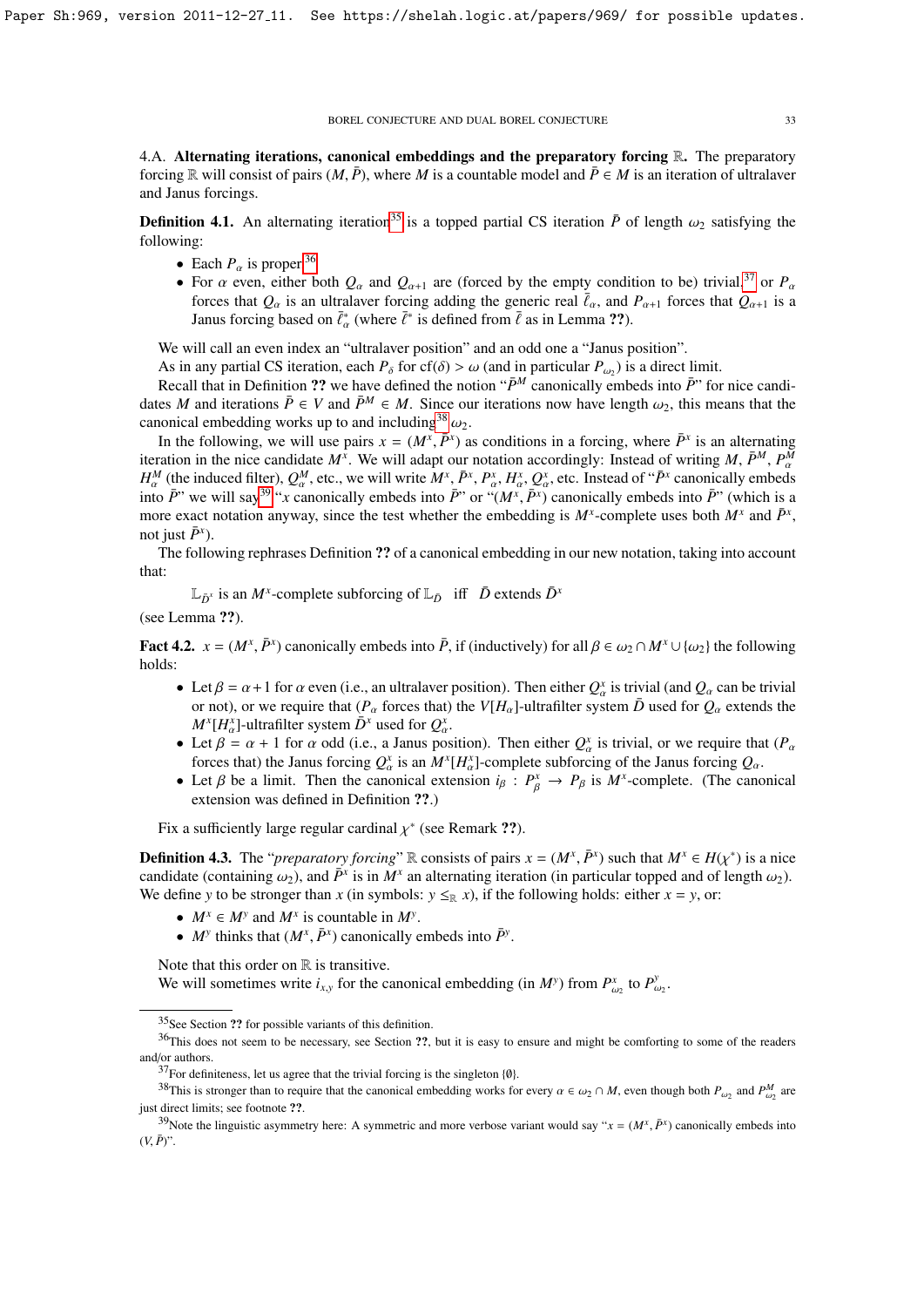4.A. **Alternating iterations, canonical embeddings and the preparatory forcing $\mathbb{R}$.** The preparatory forcing $\mathbb{R}$ will consist of pairs $(M, \bar{P})$, where $M$ is a countable model and $\bar{P} \in M$ is an iteration of ultralaver and Janus forcings.

**Definition 4.1.** An alternating iteration[35] is a topped partial CS iteration $\bar{P}$ of length $\omega_2$ satisfying the following:

- Each $P_\alpha$ is proper.[36]
- For $\alpha$ even, either both $Q_\alpha$ and $Q_{\alpha+1}$ are (forced by the empty condition to be) trivial,[37] or $P_\alpha$ forces that $Q_\alpha$ is an ultralaver forcing adding the generic real $\bar{\ell}_\alpha$, and $P_{\alpha+1}$ forces that $Q_{\alpha+1}$ is a Janus forcing based on $\bar{\ell}^*_\alpha$ (where $\bar{\ell}^*$ is defined from $\bar{\ell}$ as in Lemma ??).

We will call an even index an "ultralaver position" and an odd one a "Janus position".

As in any partial CS iteration, each $P_\delta$ for $\mathrm{cf}(\delta) > \omega$ (and in particular $P_{\omega_2}$) is a direct limit.

Recall that in Definition ?? we have defined the notion "$\bar{P}^M$ canonically embeds into $\bar{P}$" for nice candidates $M$ and iterations $\bar{P} \in V$ and $\bar{P}^M \in M$. Since our iterations now have length $\omega_2$, this means that the canonical embedding works up to and including[38] $\omega_2$.

In the following, we will use pairs $x = (M^x, \bar{P}^x)$ as conditions in a forcing, where $\bar{P}^x$ is an alternating iteration in the nice candidate $M^x$. We will adapt our notation accordingly: Instead of writing $M$, $\bar{P}^M$, $P^M_\alpha$, $H^M_\alpha$ (the induced filter), $Q^M_\alpha$, etc., we will write $M^x$, $\bar{P}^x$, $P^x_\alpha$, $H^x_\alpha$, $Q^x_\alpha$, etc. Instead of "$\bar{P}^x$ canonically embeds into $\bar{P}$" we will say[39] "$x$ canonically embeds into $\bar{P}$" or "$(M^x, \bar{P}^x)$ canonically embeds into $\bar{P}$" (which is a more exact notation anyway, since the test whether the embedding is $M^x$-complete uses both $M^x$ and $\bar{P}^x$, not just $\bar{P}^x$).

The following rephrases Definition ?? of a canonical embedding in our new notation, taking into account that:

$$\mathbb{L}_{\bar{D}^x} \text{ is an } M^x\text{-complete subforcing of } \mathbb{L}_{\bar{D}} \quad \text{iff} \quad \bar{D} \text{ extends } \bar{D}^x$$

(see Lemma ??).

**Fact 4.2.** $x = (M^x, \bar{P}^x)$ canonically embeds into $\bar{P}$, if (inductively) for all $\beta \in \omega_2 \cap M^x \cup \{\omega_2\}$ the following holds:

- Let $\beta = \alpha + 1$ for $\alpha$ even (i.e., an ultralaver position). Then either $Q^x_\alpha$ is trivial (and $Q_\alpha$ can be trivial or not), or we require that ($P_\alpha$ forces that) the $V[H_\alpha]$-ultrafilter system $\bar{D}$ used for $Q_\alpha$ extends the $M^x[H^x_\alpha]$-ultrafilter system $\bar{D}^x$ used for $Q^x_\alpha$.
- Let $\beta = \alpha + 1$ for $\alpha$ odd (i.e., a Janus position). Then either $Q^x_\alpha$ is trivial, or we require that ($P_\alpha$ forces that) the Janus forcing $Q^x_\alpha$ is an $M^x[H^x_\alpha]$-complete subforcing of the Janus forcing $Q_\alpha$.
- Let $\beta$ be a limit. Then the canonical extension $i_\beta : P^x_\beta \to P_\beta$ is $M^x$-complete. (The canonical extension was defined in Definition ??.)

Fix a sufficiently large regular cardinal $\chi^*$ (see Remark ??).

**Definition 4.3.** The "*preparatory forcing*" $\mathbb{R}$ consists of pairs $x = (M^x, \bar{P}^x)$ such that $M^x \in H(\chi^*)$ is a nice candidate (containing $\omega_2$), and $\bar{P}^x$ is in $M^x$ an alternating iteration (in particular topped and of length $\omega_2$). We define $y$ to be stronger than $x$ (in symbols: $y \leq_{\mathbb{R}} x$), if the following holds: either $x = y$, or:

- $M^x \in M^y$ and $M^x$ is countable in $M^y$.
- $M^y$ thinks that $(M^x, \bar{P}^x)$ canonically embeds into $\bar{P}^y$.

Note that this order on $\mathbb{R}$ is transitive.

We will sometimes write $i_{x,y}$ for the canonical embedding (in $M^y$) from $P^x_{\omega_2}$ to $P^y_{\omega_2}$.

---

[35] See Section ?? for possible variants of this definition.

[36] This does not seem to be necessary, see Section ??, but it is easy to ensure and might be comforting to some of the readers and/or authors.

[37] For definiteness, let us agree that the trivial forcing is the singleton $\{\emptyset\}$.

[38] This is stronger than to require that the canonical embedding works for every $\alpha \in \omega_2 \cap M$, even though both $P_{\omega_2}$ and $P^M_{\omega_2}$ are just direct limits; see footnote ??.

[39] Note the linguistic asymmetry here: A symmetric and more verbose variant would say "$x = (M^x, \bar{P}^x)$ canonically embeds into $(V, \bar{P})$".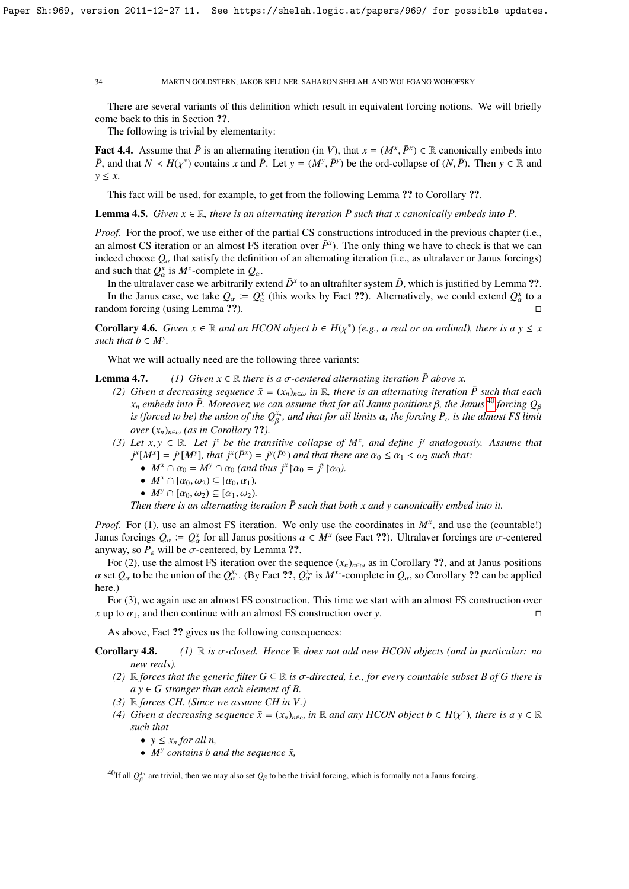There are several variants of this definition which result in equivalent forcing notions. We will briefly come back to this in Section **??**.

The following is trivial by elementarity:

**Fact 4.4.** Assume that $\bar{P}$ is an alternating iteration (in $V$), that $x = (M^x, \bar{P}^x) \in \mathbb{R}$ canonically embeds into $\bar{P}$, and that $N \prec H(\chi^*)$ contains $x$ and $\bar{P}$. Let $y = (M^y, \bar{P}^y)$ be the ord-collapse of $(N, \bar{P})$. Then $y \in \mathbb{R}$ and $y \leq x$.

This fact will be used, for example, to get from the following Lemma **??** to Corollary **??**.

**Lemma 4.5.** *Given $x \in \mathbb{R}$, there is an alternating iteration $\bar{P}$ such that $x$ canonically embeds into $\bar{P}$.*

*Proof.* For the proof, we use either of the partial CS constructions introduced in the previous chapter (i.e., an almost CS iteration or an almost FS iteration over $\bar{P}^x$). The only thing we have to check is that we can indeed choose $Q_\alpha$ that satisfy the definition of an alternating iteration (i.e., as ultralaver or Janus forcings) and such that $Q^x_\alpha$ is $M^x$-complete in $Q_\alpha$.

In the ultralaver case we arbitrarily extend $\bar{D}^x$ to an ultrafilter system $\bar{D}$, which is justified by Lemma **??**.

In the Janus case, we take $Q_\alpha := Q^x_\alpha$ (this works by Fact **??**). Alternatively, we could extend $Q^x_\alpha$ to a random forcing (using Lemma **??**). $\square$

**Corollary 4.6.** *Given $x \in \mathbb{R}$ and an HCON object $b \in H(\chi^*)$ (e.g., a real or an ordinal), there is a $y \leq x$ such that $b \in M^y$.*

What we will actually need are the following three variants:

**Lemma 4.7.** *(1) Given $x \in \mathbb{R}$ there is a $\sigma$-centered alternating iteration $\bar{P}$ above $x$.*

*(2) Given a decreasing sequence $\bar{x} = (x_n)_{n\in\omega}$ in $\mathbb{R}$, there is an alternating iteration $\bar{P}$ such that each $x_n$ embeds into $\bar{P}$. Moreover, we can assume that for all Janus positions $\beta$, the Janus*[40] *forcing $Q_\beta$ is (forced to be) the union of the $Q^{x_n}_\beta$, and that for all limits $\alpha$, the forcing $P_\alpha$ is the almost FS limit over $(x_n)_{n\in\omega}$ (as in Corollary **??**).*

*(3) Let $x, y \in \mathbb{R}$. Let $j^x$ be the transitive collapse of $M^x$, and define $j^y$ analogously. Assume that $j^x[M^x] = j^y[M^y]$, that $j^x(\bar{P}^x) = j^y(\bar{P}^y)$ and that there are $\alpha_0 \leq \alpha_1 < \omega_2$ such that:*

- *$M^x \cap \alpha_0 = M^y \cap \alpha_0$ (and thus $j^x \restriction \alpha_0 = j^y \restriction \alpha_0$).*
- *$M^x \cap [\alpha_0, \omega_2) \subseteq [\alpha_0, \alpha_1)$.*
- *$M^y \cap [\alpha_0, \omega_2) \subseteq [\alpha_1, \omega_2)$.*

*Then there is an alternating iteration $\bar{P}$ such that both $x$ and $y$ canonically embed into it.*

*Proof.* For (1), use an almost FS iteration. We only use the coordinates in $M^x$, and use the (countable!) Janus forcings $Q_\alpha := Q^x_\alpha$ for all Janus positions $\alpha \in M^x$ (see Fact **??**). Ultralaver forcings are $\sigma$-centered anyway, so $P_\varepsilon$ will be $\sigma$-centered, by Lemma **??**.

For (2), use the almost FS iteration over the sequence $(x_n)_{n\in\omega}$ as in Corollary **??**, and at Janus positions $\alpha$ set $Q_\alpha$ to be the union of the $Q^{x_n}_\alpha$. (By Fact **??**, $Q^{x_n}_\alpha$ is $M^{x_n}$-complete in $Q_\alpha$, so Corollary **??** can be applied here.)

For (3), we again use an almost FS construction. This time we start with an almost FS construction over $x$ up to $\alpha_1$, and then continue with an almost FS construction over $y$. $\square$

As above, Fact **??** gives us the following consequences:

**Corollary 4.8.** *(1) $\mathbb{R}$ is $\sigma$-closed. Hence $\mathbb{R}$ does not add new HCON objects (and in particular: no new reals).*

*(2) $\mathbb{R}$ forces that the generic filter $G \subseteq \mathbb{R}$ is $\sigma$-directed, i.e., for every countable subset $B$ of $G$ there is a $y \in G$ stronger than each element of $B$.*

*(3) $\mathbb{R}$ forces CH. (Since we assume CH in $V$.)*

*(4) Given a decreasing sequence $\bar{x} = (x_n)_{n\in\omega}$ in $\mathbb{R}$ and any HCON object $b \in H(\chi^*)$, there is a $y \in \mathbb{R}$ such that*

- *$y \leq x_n$ for all $n$,*
- *$M^y$ contains $b$ and the sequence $\bar{x}$,*

[40] If all $Q^{x_n}_\beta$ are trivial, then we may also set $Q_\beta$ to be the trivial forcing, which is formally not a Janus forcing.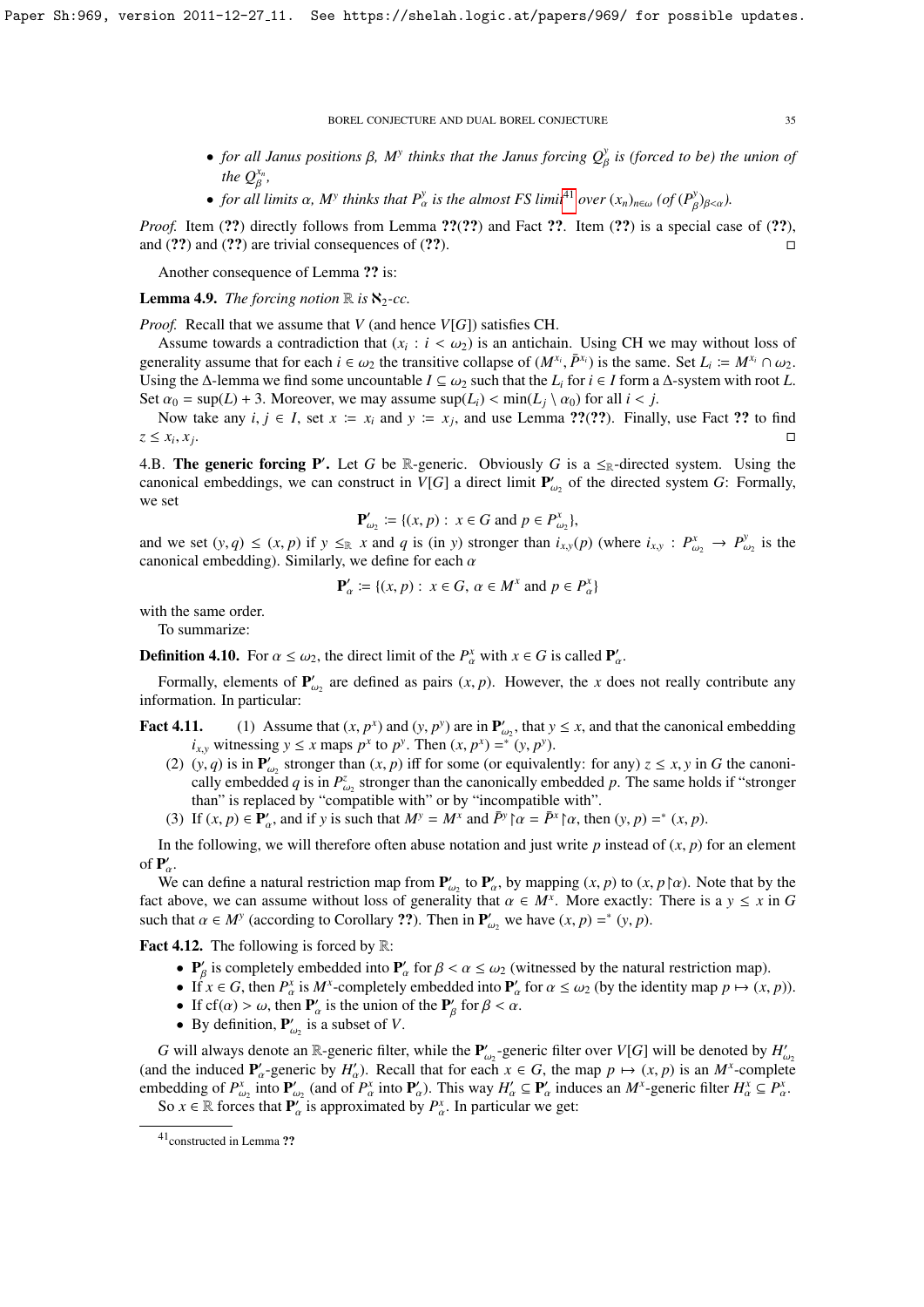- *for all Janus positions $\beta$, $M^y$ thinks that the Janus forcing $Q^y_\beta$ is (forced to be) the union of the $Q^{x_n}_\beta$,*
- *for all limits $\alpha$, $M^y$ thinks that $P^y_\alpha$ is the almost FS limit*[41] *over $(x_n)_{n\in\omega}$ (of $(P^y_\beta)_{\beta<\alpha}$).*

*Proof.* Item (??) directly follows from Lemma ??(??) and Fact ??. Item (??) is a special case of (??), and (??) and (??) are trivial consequences of (??). □

Another consequence of Lemma ?? is:

**Lemma 4.9.** *The forcing notion $\mathbb{R}$ is $\aleph_2$-cc.*

*Proof.* Recall that we assume that $V$ (and hence $V[G]$) satisfies CH.

Assume towards a contradiction that $(x_i : i < \omega_2)$ is an antichain. Using CH we may without loss of generality assume that for each $i \in \omega_2$ the transitive collapse of $(M^{x_i}, \bar{P}^{x_i})$ is the same. Set $L_i := M^{x_i} \cap \omega_2$. Using the $\Delta$-lemma we find some uncountable $I \subseteq \omega_2$ such that the $L_i$ for $i \in I$ form a $\Delta$-system with root $L$. Set $\alpha_0 = \sup(L) + 3$. Moreover, we may assume $\sup(L_i) < \min(L_j \setminus \alpha_0)$ for all $i < j$.

Now take any $i, j \in I$, set $x := x_i$ and $y := x_j$, and use Lemma ??(??). Finally, use Fact ?? to find $z \le x_i, x_j$. □

### 4.B. The generic forcing $\mathbf{P}'$.

Let $G$ be $\mathbb{R}$-generic. Obviously $G$ is a $\le_\mathbb{R}$-directed system. Using the canonical embeddings, we can construct in $V[G]$ a direct limit $\mathbf{P}'_{\omega_2}$ of the directed system $G$: Formally, we set

$$\mathbf{P}'_{\omega_2} := \{(x, p) : x \in G \text{ and } p \in P^x_{\omega_2}\},$$

and we set $(y, q) \le (x, p)$ if $y \le_\mathbb{R} x$ and $q$ is (in $y$) stronger than $i_{x,y}(p)$ (where $i_{x,y} : P^x_{\omega_2} \to P^y_{\omega_2}$ is the canonical embedding). Similarly, we define for each $\alpha$

$$\mathbf{P}'_\alpha := \{(x, p) : x \in G,\ \alpha \in M^x \text{ and } p \in P^x_\alpha\}$$

with the same order.

To summarize:

**Definition 4.10.** For $\alpha \le \omega_2$, the direct limit of the $P^x_\alpha$ with $x \in G$ is called $\mathbf{P}'_\alpha$.

Formally, elements of $\mathbf{P}'_{\omega_2}$ are defined as pairs $(x, p)$. However, the $x$ does not really contribute any information. In particular:

**Fact 4.11.**
1. Assume that $(x, p^x)$ and $(y, p^y)$ are in $\mathbf{P}'_{\omega_2}$, that $y \le x$, and that the canonical embedding $i_{x,y}$ witnessing $y \le x$ maps $p^x$ to $p^y$. Then $(x, p^x) =^* (y, p^y)$.
2. $(y, q)$ is in $\mathbf{P}'_{\omega_2}$ stronger than $(x, p)$ iff for some (or equivalently: for any) $z \le x, y$ in $G$ the canonically embedded $q$ is in $P^z_{\omega_2}$ stronger than the canonically embedded $p$. The same holds if "stronger than" is replaced by "compatible with" or by "incompatible with".
3. If $(x, p) \in \mathbf{P}'_\alpha$, and if $y$ is such that $M^y = M^x$ and $\bar{P}^y \restriction \alpha = \bar{P}^x \restriction \alpha$, then $(y, p) =^* (x, p)$.

In the following, we will therefore often abuse notation and just write $p$ instead of $(x, p)$ for an element of $\mathbf{P}'_\alpha$.

We can define a natural restriction map from $\mathbf{P}'_{\omega_2}$ to $\mathbf{P}'_\alpha$, by mapping $(x, p)$ to $(x, p\restriction\alpha)$. Note that by the fact above, we can assume without loss of generality that $\alpha \in M^x$. More exactly: There is a $y \le x$ in $G$ such that $\alpha \in M^y$ (according to Corollary ??). Then in $\mathbf{P}'_{\omega_2}$ we have $(x, p) =^* (y, p)$.

**Fact 4.12.** The following is forced by $\mathbb{R}$:

- $\mathbf{P}'_\beta$ is completely embedded into $\mathbf{P}'_\alpha$ for $\beta < \alpha \le \omega_2$ (witnessed by the natural restriction map).
- If $x \in G$, then $P^x_\alpha$ is $M^x$-completely embedded into $\mathbf{P}'_\alpha$ for $\alpha \le \omega_2$ (by the identity map $p \mapsto (x, p)$).
- If $\mathrm{cf}(\alpha) > \omega$, then $\mathbf{P}'_\alpha$ is the union of the $\mathbf{P}'_\beta$ for $\beta < \alpha$.
- By definition, $\mathbf{P}'_{\omega_2}$ is a subset of $V$.

$G$ will always denote an $\mathbb{R}$-generic filter, while the $\mathbf{P}'_{\omega_2}$-generic filter over $V[G]$ will be denoted by $H'_{\omega_2}$ (and the induced $\mathbf{P}'_\alpha$-generic by $H'_\alpha$). Recall that for each $x \in G$, the map $p \mapsto (x, p)$ is an $M^x$-complete embedding of $P^x_{\omega_2}$ into $\mathbf{P}'_{\omega_2}$ (and of $P^x_\alpha$ into $\mathbf{P}'_\alpha$). This way $H'_\alpha \subseteq \mathbf{P}'_\alpha$ induces an $M^x$-generic filter $H^x_\alpha \subseteq P^x_\alpha$.

So $x \in \mathbb{R}$ forces that $\mathbf{P}'_\alpha$ is approximated by $P^x_\alpha$. In particular we get:

[41] constructed in Lemma ??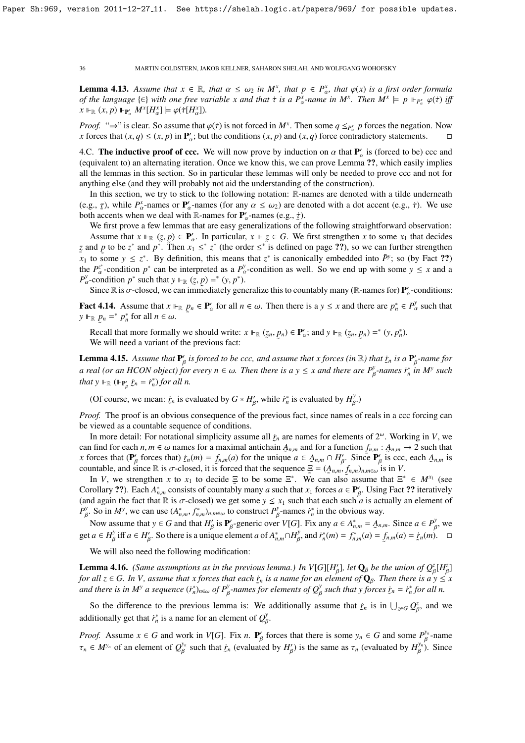**Lemma 4.13.** *Assume that $x \in \mathbb{R}$, that $\alpha \le \omega_2$ in $M^x$, that $p \in P^x_\alpha$, that $\varphi(x)$ is a first order formula of the language $\{\in\}$ with one free variable $x$ and that $\dot\tau$ is a $P^x_\alpha$-name in $M^x$. Then $M^x \models p \Vdash_{P^x_\alpha} \varphi(\dot\tau)$ iff $x \Vdash_{\mathbb{R}} (x,p) \Vdash_{\mathbf{P}'_\alpha} M^x[H^x_\alpha] \models \varphi(\dot\tau[H^x_\alpha])$.*

*Proof.* "$\Rightarrow$" is clear. So assume that $\varphi(\dot\tau)$ is not forced in $M^x$. Then some $q \le_{P^x_\alpha} p$ forces the negation. Now $x$ forces that $(x,q) \le (x,p)$ in $\mathbf{P}'_\alpha$; but the conditions $(x,p)$ and $(x,q)$ force contradictory statements. $\square$

## 4.C. The inductive proof of ccc.

We will now prove by induction on $\alpha$ that $\mathbf{P}'_\alpha$ is (forced to be) ccc and (equivalent to) an alternating iteration. Once we know this, we can prove Lemma ??, which easily implies all the lemmas in this section. So in particular these lemmas will only be needed to prove ccc and not for anything else (and they will probably not aid the understanding of the construction).

In this section, we try to stick to the following notation: $\mathbb{R}$-names are denoted with a tilde underneath (e.g., $\underaccent{\tilde}{\tau}$), while $P^x_\alpha$-names or $\mathbf{P}'_\alpha$-names (for any $\alpha \le \omega_2$) are denoted with a dot accent (e.g., $\dot\tau$). We use both accents when we deal with $\mathbb{R}$-names for $\mathbf{P}'_\alpha$-names (e.g., $\underaccent{\tilde}{\dot\tau}$).

We first prove a few lemmas that are easy generalizations of the following straightforward observation:

Assume that $x \Vdash_{\mathbb{R}} (\underaccent{\tilde}{z}, \underaccent{\tilde}{p}) \in \mathbf{P}'_\alpha$. In particular, $x \Vdash \underaccent{\tilde}{z} \in G$. We first strengthen $x$ to some $x_1$ that decides $\underaccent{\tilde}{z}$ and $\underaccent{\tilde}{p}$ to be $z^*$ and $p^*$. Then $x_1 \le^* z^*$ (the order $\le^*$ is defined on page ??), so we can further strengthen $x_1$ to some $y \le z^*$. By definition, this means that $z^*$ is canonically embedded into $\bar P^y$; so (by Fact ??) the $P^{z^*}_\alpha$-condition $p^*$ can be interpreted as a $P^y_\alpha$-condition as well. So we end up with some $y \le x$ and a $P^y_\alpha$-condition $p^*$ such that $y \Vdash_{\mathbb{R}} (\underaccent{\tilde}{z}, \underaccent{\tilde}{p}) =^* (y, p^*)$.

Since $\mathbb{R}$ is $\sigma$-closed, we can immediately generalize this to countably many ($\mathbb{R}$-names for) $\mathbf{P}'_\alpha$-conditions:

**Fact 4.14.** Assume that $x \Vdash_{\mathbb{R}} \underaccent{\tilde}{p}_n \in \mathbf{P}'_\alpha$ for all $n \in \omega$. Then there is a $y \le x$ and there are $p^*_n \in P^y_\alpha$ such that $y \Vdash_{\mathbb{R}} \underaccent{\tilde}{p}_n =^* p^*_n$ for all $n \in \omega$.

Recall that more formally we should write: $x \Vdash_{\mathbb{R}} (\underaccent{\tilde}{z}_n, \underaccent{\tilde}{p}_n) \in \mathbf{P}'_\alpha$; and $y \Vdash_{\mathbb{R}} (\underaccent{\tilde}{z}_n, \underaccent{\tilde}{p}_n) =^* (y, p^*_n)$.

We will need a variant of the previous fact:

**Lemma 4.15.** *Assume that $\mathbf{P}'_\beta$ is forced to be ccc, and assume that $x$ forces (in $\mathbb{R}$) that $\underaccent{\tilde}{\dot r}_n$ is a $\mathbf{P}'_\beta$-name for a real (or an HCON object) for every $n \in \omega$. Then there is a $y \le x$ and there are $P^y_\beta$-names $\dot r^*_n$ in $M^y$ such that $y \Vdash_{\mathbb{R}} (\Vdash_{\mathbf{P}'_\beta} \underaccent{\tilde}{\dot r}_n = \dot r^*_n)$ for all $n$.*

(Of course, we mean: $\underaccent{\tilde}{\dot r}_n$ is evaluated by $G * H'_\beta$, while $\dot r^*_n$ is evaluated by $H^y_\beta$.)

*Proof.* The proof is an obvious consequence of the previous fact, since names of reals in a ccc forcing can be viewed as a countable sequence of conditions.

In more detail: For notational simplicity assume all $\underaccent{\tilde}{\dot r}_n$ are names for elements of $2^\omega$. Working in $V$, we can find for each $n, m \in \omega$ names for a maximal antichain $\underaccent{\tilde}{A}_{n,m}$ and for a function $\underaccent{\tilde}{f}_{n,m} : \underaccent{\tilde}{A}_{n,m} \to 2$ such that $x$ forces that ($\mathbf{P}'_\beta$ forces that) $\underaccent{\tilde}{\dot r}_n(m) = \underaccent{\tilde}{f}_{n,m}(a)$ for the unique $a \in \underaccent{\tilde}{A}_{n,m} \cap H'_\beta$. Since $\mathbf{P}'_\beta$ is ccc, each $\underaccent{\tilde}{A}_{n,m}$ is countable, and since $\mathbb{R}$ is $\sigma$-closed, it is forced that the sequence $\underaccent{\tilde}{\Xi} = (\underaccent{\tilde}{A}_{n,m}, \underaccent{\tilde}{f}_{n,m})_{n,m\in\omega}$ is in $V$.

In $V$, we strengthen $x$ to $x_1$ to decide $\Xi$ to be some $\Xi^*$. We can also assume that $\Xi^* \in M^{x_1}$ (see Corollary ??). Each $A^*_{n,m}$ consists of countably many $a$ such that $x_1$ forces $a \in \mathbf{P}'_\beta$. Using Fact ?? iteratively (and again the fact that $\mathbb{R}$ is $\sigma$-closed) we get some $y \le x_1$ such that each such $a$ is actually an element of $P^y_\beta$. So in $M^y$, we can use $(A^*_{n,m}, f^*_{n,m})_{n,m\in\omega}$ to construct $P^y_\beta$-names $\dot r^*_n$ in the obvious way.

Now assume that $y \in G$ and that $H'_\beta$ is $\mathbf{P}'_\beta$-generic over $V[G]$. Fix any $a \in A^*_{n,m} = \underaccent{\tilde}{A}_{n,m}$. Since $a \in P^y_\beta$, we get $a \in H^y_\beta$ iff $a \in H'_\beta$. So there is a unique element $a$ of $A^*_{n,m} \cap H^y_\beta$, and $\dot r^*_n(m) = f^*_{n,m}(a) = \underaccent{\tilde}{f}_{n,m}(a) = \underaccent{\tilde}{\dot r}_n(m)$. $\square$

We will also need the following modification:

**Lemma 4.16.** *(Same assumptions as in the previous lemma.) In $V[G][H'_\beta]$, let $\mathbf{Q}_\beta$ be the union of $Q^z_\beta[H^z_\beta]$ for all $z \in G$. In $V$, assume that $x$ forces that each $\underaccent{\tilde}{\dot r}_n$ is a name for an element of $\mathbf{Q}_\beta$. Then there is a $y \le x$ and there is in $M^y$ a sequence $(\dot r^*_n)_{n\in\omega}$ of $P^y_\beta$-names for elements of $Q^y_\beta$ such that $y$ forces $\underaccent{\tilde}{\dot r}_n = \dot r^*_n$ for all $n$.*

So the difference to the previous lemma is: We additionally assume that $\underaccent{\tilde}{\dot r}_n$ is in $\bigcup_{z\in G} Q^z_\beta$, and we additionally get that $\dot r^*_n$ is a name for an element of $Q^y_\beta$.

*Proof.* Assume $x \in G$ and work in $V[G]$. Fix $n$. $\mathbf{P}'_\beta$ forces that there is some $y_n \in G$ and some $P^{y_n}_\beta$-name $\tau_n \in M^{y_n}$ of an element of $Q^{y_n}_\beta$ such that $\underaccent{\tilde}{\dot r}_n$ (evaluated by $H'_\beta$) is the same as $\tau_n$ (evaluated by $H^{y_n}_\beta$). Since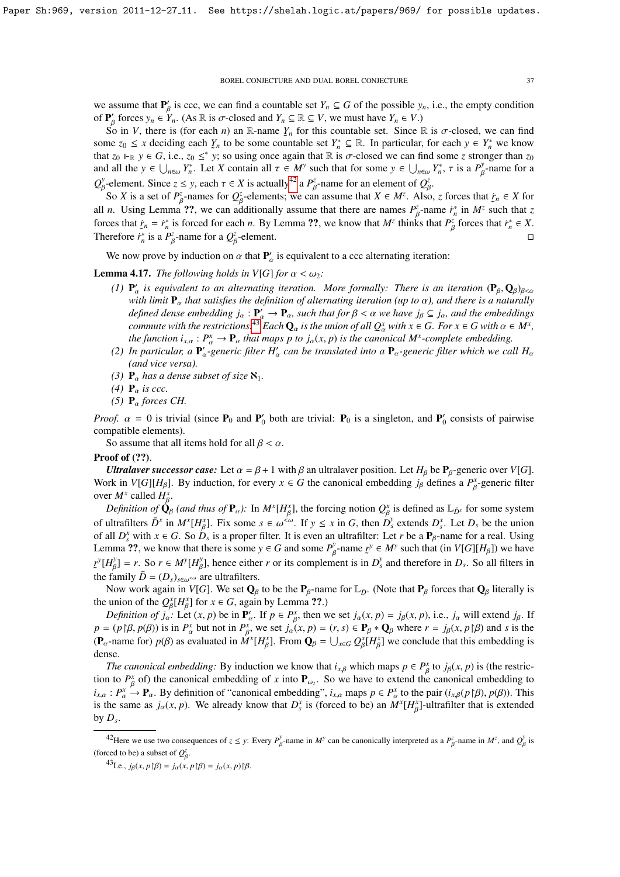we assume that $\mathbf{P}'_\beta$ is ccc, we can find a countable set $Y_n \subseteq G$ of the possible $y_n$, i.e., the empty condition of $\mathbf{P}'_\beta$ forces $y_n \in Y_n$. (As $\mathbb{R}$ is $\sigma$-closed and $Y_n \subseteq \mathbb{R} \subseteq V$, we must have $Y_n \in V$.)

So in $V$, there is (for each $n$) an $\mathbb{R}$-name $\underaccent{\tilde}{Y}_n$ for this countable set. Since $\mathbb{R}$ is $\sigma$-closed, we can find some $z_0 \leq x$ deciding each $\underaccent{\tilde}{Y}_n$ to be some countable set $Y^*_n \subseteq \mathbb{R}$. In particular, for each $y \in Y^*_n$ we know that $z_0 \Vdash_{\mathbb{R}} y \in G$, i.e., $z_0 \leq^* y$; so using once again that $\mathbb{R}$ is $\sigma$-closed we can find some $z$ stronger than $z_0$ and all the $y \in \bigcup_{n\in\omega} Y^*_n$. Let $X$ contain all $\tau \in M^y$ such that for some $y \in \bigcup_{n\in\omega} Y^*_n$, $\tau$ is a $P^y_\beta$-name for a $Q^y_\beta$-element. Since $z \leq y$, each $\tau \in X$ is actually[42] a $P^z_\beta$-name for an element of $Q^z_\beta$.

So $X$ is a set of $P^z_\beta$-names for $Q^z_\beta$-elements; we can assume that $X \in M^z$. Also, $z$ forces that $\underaccent{\tilde}{r}_n \in X$ for all $n$. Using Lemma ??, we can additionally assume that there are names $P^z_\beta$-name $r^*_n$ in $M^z$ such that $z$ forces that $\underaccent{\tilde}{r}_n = r^*_n$ is forced for each $n$. By Lemma ??, we know that $M^z$ thinks that $P^z_\beta$ forces that $r^*_n \in X$. Therefore $r^*_n$ is a $P^z_\beta$-name for a $Q^z_\beta$-element. $\square$

We now prove by induction on $\alpha$ that $\mathbf{P}'_\alpha$ is equivalent to a ccc alternating iteration:

**Lemma 4.17.** *The following holds in $V[G]$ for $\alpha < \omega_2$:*

1. *$\mathbf{P}'_\alpha$ is equivalent to an alternating iteration. More formally: There is an iteration $(\mathbf{P}_\beta, \mathbf{Q}_\beta)_{\beta<\alpha}$ with limit $\mathbf{P}_\alpha$ that satisfies the definition of alternating iteration (up to $\alpha$), and there is a naturally defined dense embedding $j_\alpha : \mathbf{P}'_\alpha \to \mathbf{P}_\alpha$, such that for $\beta < \alpha$ we have $j_\beta \subseteq j_\alpha$, and the embeddings commute with the restrictions.[43] Each $\mathbf{Q}_\alpha$ is the union of all $Q^x_\alpha$ with $x \in G$. For $x \in G$ with $\alpha \in M^x$, the function $i_{x,\alpha} : P^x_\alpha \to \mathbf{P}_\alpha$ that maps $p$ to $j_\alpha(x, p)$ is the canonical $M^x$-complete embedding.*
2. *In particular, a $\mathbf{P}'_\alpha$-generic filter $H'_\alpha$ can be translated into a $\mathbf{P}_\alpha$-generic filter which we call $H_\alpha$ (and vice versa).*
3. *$\mathbf{P}_\alpha$ has a dense subset of size $\aleph_1$.*
4. *$\mathbf{P}_\alpha$ is ccc.*
5. *$\mathbf{P}_\alpha$ forces CH.*

*Proof.* $\alpha = 0$ is trivial (since $\mathbf{P}_0$ and $\mathbf{P}'_0$ both are trivial: $\mathbf{P}_0$ is a singleton, and $\mathbf{P}'_0$ consists of pairwise compatible elements).

So assume that all items hold for all $\beta < \alpha$.

**Proof of (??).**

***Ultralaver successor case:*** Let $\alpha = \beta + 1$ with $\beta$ an ultralaver position. Let $H_\beta$ be $\mathbf{P}_\beta$-generic over $V[G]$. Work in $V[G][H_\beta]$. By induction, for every $x \in G$ the canonical embedding $j_\beta$ defines a $P^x_\beta$-generic filter over $M^x$ called $H^x_\beta$.

*Definition of $\mathbf{Q}_\beta$ (and thus of $\mathbf{P}_\alpha$):* In $M^x[H^x_\beta]$, the forcing notion $Q^x_\beta$ is defined as $\mathbb{L}_{\bar{D}^x}$ for some system of ultrafilters $\bar{D}^x$ in $M^x[H^x_\beta]$. Fix some $s \in \omega^{<\omega}$. If $y \leq x$ in $G$, then $D^y_s$ extends $D^x_s$. Let $D_s$ be the union of all $D^x_s$ with $x \in G$. So $D_s$ is a proper filter. It is even an ultrafilter: Let $r$ be a $\mathbf{P}_\beta$-name for a real. Using Lemma ??, we know that there is some $y \in G$ and some $P^y_\beta$-name $\underaccent{\tilde}{r}^y \in M^y$ such that (in $V[G][H_\beta]$) we have $\underaccent{\tilde}{r}^y[H^y_\beta] = r$. So $r \in M^y[H^y_\beta]$, hence either $r$ or its complement is in $D^y_s$ and therefore in $D_s$. So all filters in the family $\bar{D} = (D_s)_{s\in\omega^{<\omega}}$ are ultrafilters.

Now work again in $V[G]$. We set $\mathbf{Q}_\beta$ to be the $\mathbf{P}_\beta$-name for $\mathbb{L}_{\bar{D}}$. (Note that $\mathbf{P}_\beta$ forces that $\mathbf{Q}_\beta$ literally is the union of the $Q^x_\beta[H^x_\beta]$ for $x \in G$, again by Lemma ??.)

*Definition of $j_\alpha$:* Let $(x, p)$ be in $\mathbf{P}'_\alpha$. If $p \in P^x_\beta$, then we set $j_\alpha(x, p) = j_\beta(x, p)$, i.e., $j_\alpha$ will extend $j_\beta$. If $p = (p{\restriction}\beta, p(\beta))$ is in $P^x_\alpha$ but not in $P^x_\beta$, we set $j_\alpha(x, p) = (r, s) \in \mathbf{P}_\beta * \mathbf{Q}_\beta$ where $r = j_\beta(x, p{\restriction}\beta)$ and $s$ is the ($\mathbf{P}_\alpha$-name for) $p(\beta)$ as evaluated in $M^x[H^x_\beta]$. From $\mathbf{Q}_\beta = \bigcup_{x\in G} Q^x_\beta[H^x_\beta]$ we conclude that this embedding is dense.

*The canonical embedding:* By induction we know that $i_{x,\beta}$ which maps $p \in P^x_\beta$ to $j_\beta(x, p)$ is (the restriction to $P^x_\beta$ of) the canonical embedding of $x$ into $\mathbf{P}_{\omega_2}$. So we have to extend the canonical embedding to $i_{x,\alpha} : P^x_\alpha \to \mathbf{P}_\alpha$. By definition of "canonical embedding", $i_{x,\alpha}$ maps $p \in P^x_\alpha$ to the pair $(i_{x,\beta}(p{\restriction}\beta), p(\beta))$. This is the same as $j_\alpha(x, p)$. We already know that $D^x_s$ is (forced to be) an $M^x[H^x_\beta]$-ultrafilter that is extended by $D_s$.

---

[42] Here we use two consequences of $z \leq y$: Every $P^y_\beta$-name in $M^y$ can be canonically interpreted as a $P^z_\beta$-name in $M^z$, and $Q^y_\beta$ is (forced to be) a subset of $Q^z_\beta$.

[43] I.e., $j_\beta(x, p{\restriction}\beta) = j_\alpha(x, p{\restriction}\beta) = j_\alpha(x, p){\restriction}\beta$.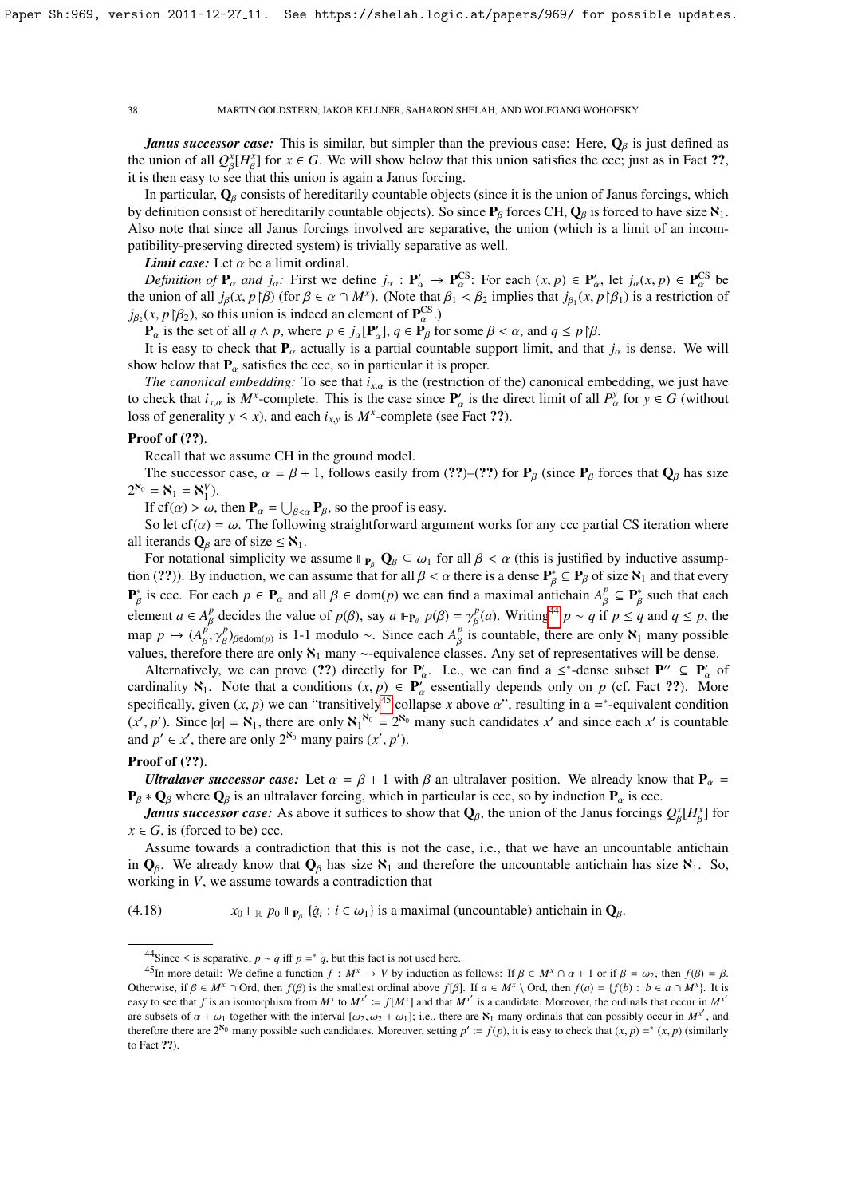***Janus successor case:*** This is similar, but simpler than the previous case: Here, $\mathbf{Q}_\beta$ is just defined as the union of all $Q^x_\beta[H^x_\beta]$ for $x \in G$. We will show below that this union satisfies the ccc; just as in Fact ??, it is then easy to see that this union is again a Janus forcing.

In particular, $\mathbf{Q}_\beta$ consists of hereditarily countable objects (since it is the union of Janus forcings, which by definition consist of hereditarily countable objects). So since $\mathbf{P}_\beta$ forces CH, $\mathbf{Q}_\beta$ is forced to have size $\aleph_1$. Also note that since all Janus forcings involved are separative, the union (which is a limit of an incompatibility-preserving directed system) is trivially separative as well.

***Limit case:*** Let $\alpha$ be a limit ordinal.

*Definition of* $\mathbf{P}_\alpha$ *and* $j_\alpha$*:* First we define $j_\alpha : \mathbf{P}'_\alpha \to \mathbf{P}^{\mathrm{CS}}_\alpha$: For each $(x, p) \in \mathbf{P}'_\alpha$, let $j_\alpha(x, p) \in \mathbf{P}^{\mathrm{CS}}_\alpha$ be the union of all $j_\beta(x, p{\restriction}\beta)$ (for $\beta \in \alpha \cap M^x$). (Note that $\beta_1 < \beta_2$ implies that $j_{\beta_1}(x, p{\restriction}\beta_1)$ is a restriction of $j_{\beta_2}(x, p{\restriction}\beta_2)$, so this union is indeed an element of $\mathbf{P}^{\mathrm{CS}}_\alpha$.)

$\mathbf{P}_\alpha$ is the set of all $q \wedge p$, where $p \in j_\alpha[\mathbf{P}'_\alpha]$, $q \in \mathbf{P}_\beta$ for some $\beta < \alpha$, and $q \le p{\restriction}\beta$.

It is easy to check that $\mathbf{P}_\alpha$ actually is a partial countable support limit, and that $j_\alpha$ is dense. We will show below that $\mathbf{P}_\alpha$ satisfies the ccc, so in particular it is proper.

*The canonical embedding:* To see that $i_{x,\alpha}$ is the (restriction of the) canonical embedding, we just have to check that $i_{x,\alpha}$ is $M^x$-complete. This is the case since $\mathbf{P}'_\alpha$ is the direct limit of all $P^y_\alpha$ for $y \in G$ (without loss of generality $y \le x$), and each $i_{x,y}$ is $M^x$-complete (see Fact ??).

**Proof of (??).**

Recall that we assume CH in the ground model.

The successor case, $\alpha = \beta + 1$, follows easily from (??)–(??) for $\mathbf{P}_\beta$ (since $\mathbf{P}_\beta$ forces that $\mathbf{Q}_\beta$ has size $2^{\aleph_0} = \aleph_1 = \aleph_1^V$).

If $\mathrm{cf}(\alpha) > \omega$, then $\mathbf{P}_\alpha = \bigcup_{\beta<\alpha} \mathbf{P}_\beta$, so the proof is easy.

So let $\mathrm{cf}(\alpha) = \omega$. The following straightforward argument works for any ccc partial CS iteration where all iterands $\mathbf{Q}_\beta$ are of size $\le \aleph_1$.

For notational simplicity we assume $\Vdash_{\mathbf{P}_\beta} \mathbf{Q}_\beta \subseteq \omega_1$ for all $\beta < \alpha$ (this is justified by inductive assumption (??)). By induction, we can assume that for all $\beta < \alpha$ there is a dense $\mathbf{P}^*_\beta \subseteq \mathbf{P}_\beta$ of size $\aleph_1$ and that every $\mathbf{P}^*_\beta$ is ccc. For each $p \in \mathbf{P}_\alpha$ and all $\beta \in \mathrm{dom}(p)$ we can find a maximal antichain $A^p_\beta \subseteq \mathbf{P}^*_\beta$ such that each element $a \in A^p_\beta$ decides the value of $p(\beta)$, say $a \Vdash_{\mathbf{P}_\beta} p(\beta) = \gamma^p_\beta(a)$. Writing[44] $p \sim q$ if $p \le q$ and $q \le p$, the map $p \mapsto (A^p_\beta, \gamma^p_\beta)_{\beta\in\mathrm{dom}(p)}$ is 1-1 modulo $\sim$. Since each $A^p_\beta$ is countable, there are only $\aleph_1$ many possible values, therefore there are only $\aleph_1$ many $\sim$-equivalence classes. Any set of representatives will be dense.

Alternatively, we can prove (??) directly for $\mathbf{P}'_\alpha$. I.e., we can find a $\le^*$-dense subset $\mathbf{P}'' \subseteq \mathbf{P}'_\alpha$ of cardinality $\aleph_1$. Note that a conditions $(x, p) \in \mathbf{P}'_\alpha$ essentially depends only on $p$ (cf. Fact ??). More specifically, given $(x, p)$ we can "transitively[45] collapse $x$ above $\alpha$", resulting in a $=^*$-equivalent condition $(x', p')$. Since $|\alpha| = \aleph_1$, there are only $\aleph_1{}^{\aleph_0} = 2^{\aleph_0}$ many such candidates $x'$ and since each $x'$ is countable and $p' \in x'$, there are only $2^{\aleph_0}$ many pairs $(x', p')$.

**Proof of (??).**

***Ultralaver successor case:*** Let $\alpha = \beta + 1$ with $\beta$ an ultralaver position. We already know that $\mathbf{P}_\alpha = \mathbf{P}_\beta * \mathbf{Q}_\beta$ where $\mathbf{Q}_\beta$ is an ultralaver forcing, which in particular is ccc, so by induction $\mathbf{P}_\alpha$ is ccc.

***Janus successor case:*** As above it suffices to show that $\mathbf{Q}_\beta$, the union of the Janus forcings $Q^x_\beta[H^x_\beta]$ for $x \in G$, is (forced to be) ccc.

Assume towards a contradiction that this is not the case, i.e., that we have an uncountable antichain in $\mathbf{Q}_\beta$. We already know that $\mathbf{Q}_\beta$ has size $\aleph_1$ and therefore the uncountable antichain has size $\aleph_1$. So, working in $V$, we assume towards a contradiction that

$$x_0 \Vdash_{\mathbb{R}} p_0 \Vdash_{\mathbf{P}_\beta} \{\dot{q}_i : i \in \omega_1\} \text{ is a maximal (uncountable) antichain in } \mathbf{Q}_\beta. \tag{4.18}$$

---

[44] Since $\le$ is separative, $p \sim q$ iff $p =^* q$, but this fact is not used here.

[45] In more detail: We define a function $f : M^x \to V$ by induction as follows: If $\beta \in M^x \cap \alpha + 1$ or if $\beta = \omega_2$, then $f(\beta) = \beta$. Otherwise, if $\beta \in M^x \cap \mathrm{Ord}$, then $f(\beta)$ is the smallest ordinal above $f[\beta]$. If $a \in M^x \setminus \mathrm{Ord}$, then $f(a) = \{f(b) : b \in a \cap M^x\}$. It is easy to see that $f$ is an isomorphism from $M^x$ to $M^{x'} := f[M^x]$ and that $M^{x'}$ is a candidate. Moreover, the ordinals that occur in $M^{x'}$ are subsets of $\alpha + \omega_1$ together with the interval $[\omega_2, \omega_2 + \omega_1]$; i.e., there are $\aleph_1$ many ordinals that can possibly occur in $M^{x'}$, and therefore there are $2^{\aleph_0}$ many possible such candidates. Moreover, setting $p' := f(p)$, it is easy to check that $(x, p) =^* (x, p)$ (similarly to Fact ??).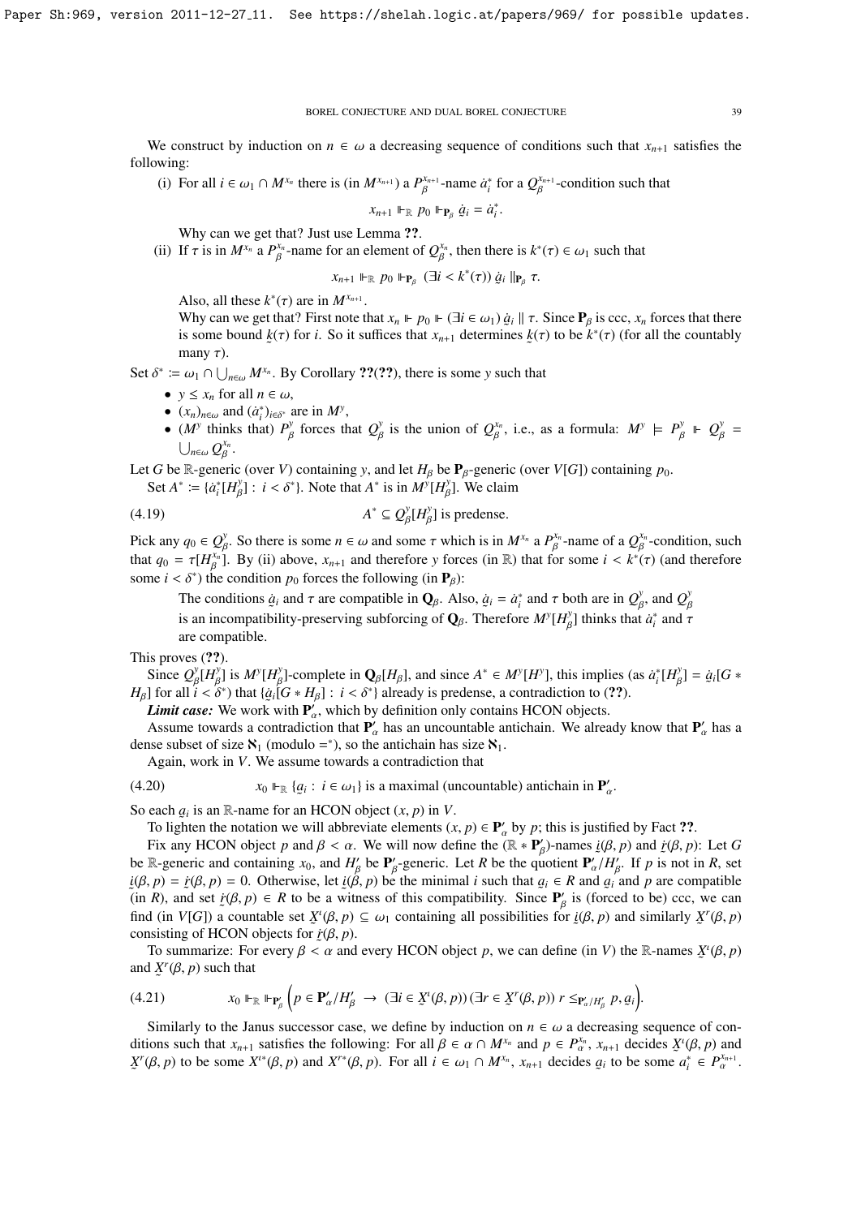We construct by induction on $n \in \omega$ a decreasing sequence of conditions such that $x_{n+1}$ satisfies the following:

(i) For all $i \in \omega_1 \cap M^{x_n}$ there is (in $M^{x_{n+1}}$) a $P^{x_{n+1}}_\beta$-name $\dot{a}^*_i$ for a $Q^{x_{n+1}}_\beta$-condition such that

$$x_{n+1} \Vdash_{\mathbb{R}} p_0 \Vdash_{\mathbf{P}_\beta} \dot{a}_i = \dot{a}^*_i.$$

Why can we get that? Just use Lemma ??.

(ii) If $\tau$ is in $M^{x_n}$ a $P^{x_n}_\beta$-name for an element of $Q^{x_n}_\beta$, then there is $k^*(\tau) \in \omega_1$ such that

$$x_{n+1} \Vdash_{\mathbb{R}} p_0 \Vdash_{\mathbf{P}_\beta} (\exists i < k^*(\tau))\, \dot{a}_i \parallel_{\mathbf{P}_\beta} \tau.$$

Also, all these $k^*(\tau)$ are in $M^{x_{n+1}}$.

Why can we get that? First note that $x_n \Vdash p_0 \Vdash (\exists i \in \omega_1)\, \dot{a}_i \parallel \tau$. Since $\mathbf{P}_\beta$ is ccc, $x_n$ forces that there is some bound $k(\tau)$ for $i$. So it suffices that $x_{n+1}$ determines $k(\tau)$ to be $k^*(\tau)$ (for all the countably many $\tau$).

Set $\delta^* := \omega_1 \cap \bigcup_{n\in\omega} M^{x_n}$. By Corollary ??(??), there is some $y$ such that

- $y \leq x_n$ for all $n \in \omega$,
- $(x_n)_{n\in\omega}$ and $(\dot{a}^*_i)_{i\in\delta^*}$ are in $M^y$,
- ($M^y$ thinks that) $P^y_\beta$ forces that $Q^y_\beta$ is the union of $Q^{x_n}_\beta$, i.e., as a formula: $M^y \models P^y_\beta \Vdash Q^y_\beta = \bigcup_{n\in\omega} Q^{x_n}_\beta$.

Let $G$ be $\mathbb{R}$-generic (over $V$) containing $y$, and let $H_\beta$ be $\mathbf{P}_\beta$-generic (over $V[G]$) containing $p_0$.

Set $A^* := \{\dot{a}^*_i[H^y_\beta] : i < \delta^*\}$. Note that $A^*$ is in $M^y[H^y_\beta]$. We claim

$$A^* \subseteq Q^y_\beta[H^y_\beta] \text{ is predense.} \tag{4.19}$$

Pick any $q_0 \in Q^y_\beta$. So there is some $n \in \omega$ and some $\tau$ which is in $M^{x_n}$ a $P^{x_n}_\beta$-name of a $Q^{x_n}_\beta$-condition, such that $q_0 = \tau[H^{x_n}_\beta]$. By (ii) above, $x_{n+1}$ and therefore $y$ forces (in $\mathbb{R}$) that for some $i < k^*(\tau)$ (and therefore some $i < \delta^*$) the condition $p_0$ forces the following (in $\mathbf{P}_\beta$):

> The conditions $\dot{a}_i$ and $\tau$ are compatible in $\mathbf{Q}_\beta$. Also, $\dot{a}_i = \dot{a}^*_i$ and $\tau$ both are in $Q^y_\beta$, and $Q^y_\beta$ is an incompatibility-preserving subforcing of $\mathbf{Q}_\beta$. Therefore $M^y[H^y_\beta]$ thinks that $\dot{a}^*_i$ and $\tau$ are compatible.

This proves (??).

Since $Q^y_\beta[H^y_\beta]$ is $M^y[H^y_\beta]$-complete in $\mathbf{Q}_\beta[H_\beta]$, and since $A^* \in M^y[H^y]$, this implies (as $\dot{a}^*_i[H^y_\beta] = \dot{a}_i[G * H_\beta]$ for all $i < \delta^*$) that $\{\dot{a}_i[G * H_\beta] : i < \delta^*\}$ already is predense, a contradiction to (??).

***Limit case:*** We work with $\mathbf{P}'_\alpha$, which by definition only contains HCON objects.

Assume towards a contradiction that $\mathbf{P}'_\alpha$ has an uncountable antichain. We already know that $\mathbf{P}'_\alpha$ has a dense subset of size $\aleph_1$ (modulo $=^*$), so the antichain has size $\aleph_1$.

Again, work in $V$. We assume towards a contradiction that

$$x_0 \Vdash_{\mathbb{R}} \{a_i : i \in \omega_1\} \text{ is a maximal (uncountable) antichain in } \mathbf{P}'_\alpha. \tag{4.20}$$

So each $a_i$ is an $\mathbb{R}$-name for an HCON object $(x, p)$ in $V$.

To lighten the notation we will abbreviate elements $(x, p) \in \mathbf{P}'_\alpha$ by $p$; this is justified by Fact ??.

Fix any HCON object $p$ and $\beta < \alpha$. We will now define the $(\mathbb{R} * \mathbf{P}'_\beta)$-names $i(\beta, p)$ and $r(\beta, p)$: Let $G$ be $\mathbb{R}$-generic and containing $x_0$, and $H'_\beta$ be $\mathbf{P}'_\beta$-generic. Let $R$ be the quotient $\mathbf{P}'_\alpha/H'_\beta$. If $p$ is not in $R$, set $i(\beta, p) = r(\beta, p) = 0$. Otherwise, let $i(\beta, p)$ be the minimal $i$ such that $a_i \in R$ and $a_i$ and $p$ are compatible (in $R$), and set $r(\beta, p) \in R$ to be a witness of this compatibility. Since $\mathbf{P}'_\beta$ is (forced to be) ccc, we can find (in $V[G]$) a countable set $X^\iota(\beta, p) \subseteq \omega_1$ containing all possibilities for $i(\beta, p)$ and similarly $X^r(\beta, p)$ consisting of HCON objects for $r(\beta, p)$.

To summarize: For every $\beta < \alpha$ and every HCON object $p$, we can define (in $V$) the $\mathbb{R}$-names $X^\iota(\beta, p)$ and $X^r(\beta, p)$ such that

$$x_0 \Vdash_{\mathbb{R}} \Vdash_{\mathbf{P}'_\beta} \Big(p \in \mathbf{P}'_\alpha/H'_\beta \;\rightarrow\; (\exists i \in X^\iota(\beta, p))\, (\exists r \in X^r(\beta, p))\; r \leq_{\mathbf{P}'_\alpha/H'_\beta} p, a_i\Big). \tag{4.21}$$

Similarly to the Janus successor case, we define by induction on $n \in \omega$ a decreasing sequence of conditions such that $x_{n+1}$ satisfies the following: For all $\beta \in \alpha \cap M^{x_n}$ and $p \in P^{x_n}_\alpha$, $x_{n+1}$ decides $X^\iota(\beta, p)$ and $X^r(\beta, p)$ to be some $X^{\iota*}(\beta, p)$ and $X^{r*}(\beta, p)$. For all $i \in \omega_1 \cap M^{x_n}$, $x_{n+1}$ decides $a_i$ to be some $a^*_i \in P^{x_{n+1}}_\alpha$.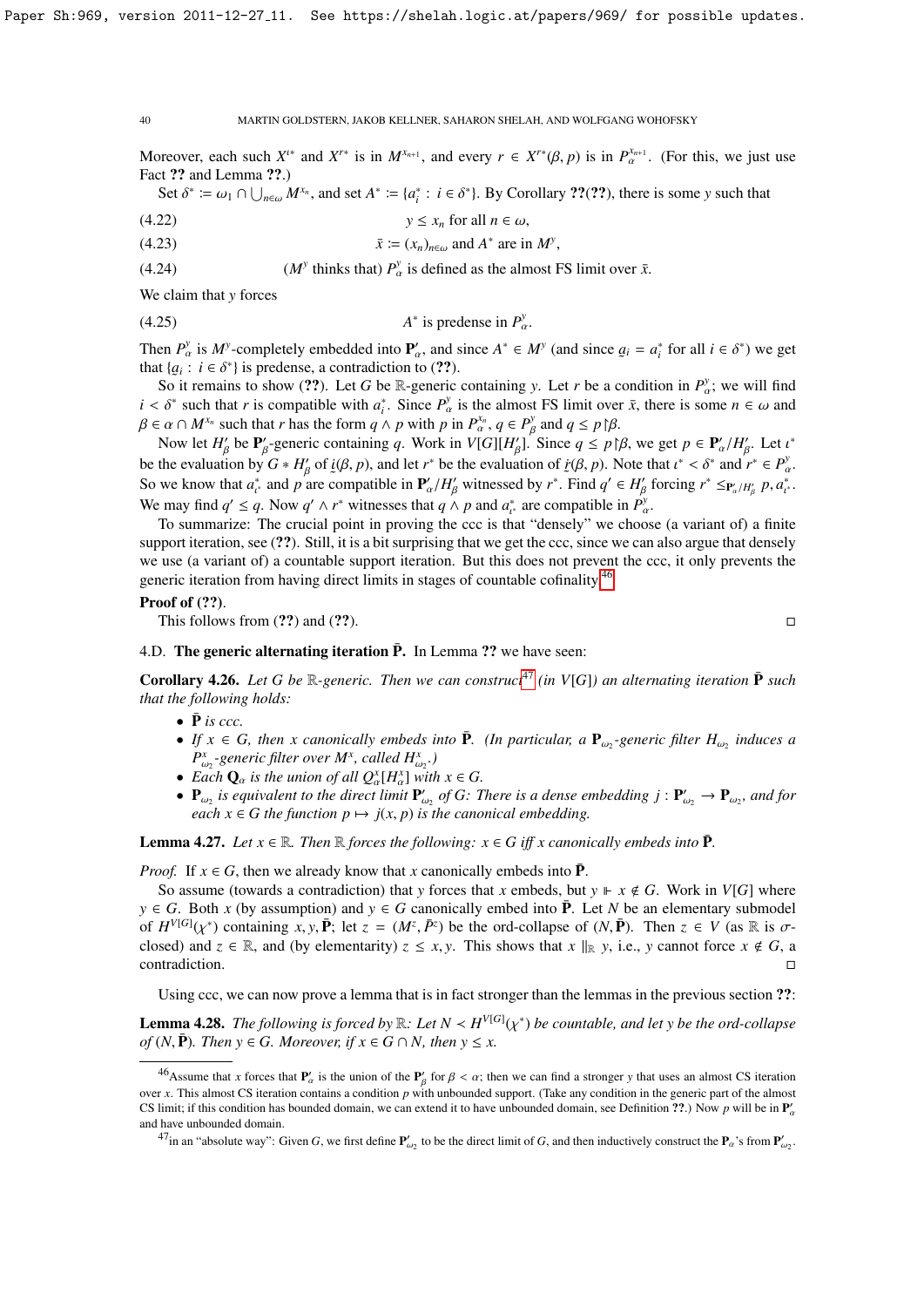Moreover, each such $X^{\iota*}$ and $X^{r*}$ is in $M^{x_{n+1}}$, and every $r \in X^{r*}(\beta, p)$ is in $P_\alpha^{x_{n+1}}$. (For this, we just use Fact ?? and Lemma ??.)

Set $\delta^* := \omega_1 \cap \bigcup_{n\in\omega} M^{x_n}$, and set $A^* := \{a_i^* : i \in \delta^*\}$. By Corollary ??(??), there is some $y$ such that

$$y \leq x_n \text{ for all } n \in \omega, \tag{4.22}$$

$$\bar{x} := (x_n)_{n\in\omega} \text{ and } A^* \text{ are in } M^y, \tag{4.23}$$

$$(M^y \text{ thinks that) } P_\alpha^y \text{ is defined as the almost FS limit over } \bar{x}. \tag{4.24}$$

We claim that $y$ forces

$$A^* \text{ is predense in } P_\alpha^y. \tag{4.25}$$

Then $P_\alpha^y$ is $M^y$-completely embedded into $\mathbf{P}'_\alpha$, and since $A^* \in M^y$ (and since $\underset{\sim}{a}_i = a_i^*$ for all $i \in \delta^*$) we get that $\{\underset{\sim}{a}_i : i \in \delta^*\}$ is predense, a contradiction to (??).

So it remains to show (??). Let $G$ be $\mathbb{R}$-generic containing $y$. Let $r$ be a condition in $P_\alpha^y$; we will find $i < \delta^*$ such that $r$ is compatible with $a_i^*$. Since $P_\alpha^y$ is the almost FS limit over $\bar{x}$, there is some $n \in \omega$ and $\beta \in \alpha \cap M^{x_n}$ such that $r$ has the form $q \wedge p$ with $p$ in $P_\alpha^{x_n}$, $q \in P_\beta^y$ and $q \leq p\restriction\beta$.

Now let $H'_\beta$ be $\mathbf{P}'_\beta$-generic containing $q$. Work in $V[G][H'_\beta]$. Since $q \leq p\restriction\beta$, we get $p \in \mathbf{P}'_\alpha/H'_\beta$. Let $\iota^*$ be the evaluation by $G * H'_\beta$ of $\underset{\sim}{i}(\beta, p)$, and let $r^*$ be the evaluation of $\underset{\sim}{r}(\beta, p)$. Note that $\iota^* < \delta^*$ and $r^* \in P_\alpha^y$. So we know that $a_{\iota^*}^*$ and $p$ are compatible in $\mathbf{P}'_\alpha/H'_\beta$ witnessed by $r^*$. Find $q' \in H'_\beta$ forcing $r^* \leq_{\mathbf{P}'_\alpha/H'_\beta} p, a_{\iota^*}^*$. We may find $q' \leq q$. Now $q' \wedge r^*$ witnesses that $q \wedge p$ and $a_{\iota^*}^*$ are compatible in $P_\alpha^y$.

To summarize: The crucial point in proving the ccc is that "densely" we choose (a variant of) a finite support iteration, see (??). Still, it is a bit surprising that we get the ccc, since we can also argue that densely we use (a variant of) a countable support iteration. But this does not prevent the ccc, it only prevents the generic iteration from having direct limits in stages of countable cofinality.[46]

**Proof of (??).**

This follows from (??) and (??). $\square$

### 4.D. The generic alternating iteration $\bar{\mathbf{P}}$.

In Lemma ?? we have seen:

**Corollary 4.26.** *Let $G$ be $\mathbb{R}$-generic. Then we can construct[47] (in $V[G]$) an alternating iteration $\bar{\mathbf{P}}$ such that the following holds:*

- *$\bar{\mathbf{P}}$ is ccc.*
- *If $x \in G$, then $x$ canonically embeds into $\bar{\mathbf{P}}$. (In particular, a $\mathbf{P}_{\omega_2}$-generic filter $H_{\omega_2}$ induces a $P^x_{\omega_2}$-generic filter over $M^x$, called $H^x_{\omega_2}$.)*
- *Each $\mathbf{Q}_\alpha$ is the union of all $Q^x_\alpha[H^x_\alpha]$ with $x \in G$.*
- *$\mathbf{P}_{\omega_2}$ is equivalent to the direct limit $\mathbf{P}'_{\omega_2}$ of $G$: There is a dense embedding $j : \mathbf{P}'_{\omega_2} \to \mathbf{P}_{\omega_2}$, and for each $x \in G$ the function $p \mapsto j(x, p)$ is the canonical embedding.*

**Lemma 4.27.** *Let $x \in \mathbb{R}$. Then $\mathbb{R}$ forces the following: $x \in G$ iff $x$ canonically embeds into $\bar{\mathbf{P}}$.*

*Proof.* If $x \in G$, then we already know that $x$ canonically embeds into $\bar{\mathbf{P}}$.

So assume (towards a contradiction) that $y$ forces that $x$ embeds, but $y \Vdash x \notin G$. Work in $V[G]$ where $y \in G$. Both $x$ (by assumption) and $y \in G$ canonically embed into $\bar{\mathbf{P}}$. Let $N$ be an elementary submodel of $H^{V[G]}(\chi^*)$ containing $x, y, \bar{\mathbf{P}}$; let $z = (M^z, \bar{P}^z)$ be the ord-collapse of $(N, \bar{\mathbf{P}})$. Then $z \in V$ (as $\mathbb{R}$ is $\sigma$-closed) and $z \in \mathbb{R}$, and (by elementarity) $z \leq x, y$. This shows that $x \parallel_{\mathbb{R}} y$, i.e., $y$ cannot force $x \notin G$, a contradiction. $\square$

Using ccc, we can now prove a lemma that is in fact stronger than the lemmas in the previous section ??:

**Lemma 4.28.** *The following is forced by $\mathbb{R}$: Let $N \prec H^{V[G]}(\chi^*)$ be countable, and let $y$ be the ord-collapse of $(N, \bar{\mathbf{P}})$. Then $y \in G$. Moreover, if $x \in G \cap N$, then $y \leq x$.*

---

[46] Assume that $x$ forces that $\mathbf{P}'_\alpha$ is the union of the $\mathbf{P}'_\beta$ for $\beta < \alpha$; then we can find a stronger $y$ that uses an almost CS iteration over $x$. This almost CS iteration contains a condition $p$ with unbounded support. (Take any condition in the generic part of the almost CS limit; if this condition has bounded domain, we can extend it to have unbounded domain, see Definition ??.) Now $p$ will be in $\mathbf{P}'_\alpha$ and have unbounded domain.

[47] in an "absolute way": Given $G$, we first define $\mathbf{P}'_{\omega_2}$ to be the direct limit of $G$, and then inductively construct the $\mathbf{P}_\alpha$'s from $\mathbf{P}'_{\omega_2}$.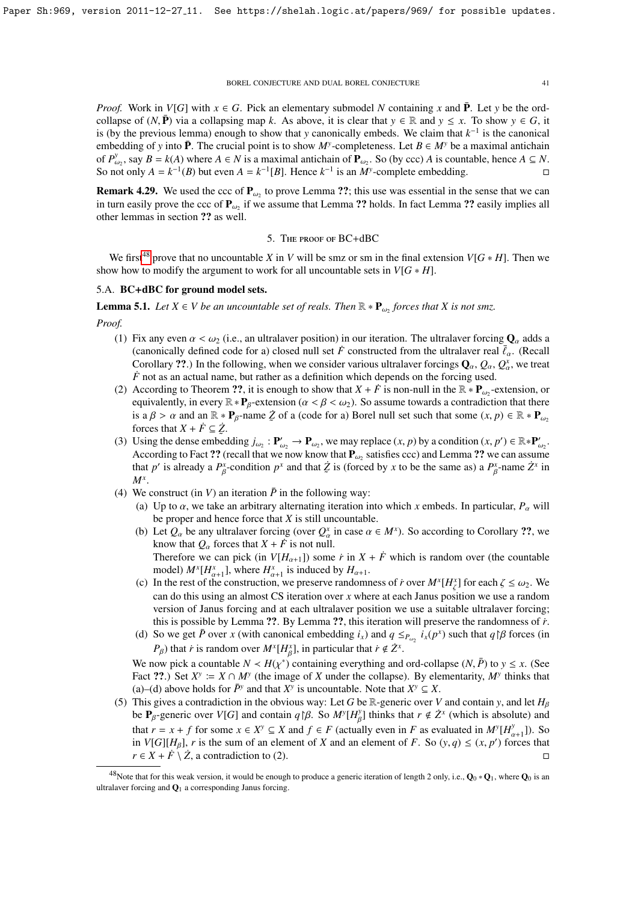*Proof.* Work in $V[G]$ with $x \in G$. Pick an elementary submodel $N$ containing $x$ and $\bar{\mathbf{P}}$. Let $y$ be the ord-collapse of $(N, \bar{\mathbf{P}})$ via a collapsing map $k$. As above, it is clear that $y \in \mathbb{R}$ and $y \leq x$. To show $y \in G$, it is (by the previous lemma) enough to show that $y$ canonically embeds. We claim that $k^{-1}$ is the canonical embedding of $y$ into $\bar{\mathbf{P}}$. The crucial point is to show $M^y$-completeness. Let $B \in M^y$ be a maximal antichain of $P^y_{\omega_2}$, say $B = k(A)$ where $A \in N$ is a maximal antichain of $\mathbf{P}_{\omega_2}$. So (by ccc) $A$ is countable, hence $A \subseteq N$. So not only $A = k^{-1}(B)$ but even $A = k^{-1}[B]$. Hence $k^{-1}$ is an $M^y$-complete embedding. □

**Remark 4.29.** We used the ccc of $\mathbf{P}_{\omega_2}$ to prove Lemma **??**; this use was essential in the sense that we can in turn easily prove the ccc of $\mathbf{P}_{\omega_2}$ if we assume that Lemma **??** holds. In fact Lemma **??** easily implies all other lemmas in section **??** as well.

## 5. The proof of BC+dBC

We first[48] prove that no uncountable $X$ in $V$ will be smz or sm in the final extension $V[G * H]$. Then we show how to modify the argument to work for all uncountable sets in $V[G * H]$.

### 5.A. BC+dBC for ground model sets.

**Lemma 5.1.** *Let $X \in V$ be an uncountable set of reals. Then $\mathbb{R} * \mathbf{P}_{\omega_2}$ forces that $X$ is not smz.*

*Proof.*

1. Fix any even $\alpha < \omega_2$ (i.e., an ultralaver position) in our iteration. The ultralaver forcing $\mathbf{Q}_\alpha$ adds a (canonically defined code for a) closed null set $\dot{F}$ constructed from the ultralaver real $\bar{\ell}_\alpha$. (Recall Corollary **??**.) In the following, when we consider various ultralaver forcings $\mathbf{Q}_\alpha$, $Q_\alpha$, $Q^x_\alpha$, we treat $\dot{F}$ not as an actual name, but rather as a definition which depends on the forcing used.
2. According to Theorem **??**, it is enough to show that $X + \dot{F}$ is non-null in the $\mathbb{R} * \mathbf{P}_{\omega_2}$-extension, or equivalently, in every $\mathbb{R} * \mathbf{P}_\beta$-extension ($\alpha < \beta < \omega_2$). So assume towards a contradiction that there is a $\beta > \alpha$ and an $\mathbb{R} * \mathbf{P}_\beta$-name $\dot{Z}$ of a (code for a) Borel null set such that some $(x, p) \in \mathbb{R} * \mathbf{P}_{\omega_2}$ forces that $X + \dot{F} \subseteq \dot{Z}$.
3. Using the dense embedding $j_{\omega_2} : \mathbf{P}'_{\omega_2} \to \mathbf{P}_{\omega_2}$, we may replace $(x, p)$ by a condition $(x, p') \in \mathbb{R} * \mathbf{P}'_{\omega_2}$. According to Fact **??** (recall that we now know that $\mathbf{P}_{\omega_2}$ satisfies ccc) and Lemma **??** we can assume that $p'$ is already a $P^x_\beta$-condition $p^x$ and that $\dot{Z}$ is (forced by $x$ to be the same as) a $P^x_\beta$-name $\dot{Z}^x$ in $M^x$.
4. We construct (in $V$) an iteration $\bar{P}$ in the following way:
   - (a) Up to $\alpha$, we take an arbitrary alternating iteration into which $x$ embeds. In particular, $P_\alpha$ will be proper and hence force that $X$ is still uncountable.
   - (b) Let $Q_\alpha$ be any ultralaver forcing (over $Q^x_\alpha$ in case $\alpha \in M^x$). So according to Corollary **??**, we know that $Q_\alpha$ forces that $X + \dot{F}$ is not null.
     Therefore we can pick (in $V[H_{\alpha+1}]$) some $\dot{r}$ in $X + \dot{F}$ which is random over (the countable model) $M^x[H^x_{\alpha+1}]$, where $H^x_{\alpha+1}$ is induced by $H_{\alpha+1}$.
   - (c) In the rest of the construction, we preserve randomness of $\dot{r}$ over $M^x[H^x_\zeta]$ for each $\zeta \leq \omega_2$. We can do this using an almost CS iteration over $x$ where at each Janus position we use a random version of Janus forcing and at each ultralaver position we use a suitable ultralaver forcing; this is possible by Lemma **??**. By Lemma **??**, this iteration will preserve the randomness of $\dot{r}$.
   - (d) So we get $\bar{P}$ over $x$ (with canonical embedding $i_x$) and $q \leq_{P_{\omega_2}} i_x(p^x)$ such that $q{\restriction}\beta$ forces (in $P_\beta$) that $\dot{r}$ is random over $M^x[H^x_\beta]$, in particular that $\dot{r} \notin \dot{Z}^x$.

   We now pick a countable $N \prec H(\chi^*)$ containing everything and ord-collapse $(N, \bar{P})$ to $y \leq x$. (See Fact **??**.) Set $X^y := X \cap M^y$ (the image of $X$ under the collapse). By elementarity, $M^y$ thinks that (a)–(d) above holds for $\bar{P}^y$ and that $X^y$ is uncountable. Note that $X^y \subseteq X$.
5. This gives a contradiction in the obvious way: Let $G$ be $\mathbb{R}$-generic over $V$ and contain $y$, and let $H_\beta$ be $\mathbf{P}_\beta$-generic over $V[G]$ and contain $q{\restriction}\beta$. So $M^y[H^y_\beta]$ thinks that $r \notin \dot{Z}^x$ (which is absolute) and that $r = x + f$ for some $x \in X^y \subseteq X$ and $f \in F$ (actually even in $F$ as evaluated in $M^y[H^y_{\alpha+1}]$). So in $V[G][H_\beta]$, $r$ is the sum of an element of $X$ and an element of $F$. So $(y, q) \leq (x, p')$ forces that $r \in X + \dot{F} \setminus \dot{Z}$, a contradiction to (2). □

[48] Note that for this weak version, it would be enough to produce a generic iteration of length 2 only, i.e., $\mathbf{Q}_0 * \mathbf{Q}_1$, where $\mathbf{Q}_0$ is an ultralaver forcing and $\mathbf{Q}_1$ a corresponding Janus forcing.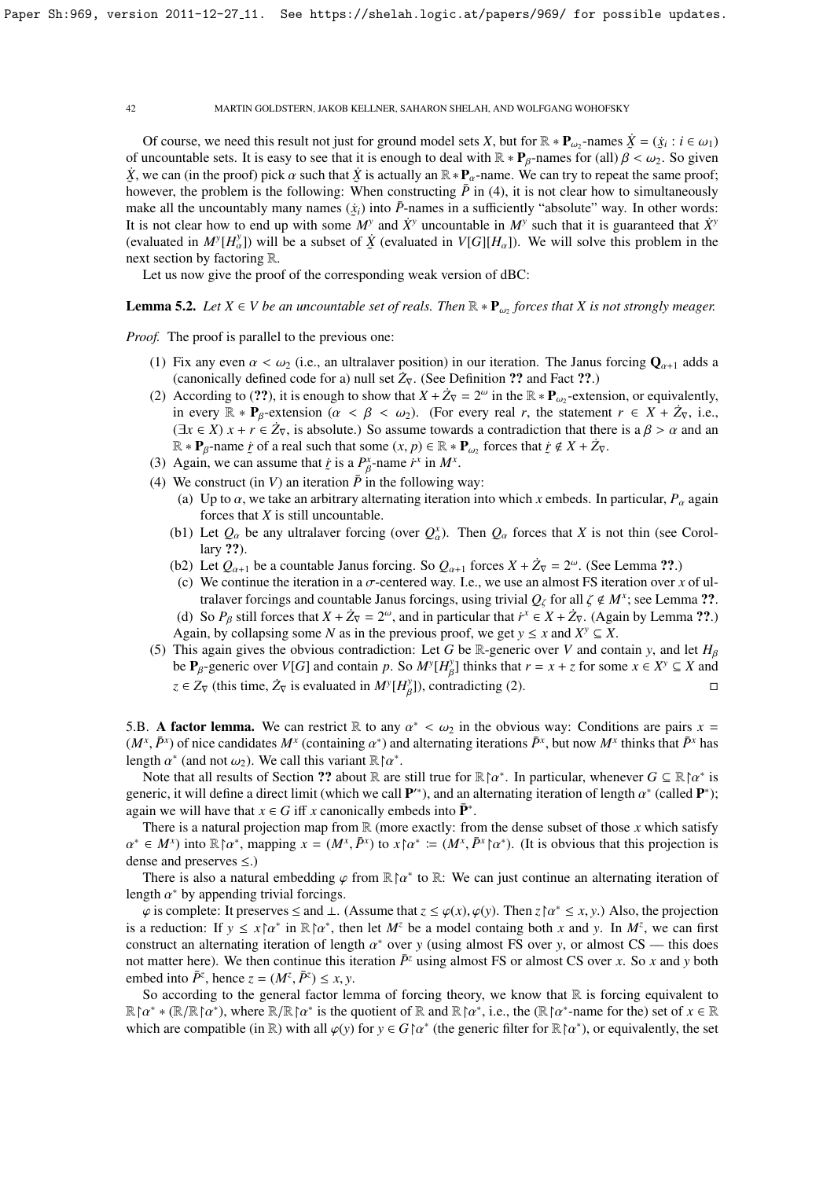Of course, we need this result not just for ground model sets $X$, but for $\mathbb{R} * \mathbf{P}_{\omega_2}$-names $\underset{\sim}{X} = (\underset{\sim}{x}_i : i \in \omega_1)$ of uncountable sets. It is easy to see that it is enough to deal with $\mathbb{R} * \mathbf{P}_\beta$-names for (all) $\beta < \omega_2$. So given $\underset{\sim}{X}$, we can (in the proof) pick $\alpha$ such that $\underset{\sim}{X}$ is actually an $\mathbb{R} * \mathbf{P}_\alpha$-name. We can try to repeat the same proof; however, the problem is the following: When constructing $\bar{P}$ in (4), it is not clear how to simultaneously make all the uncountably many names $(\underset{\sim}{x}_i)$ into $\bar{P}$-names in a sufficiently "absolute" way. In other words: It is not clear how to end up with some $M^y$ and $\dot{X}^y$ uncountable in $M^y$ such that it is guaranteed that $\dot{X}^y$ (evaluated in $M^y[H^y_\alpha]$) will be a subset of $\underset{\sim}{X}$ (evaluated in $V[G][H_\alpha]$). We will solve this problem in the next section by factoring $\mathbb{R}$.

Let us now give the proof of the corresponding weak version of dBC:

**Lemma 5.2.** *Let $X \in V$ be an uncountable set of reals. Then $\mathbb{R} * \mathbf{P}_{\omega_2}$ forces that $X$ is not strongly meager.*

*Proof.* The proof is parallel to the previous one:

1. Fix any even $\alpha < \omega_2$ (i.e., an ultralaver position) in our iteration. The Janus forcing $\mathbf{Q}_{\alpha+1}$ adds a (canonically defined code for a) null set $\dot{Z}_\nabla$. (See Definition **??** and Fact **??**.)
2. According to (**??**), it is enough to show that $X + \dot{Z}_\nabla = 2^\omega$ in the $\mathbb{R} * \mathbf{P}_{\omega_2}$-extension, or equivalently, in every $\mathbb{R} * \mathbf{P}_\beta$-extension ($\alpha < \beta < \omega_2$). (For every real $r$, the statement $r \in X + \dot{Z}_\nabla$, i.e., $(\exists x \in X)\ x + r \in \dot{Z}_\nabla$, is absolute.) So assume towards a contradiction that there is a $\beta > \alpha$ and an $\mathbb{R} * \mathbf{P}_\beta$-name $\underset{\sim}{r}$ of a real such that some $(x, p) \in \mathbb{R} * \mathbf{P}_{\omega_2}$ forces that $\underset{\sim}{r} \notin X + \dot{Z}_\nabla$.
3. Again, we can assume that $\underset{\sim}{r}$ is a $P^x_\beta$-name $\dot{r}^x$ in $M^x$.
4. We construct (in $V$) an iteration $\bar{P}$ in the following way:
   - (a) Up to $\alpha$, we take an arbitrary alternating iteration into which $x$ embeds. In particular, $P_\alpha$ again forces that $X$ is still uncountable.
   - (b1) Let $Q_\alpha$ be any ultralaver forcing (over $Q^x_\alpha$). Then $Q_\alpha$ forces that $X$ is not thin (see Corollary **??**).
   - (b2) Let $Q_{\alpha+1}$ be a countable Janus forcing. So $Q_{\alpha+1}$ forces $X + \dot{Z}_\nabla = 2^\omega$. (See Lemma **??**.)
   - (c) We continue the iteration in a $\sigma$-centered way. I.e., we use an almost FS iteration over $x$ of ultralaver forcings and countable Janus forcings, using trivial $Q_\zeta$ for all $\zeta \notin M^x$; see Lemma **??**.
   - (d) So $P_\beta$ still forces that $X + \dot{Z}_\nabla = 2^\omega$, and in particular that $\dot{r}^x \in X + \dot{Z}_\nabla$. (Again by Lemma **??**.)

   Again, by collapsing some $N$ as in the previous proof, we get $y \leq x$ and $X^y \subseteq X$.
5. This again gives the obvious contradiction: Let $G$ be $\mathbb{R}$-generic over $V$ and contain $y$, and let $H_\beta$ be $\mathbf{P}_\beta$-generic over $V[G]$ and contain $p$. So $M^y[H^y_\beta]$ thinks that $r = x + z$ for some $x \in X^y \subseteq X$ and $z \in Z_\nabla$ (this time, $\dot{Z}_\nabla$ is evaluated in $M^y[H^y_\beta]$), contradicting (2). $\square$

5.B. **A factor lemma.** We can restrict $\mathbb{R}$ to any $\alpha^* < \omega_2$ in the obvious way: Conditions are pairs $x = (M^x, \bar{P}^x)$ of nice candidates $M^x$ (containing $\alpha^*$) and alternating iterations $\bar{P}^x$, but now $M^x$ thinks that $\bar{P}^x$ has length $\alpha^*$ (and not $\omega_2$). We call this variant $\mathbb{R}{\restriction}\alpha^*$.

Note that all results of Section **??** about $\mathbb{R}$ are still true for $\mathbb{R}{\restriction}\alpha^*$. In particular, whenever $G \subseteq \mathbb{R}{\restriction}\alpha^*$ is generic, it will define a direct limit (which we call $\mathbf{P}'^*$), and an alternating iteration of length $\alpha^*$ (called $\mathbf{P}^*$); again we will have that $x \in G$ iff $x$ canonically embeds into $\bar{\mathbf{P}}^*$.

There is a natural projection map from $\mathbb{R}$ (more exactly: from the dense subset of those $x$ which satisfy $\alpha^* \in M^x$) into $\mathbb{R}{\restriction}\alpha^*$, mapping $x = (M^x, \bar{P}^x)$ to $x{\restriction}\alpha^* := (M^x, \bar{P}^x{\restriction}\alpha^*)$. (It is obvious that this projection is dense and preserves $\leq$.)

There is also a natural embedding $\varphi$ from $\mathbb{R}{\restriction}\alpha^*$ to $\mathbb{R}$: We can just continue an alternating iteration of length $\alpha^*$ by appending trivial forcings.

$\varphi$ is complete: It preserves $\leq$ and $\perp$. (Assume that $z \leq \varphi(x), \varphi(y)$. Then $z{\restriction}\alpha^* \leq x, y$.) Also, the projection is a reduction: If $y \leq x{\restriction}\alpha^*$ in $\mathbb{R}{\restriction}\alpha^*$, then let $M^z$ be a model containg both $x$ and $y$. In $M^z$, we can first construct an alternating iteration of length $\alpha^*$ over $y$ (using almost FS over $y$, or almost CS — this does not matter here). We then continue this iteration $\bar{P}^z$ using almost FS or almost CS over $x$. So $x$ and $y$ both embed into $\bar{P}^z$, hence $z = (M^z, \bar{P}^z) \leq x, y$.

So according to the general factor lemma of forcing theory, we know that $\mathbb{R}$ is forcing equivalent to $\mathbb{R}{\restriction}\alpha^* * (\mathbb{R}/\mathbb{R}{\restriction}\alpha^*)$, where $\mathbb{R}/\mathbb{R}{\restriction}\alpha^*$ is the quotient of $\mathbb{R}$ and $\mathbb{R}{\restriction}\alpha^*$, i.e., the ($\mathbb{R}{\restriction}\alpha^*$-name for the) set of $x \in \mathbb{R}$ which are compatible (in $\mathbb{R}$) with all $\varphi(y)$ for $y \in G{\restriction}\alpha^*$ (the generic filter for $\mathbb{R}{\restriction}\alpha^*$), or equivalently, the set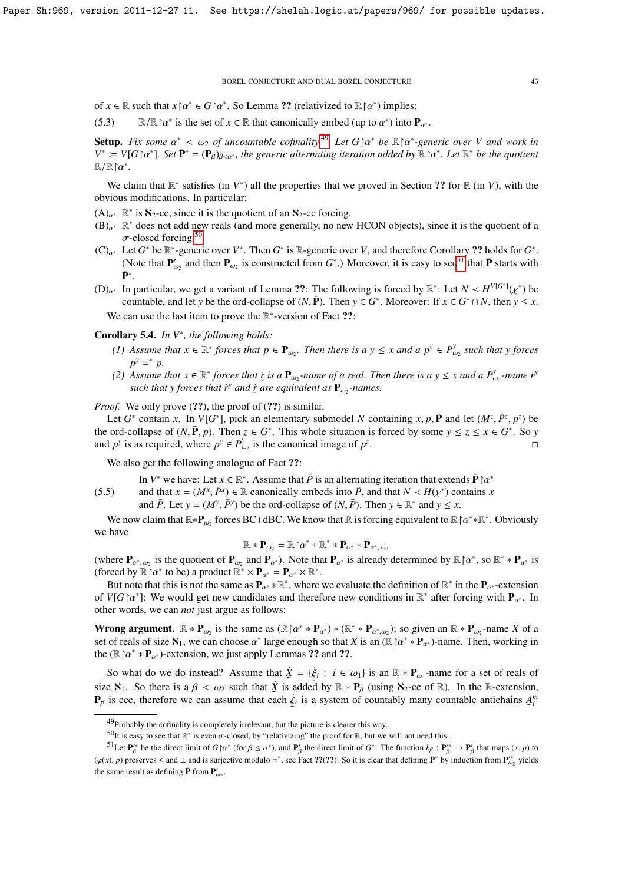of $x \in \mathbb{R}$ such that $x{\restriction}\alpha^* \in G{\restriction}\alpha^*$. So Lemma **??** (relativized to $\mathbb{R}{\restriction}\alpha^*$) implies:

(5.3) $\qquad \mathbb{R}/\mathbb{R}{\restriction}\alpha^*$ is the set of $x \in \mathbb{R}$ that canonically embed (up to $\alpha^*$) into $\mathbf{P}_{\alpha^*}$.

**Setup.** *Fix some $\alpha^* < \omega_2$ of uncountable cofinality.*[49] *Let $G{\restriction}\alpha^*$ be $\mathbb{R}{\restriction}\alpha^*$-generic over $V$ and work in $V^* := V[G{\restriction}\alpha^*]$. Set $\bar{\mathbf{P}}^* = (\mathbf{P}_\beta)_{\beta<\alpha^*}$, the generic alternating iteration added by $\mathbb{R}{\restriction}\alpha^*$. Let $\mathbb{R}^*$ be the quotient $\mathbb{R}/\mathbb{R}{\restriction}\alpha^*$.*

We claim that $\mathbb{R}^*$ satisfies (in $V^*$) all the properties that we proved in Section **??** for $\mathbb{R}$ (in $V$), with the obvious modifications. In particular:

- (A)$_{\alpha^*}$ $\mathbb{R}^*$ is $\aleph_2$-cc, since it is the quotient of an $\aleph_2$-cc forcing.
- (B)$_{\alpha^*}$ $\mathbb{R}^*$ does not add new reals (and more generally, no new HCON objects), since it is the quotient of a $\sigma$-closed forcing.[50]
- (C)$_{\alpha^*}$ Let $G^*$ be $\mathbb{R}^*$-generic over $V^*$. Then $G^*$ is $\mathbb{R}$-generic over $V$, and therefore Corollary **??** holds for $G^*$. (Note that $\mathbf{P}'_{\omega_2}$ and then $\mathbf{P}_{\omega_2}$ is constructed from $G^*$.) Moreover, it is easy to see[51] that $\bar{\mathbf{P}}$ starts with $\bar{\mathbf{P}}^*$.
- (D)$_{\alpha^*}$ In particular, we get a variant of Lemma **??**: The following is forced by $\mathbb{R}^*$: Let $N \prec H^{V[G^*]}(\chi^*)$ be countable, and let $y$ be the ord-collapse of $(N, \bar{\mathbf{P}})$. Then $y \in G^*$. Moreover: If $x \in G^* \cap N$, then $y \leq x$.

We can use the last item to prove the $\mathbb{R}^*$-version of Fact **??**:

**Corollary 5.4.** *In $V^*$, the following holds:*

*(1) Assume that $x \in \mathbb{R}^*$ forces that $p \in \mathbf{P}_{\omega_2}$. Then there is a $y \leq x$ and a $p^y \in P^y_{\omega_2}$ such that $y$ forces $p^y =^* p$.*

*(2) Assume that $x \in \mathbb{R}^*$ forces that $\underset{\sim}{r}$ is a $\mathbf{P}_{\omega_2}$-name of a real. Then there is a $y \leq x$ and a $P^y_{\omega_2}$-name $\dot{r}^y$ such that $y$ forces that $\dot{r}^y$ and $\underset{\sim}{r}$ are equivalent as $\mathbf{P}_{\omega_2}$-names.*

*Proof.* We only prove (**??**), the proof of (**??**) is similar.

Let $G^*$ contain $x$. In $V[G^*]$, pick an elementary submodel $N$ containing $x, p, \bar{\mathbf{P}}$ and let $(M^z, \bar{P}^z, p^z)$ be the ord-collapse of $(N, \bar{\mathbf{P}}, p)$. Then $z \in G^*$. This whole situation is forced by some $y \leq z \leq x \in G^*$. So $y$ and $p^y$ is as required, where $p^y \in P^y_{\omega_2}$ is the canonical image of $p^z$. $\square$

We also get the following analogue of Fact **??**:

(5.5) In $V^*$ we have: Let $x \in \mathbb{R}^*$. Assume that $\bar{P}$ is an alternating iteration that extends $\bar{\mathbf{P}}{\restriction}\alpha^*$ and that $x = (M^x, \bar{P}^x) \in \mathbb{R}$ canonically embeds into $\bar{P}$, and that $N \prec H(\chi^*)$ contains $x$ and $\bar{P}$. Let $y = (M^y, \bar{P}^y)$ be the ord-collapse of $(N, \bar{P})$. Then $y \in \mathbb{R}^*$ and $y \leq x$.

We now claim that $\mathbb{R}*\mathbf{P}_{\omega_2}$ forces BC+dBC. We know that $\mathbb{R}$ is forcing equivalent to $\mathbb{R}{\restriction}\alpha^* * \mathbb{R}^*$. Obviously we have

$$\mathbb{R} * \mathbf{P}_{\omega_2} = \mathbb{R}{\restriction}\alpha^* * \mathbb{R}^* * \mathbf{P}_{\alpha^*} * \mathbf{P}_{\alpha^*,\omega_2}$$

(where $\mathbf{P}_{\alpha^*,\omega_2}$ is the quotient of $\mathbf{P}_{\omega_2}$ and $\mathbf{P}_{\alpha^*}$). Note that $\mathbf{P}_{\alpha^*}$ is already determined by $\mathbb{R}{\restriction}\alpha^*$, so $\mathbb{R}^* * \mathbf{P}_{\alpha^*}$ is (forced by $\mathbb{R}{\restriction}\alpha^*$ to be) a product $\mathbb{R}^* \times \mathbf{P}_{\alpha^*} = \mathbf{P}_{\alpha^*} \times \mathbb{R}^*$.

But note that this is not the same as $\mathbf{P}_{\alpha^*} * \mathbb{R}^*$, where we evaluate the definition of $\mathbb{R}^*$ in the $\mathbf{P}_{\alpha^*}$-extension of $V[G{\restriction}\alpha^*]$: We would get new candidates and therefore new conditions in $\mathbb{R}^*$ after forcing with $\mathbf{P}_{\alpha^*}$. In other words, we can *not* just argue as follows:

**Wrong argument.** $\mathbb{R} * \mathbf{P}_{\omega_2}$ is the same as $(\mathbb{R}{\restriction}\alpha^* * \mathbf{P}_{\alpha^*}) * (\mathbb{R}^* * \mathbf{P}_{\alpha^*,\omega_2})$; so given an $\mathbb{R} * \mathbf{P}_{\omega_2}$-name $X$ of a set of reals of size $\aleph_1$, we can choose $\alpha^*$ large enough so that $X$ is an $(\mathbb{R}{\restriction}\alpha^* * \mathbf{P}_{\alpha^*})$-name. Then, working in the $(\mathbb{R}{\restriction}\alpha^* * \mathbf{P}_{\alpha^*})$-extension, we just apply Lemmas **??** and **??**.

So what do we do instead? Assume that $\dot{\underset{\sim}{X}} = \{\dot{\underset{\sim}{\xi}}_i : i \in \omega_1\}$ is an $\mathbb{R} * \mathbf{P}_{\omega_2}$-name for a set of reals of size $\aleph_1$. So there is a $\beta < \omega_2$ such that $\dot{\underset{\sim}{X}}$ is added by $\mathbb{R} * \mathbf{P}_\beta$ (using $\aleph_2$-cc of $\mathbb{R}$). In the $\mathbb{R}$-extension, $\mathbf{P}_\beta$ is ccc, therefore we can assume that each $\dot{\underset{\sim}{\xi}}_i$ is a system of countably many countable antichains $\underset{\sim}{A}^m_i$

---

[49] Probably the cofinality is completely irrelevant, but the picture is clearer this way.

[50] It is easy to see that $\mathbb{R}^*$ is even $\sigma$-closed, by "relativizing" the proof for $\mathbb{R}$, but we will not need this.

[51] Let $\mathbf{P}'^*_\beta$ be the direct limit of $G{\restriction}\alpha^*$ (for $\beta \leq \alpha^*$), and $\mathbf{P}'_\beta$ the direct limit of $G^*$. The function $k_\beta : \mathbf{P}'^*_\beta \to \mathbf{P}'_\beta$ that maps $(x, p)$ to $(\varphi(x), p)$ preserves $\leq$ and $\perp$ and is surjective modulo $=^*$, see Fact **??**(**??**). So it is clear that defining $\bar{\mathbf{P}}^*$ by induction from $\mathbf{P}'^*_{\omega_2}$ yields the same result as defining $\bar{\mathbf{P}}$ from $\mathbf{P}'_{\omega_2}$.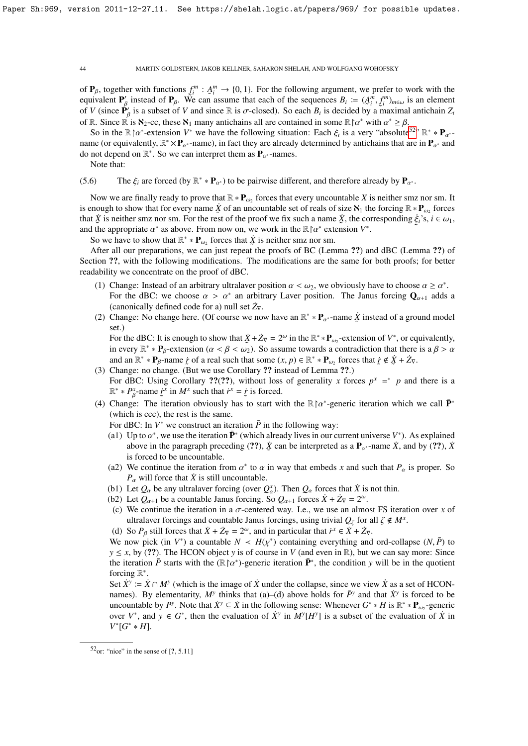of $\mathbf{P}_\beta$, together with functions $\underset{\sim}{f}^m_i : \underset{\sim}{A}^m_i \to \{0,1\}$. For the following argument, we prefer to work with the equivalent $\mathbf{P}'_\beta$ instead of $\mathbf{P}_\beta$. We can assume that each of the sequences $B_i := (\underset{\sim}{A}^m_i, \underset{\sim}{f}^m_i)_{m\in\omega}$ is an element of $V$ (since $\mathbf{P}'_\beta$ is a subset of $V$ and since $\mathbb{R}$ is $\sigma$-closed). So each $B_i$ is decided by a maximal antichain $Z_i$ of $\mathbb{R}$. Since $\mathbb{R}$ is $\aleph_2$-cc, these $\aleph_1$ many antichains all are contained in some $\mathbb{R}\restriction\alpha^*$ with $\alpha^* \geq \beta$.

So in the $\mathbb{R}\restriction\alpha^*$-extension $V^*$ we have the following situation: Each $\xi_i$ is a very "absolute[52]" $\mathbb{R}^* * \mathbf{P}_{\alpha^*}$-name (or equivalently, $\mathbb{R}^* \times \mathbf{P}_{\alpha^*}$-name), in fact they are already determined by antichains that are in $\mathbf{P}_{\alpha^*}$ and do not depend on $\mathbb{R}^*$. So we can interpret them as $\mathbf{P}_{\alpha^*}$-names.

Note that:

(5.6) The $\xi_i$ are forced (by $\mathbb{R}^* * \mathbf{P}_{\alpha^*}$) to be pairwise different, and therefore already by $\mathbf{P}_{\alpha^*}$.

Now we are finally ready to prove that $\mathbb{R} * \mathbf{P}_{\omega_2}$ forces that every uncountable $X$ is neither smz nor sm. It is enough to show that for every name $\underset{\sim}{\dot{X}}$ of an uncountable set of reals of size $\aleph_1$ the forcing $\mathbb{R} * \mathbf{P}_{\omega_2}$ forces that $\underset{\sim}{\dot{X}}$ is neither smz nor sm. For the rest of the proof we fix such a name $\underset{\sim}{\dot{X}}$, the corresponding $\underset{\sim}{\dot{\xi}}_i$'s, $i \in \omega_1$, and the appropriate $\alpha^*$ as above. From now on, we work in the $\mathbb{R}\restriction\alpha^*$ extension $V^*$.

So we have to show that $\mathbb{R}^* * \mathbf{P}_{\omega_2}$ forces $\underset{\sim}{\dot{X}}$ is neither smz nor sm.

After all our preparations, we can just repeat the proofs of BC (Lemma **??**) and dBC (Lemma **??**) of Section **??**, with the following modifications. The modifications are the same for both proofs; for better readability we concentrate on the proof of dBC.

1. Change: Instead of an arbitrary ultralaver position $\alpha < \omega_2$, we obviously have to choose $\alpha \geq \alpha^*$.
   For the dBC: we choose $\alpha > \alpha^*$ an arbitrary Laver position. The Janus forcing $\mathbf{Q}_{\alpha+1}$ adds a (canonically defined code for a) null set $\dot{Z}_\nabla$.
2. Change: No change here. (Of course we now have an $\mathbb{R}^* * \mathbf{P}_{\alpha^*}$-name $\underset{\sim}{\dot{X}}$ instead of a ground model set.)
   For the dBC: It is enough to show that $\underset{\sim}{\dot{X}} + \dot{Z}_\nabla = 2^\omega$ in the $\mathbb{R}^* * \mathbf{P}_{\omega_2}$-extension of $V^*$, or equivalently, in every $\mathbb{R}^* * \mathbf{P}_\beta$-extension ($\alpha < \beta < \omega_2$). So assume towards a contradiction that there is a $\beta > \alpha$ and an $\mathbb{R}^* * \mathbf{P}_\beta$-name $\underset{\sim}{\dot{r}}$ of a real such that some $(x, p) \in \mathbb{R}^* * \mathbf{P}_{\omega_2}$ forces that $\underset{\sim}{\dot{r}} \notin \underset{\sim}{\dot{X}} + \dot{Z}_\nabla$.
3. Change: no change. (But we use Corollary **??** instead of Lemma **??**.)
   For dBC: Using Corollary **??**(**??**), without loss of generality $x$ forces $p^x =^* p$ and there is a $\mathbb{R}^* * P^x_\beta$-name $\underset{\sim}{\dot{r}}^x$ in $M^x$ such that $\dot{r}^x = \underset{\sim}{\dot{r}}$ is forced.
4. Change: The iteration obviously has to start with the $\mathbb{R}\restriction\alpha^*$-generic iteration which we call $\bar{\mathbf{P}}^*$ (which is ccc), the rest is the same.
   For dBC: In $V^*$ we construct an iteration $\bar{P}$ in the following way:
   - (a1) Up to $\alpha^*$, we use the iteration $\bar{\mathbf{P}}^*$ (which already lives in our current universe $V^*$). As explained above in the paragraph preceding (**??**), $\underset{\sim}{\dot{X}}$ can be interpreted as a $\mathbf{P}_{\alpha^*}$-name $\dot{X}$, and by (**??**), $\dot{X}$ is forced to be uncountable.
   - (a2) We continue the iteration from $\alpha^*$ to $\alpha$ in way that embeds $x$ and such that $P_\alpha$ is proper. So $P_\alpha$ will force that $\dot{X}$ is still uncountable.
   - (b1) Let $Q_\alpha$ be any ultralaver forcing (over $Q^x_\alpha$). Then $Q_\alpha$ forces that $\dot{X}$ is not thin.
   - (b2) Let $Q_{\alpha+1}$ be a countable Janus forcing. So $Q_{\alpha+1}$ forces $\dot{X} + \dot{Z}_\nabla = 2^\omega$.
   - (c) We continue the iteration in a $\sigma$-centered way. I.e., we use an almost FS iteration over $x$ of ultralaver forcings and countable Janus forcings, using trivial $Q_\zeta$ for all $\zeta \notin M^x$.
   - (d) So $P_\beta$ still forces that $\dot{X} + \dot{Z}_\nabla = 2^\omega$, and in particular that $\dot{r}^x \in \dot{X} + \dot{Z}_\nabla$.

   We now pick (in $V^*$) a countable $N \prec H(\chi^*)$ containing everything and ord-collapse $(N, \bar{P})$ to $y \leq x$, by (**??**). The HCON object $y$ is of course in $V$ (and even in $\mathbb{R}$), but we can say more: Since the iteration $\bar{P}$ starts with the $(\mathbb{R}\restriction\alpha^*)$-generic iteration $\bar{\mathbf{P}}^*$, the condition $y$ will be in the quotient forcing $\mathbb{R}^*$.

   Set $\dot{X}^y := \dot{X} \cap M^y$ (which is the image of $\dot{X}$ under the collapse, since we view $\dot{X}$ as a set of HCON-names). By elementarity, $M^y$ thinks that (a)–(d) above holds for $\bar{P}^y$ and that $\dot{X}^y$ is forced to be uncountable by $P^y$. Note that $\dot{X}^y \subseteq \dot{X}$ in the following sense: Whenever $G^* * H$ is $\mathbb{R}^* * \mathbf{P}_{\omega_2}$-generic over $V^*$, and $y \in G^*$, then the evaluation of $\dot{X}^y$ in $M^y[H^y]$ is a subset of the evaluation of $\dot{X}$ in $V^*[G^* * H]$.

[52] or: "nice" in the sense of [**?**, 5.11]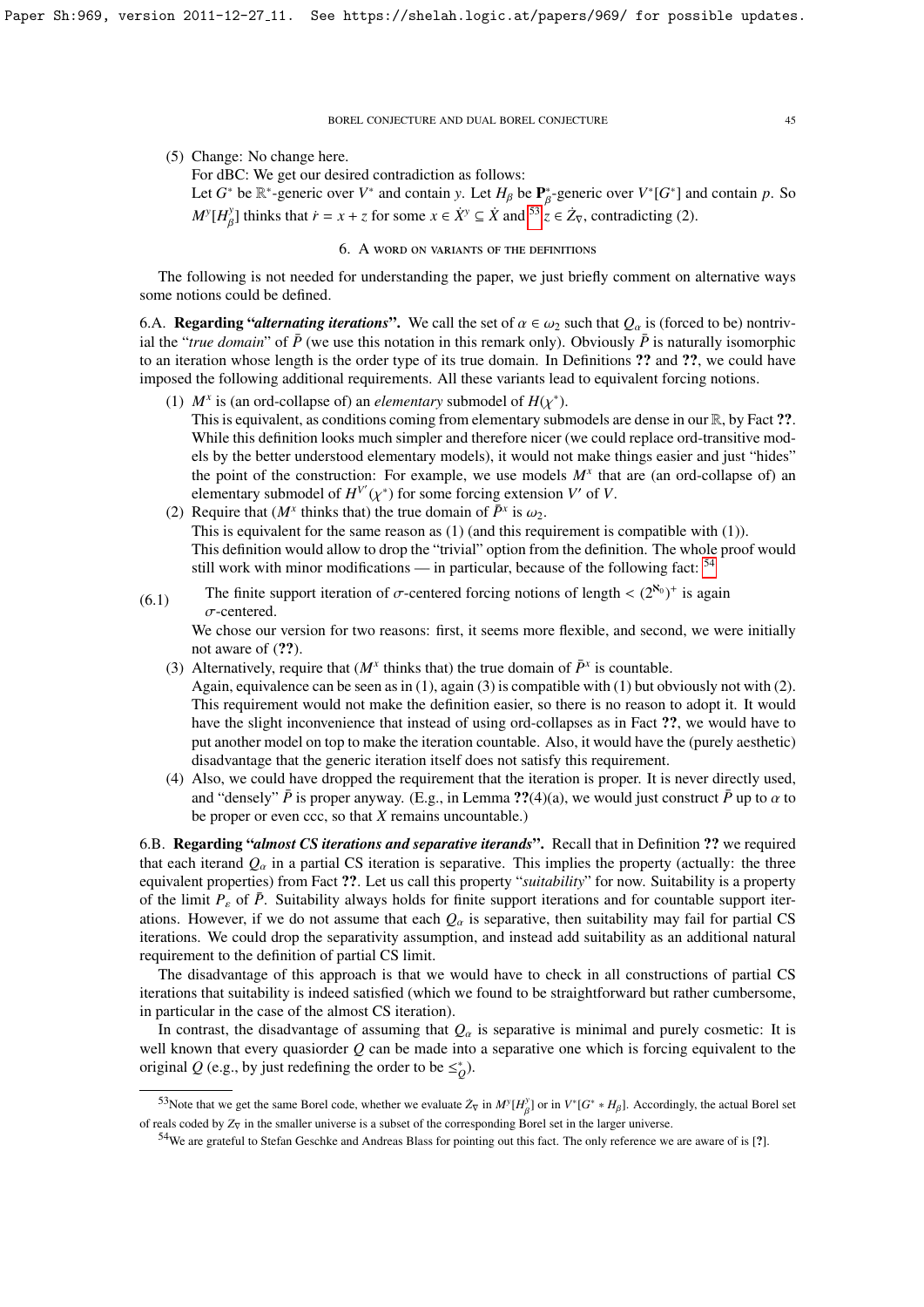(5) Change: No change here.
For dBC: We get our desired contradiction as follows:
Let $G^*$ be $\mathbb{R}^*$-generic over $V^*$ and contain $y$. Let $H_\beta$ be $\mathbf{P}^*_\beta$-generic over $V^*[G^*]$ and contain $p$. So $M^y[H^y_\beta]$ thinks that $\dot r = x + z$ for some $x \in \dot X^y \subseteq \dot X$ and [53] $z \in \dot Z_\nabla$, contradicting (2).

## 6. A word on variants of the definitions

The following is not needed for understanding the paper, we just briefly comment on alternative ways some notions could be defined.

**6.A. Regarding "*alternating iterations*".** We call the set of $\alpha \in \omega_2$ such that $Q_\alpha$ is (forced to be) nontrivial the "*true domain*" of $\bar P$ (we use this notation in this remark only). Obviously $\bar P$ is naturally isomorphic to an iteration whose length is the order type of its true domain. In Definitions **??** and **??**, we could have imposed the following additional requirements. All these variants lead to equivalent forcing notions.

(1) $M^x$ is (an ord-collapse of) an *elementary* submodel of $H(\chi^*)$.
This is equivalent, as conditions coming from elementary submodels are dense in our $\mathbb{R}$, by Fact **??**. While this definition looks much simpler and therefore nicer (we could replace ord-transitive models by the better understood elementary models), it would not make things easier and just "hides" the point of the construction: For example, we use models $M^x$ that are (an ord-collapse of) an elementary submodel of $H^{V'}(\chi^*)$ for some forcing extension $V'$ of $V$.

(2) Require that ($M^x$ thinks that) the true domain of $\bar P^x$ is $\omega_2$.
This is equivalent for the same reason as (1) (and this requirement is compatible with (1)). This definition would allow to drop the "trivial" option from the definition. The whole proof would still work with minor modifications — in particular, because of the following fact: [54]

$$\text{The finite support iteration of } \sigma\text{-centered forcing notions of length} < (2^{\aleph_0})^+ \text{ is again } \sigma\text{-centered.} \tag{6.1}$$

We chose our version for two reasons: first, it seems more flexible, and second, we were initially not aware of (**??**).

(3) Alternatively, require that ($M^x$ thinks that) the true domain of $\bar P^x$ is countable.
Again, equivalence can be seen as in (1), again (3) is compatible with (1) but obviously not with (2). This requirement would not make the definition easier, so there is no reason to adopt it. It would have the slight inconvenience that instead of using ord-collapses as in Fact **??**, we would have to put another model on top to make the iteration countable. Also, it would have the (purely aesthetic) disadvantage that the generic iteration itself does not satisfy this requirement.

(4) Also, we could have dropped the requirement that the iteration is proper. It is never directly used, and "densely" $\bar P$ is proper anyway. (E.g., in Lemma **??**(4)(a), we would just construct $\bar P$ up to $\alpha$ to be proper or even ccc, so that $X$ remains uncountable.)

**6.B. Regarding "*almost CS iterations and separative iterands*".** Recall that in Definition **??** we required that each iterand $Q_\alpha$ in a partial CS iteration is separative. This implies the property (actually: the three equivalent properties) from Fact **??**. Let us call this property "*suitability*" for now. Suitability is a property of the limit $P_\varepsilon$ of $\bar P$. Suitability always holds for finite support iterations and for countable support iterations. However, if we do not assume that each $Q_\alpha$ is separative, then suitability may fail for partial CS iterations. We could drop the separativity assumption, and instead add suitability as an additional natural requirement to the definition of partial CS limit.

The disadvantage of this approach is that we would have to check in all constructions of partial CS iterations that suitability is indeed satisfied (which we found to be straightforward but rather cumbersome, in particular in the case of the almost CS iteration).

In contrast, the disadvantage of assuming that $Q_\alpha$ is separative is minimal and purely cosmetic: It is well known that every quasiorder $Q$ can be made into a separative one which is forcing equivalent to the original $Q$ (e.g., by just redefining the order to be $\leq^*_Q$).

---

[53] Note that we get the same Borel code, whether we evaluate $\dot Z_\nabla$ in $M^y[H^y_\beta]$ or in $V^*[G^* * H_\beta]$. Accordingly, the actual Borel set of reals coded by $Z_\nabla$ in the smaller universe is a subset of the corresponding Borel set in the larger universe.

[54] We are grateful to Stefan Geschke and Andreas Blass for pointing out this fact. The only reference we are aware of is [**?**].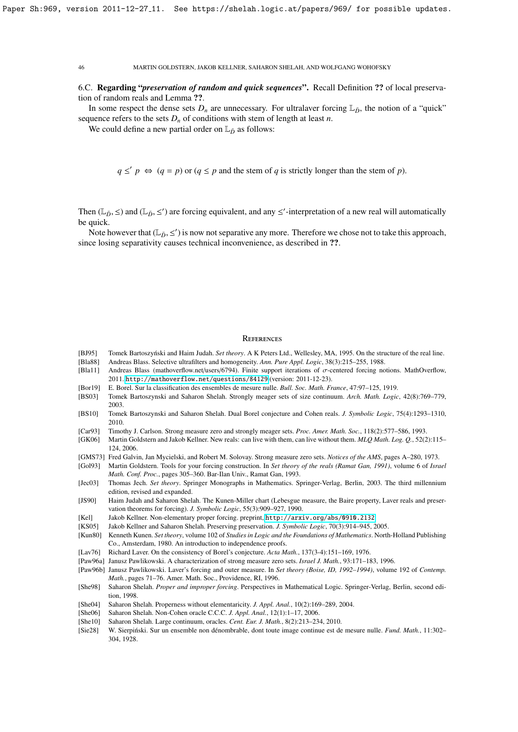6.C. **Regarding "*preservation of random and quick sequences*".** Recall Definition **??** of local preservation of random reals and Lemma **??**.

In some respect the dense sets $D_n$ are unnecessary. For ultralaver forcing $\mathbb{L}_{\bar{D}}$, the notion of a "quick" sequence refers to the sets $D_n$ of conditions with stem of length at least $n$.

We could define a new partial order on $\mathbb{L}_{\bar{D}}$ as follows:

$$q \leq' p \iff (q = p) \text{ or } (q \leq p \text{ and the stem of } q \text{ is strictly longer than the stem of } p).$$

Then $(\mathbb{L}_{\bar{D}}, \leq)$ and $(\mathbb{L}_{\bar{D}}, \leq')$ are forcing equivalent, and any $\leq'$-interpretation of a new real will automatically be quick.

Note however that $(\mathbb{L}_{\bar{D}}, \leq')$ is now not separative any more. Therefore we chose not to take this approach, since losing separativity causes technical inconvenience, as described in **??**.

## References

- [BJ95] Tomek Bartoszyński and Haim Judah. *Set theory*. A K Peters Ltd., Wellesley, MA, 1995. On the structure of the real line.
- [Bla88] Andreas Blass. Selective ultrafilters and homogeneity. *Ann. Pure Appl. Logic*, 38(3):215–255, 1988.
- [Bla11] Andreas Blass (mathoverflow.net/users/6794). Finite support iterations of $\sigma$-centered forcing notions. MathOverflow, 2011. http://mathoverflow.net/questions/84129 (version: 2011-12-23).
- [Bor19] E. Borel. Sur la classification des ensembles de mesure nulle. *Bull. Soc. Math. France*, 47:97–125, 1919.
- [BS03] Tomek Bartoszynski and Saharon Shelah. Strongly meager sets of size continuum. *Arch. Math. Logic*, 42(8):769–779, 2003.
- [BS10] Tomek Bartoszynski and Saharon Shelah. Dual Borel conjecture and Cohen reals. *J. Symbolic Logic*, 75(4):1293–1310, 2010.
- [Car93] Timothy J. Carlson. Strong measure zero and strongly meager sets. *Proc. Amer. Math. Soc.*, 118(2):577–586, 1993.
- [GK06] Martin Goldstern and Jakob Kellner. New reals: can live with them, can live without them. *MLQ Math. Log. Q.*, 52(2):115–124, 2006.
- [GMS73] Fred Galvin, Jan Mycielski, and Robert M. Solovay. Strong measure zero sets. *Notices of the AMS*, pages A–280, 1973.
- [Gol93] Martin Goldstern. Tools for your forcing construction. In *Set theory of the reals (Ramat Gan, 1991)*, volume 6 of *Israel Math. Conf. Proc.*, pages 305–360. Bar-Ilan Univ., Ramat Gan, 1993.
- [Jec03] Thomas Jech. *Set theory*. Springer Monographs in Mathematics. Springer-Verlag, Berlin, 2003. The third millennium edition, revised and expanded.
- [JS90] Haim Judah and Saharon Shelah. The Kunen-Miller chart (Lebesgue measure, the Baire property, Laver reals and preservation theorems for forcing). *J. Symbolic Logic*, 55(3):909–927, 1990.
- [Kel] Jakob Kellner. Non-elementary proper forcing. preprint, http://arxiv.org/abs/0910.2132.
- [KS05] Jakob Kellner and Saharon Shelah. Preserving preservation. *J. Symbolic Logic*, 70(3):914–945, 2005.
- [Kun80] Kenneth Kunen. *Set theory*, volume 102 of *Studies in Logic and the Foundations of Mathematics*. North-Holland Publishing Co., Amsterdam, 1980. An introduction to independence proofs.
- [Lav76] Richard Laver. On the consistency of Borel's conjecture. *Acta Math.*, 137(3-4):151–169, 1976.
- [Paw96a] Janusz Pawlikowski. A characterization of strong measure zero sets. *Israel J. Math.*, 93:171–183, 1996.
- [Paw96b] Janusz Pawlikowski. Laver's forcing and outer measure. In *Set theory (Boise, ID, 1992–1994)*, volume 192 of *Contemp. Math.*, pages 71–76. Amer. Math. Soc., Providence, RI, 1996.
- [She98] Saharon Shelah. *Proper and improper forcing*. Perspectives in Mathematical Logic. Springer-Verlag, Berlin, second edition, 1998.
- [She04] Saharon Shelah. Properness without elementaricity. *J. Appl. Anal.*, 10(2):169–289, 2004.
- [She06] Saharon Shelah. Non-Cohen oracle C.C.C. *J. Appl. Anal.*, 12(1):1–17, 2006.
- [She10] Saharon Shelah. Large continuum, oracles. *Cent. Eur. J. Math.*, 8(2):213–234, 2010.
- [Sie28] W. Sierpiński. Sur un ensemble non dénombrable, dont toute image continue est de mesure nulle. *Fund. Math.*, 11:302–304, 1928.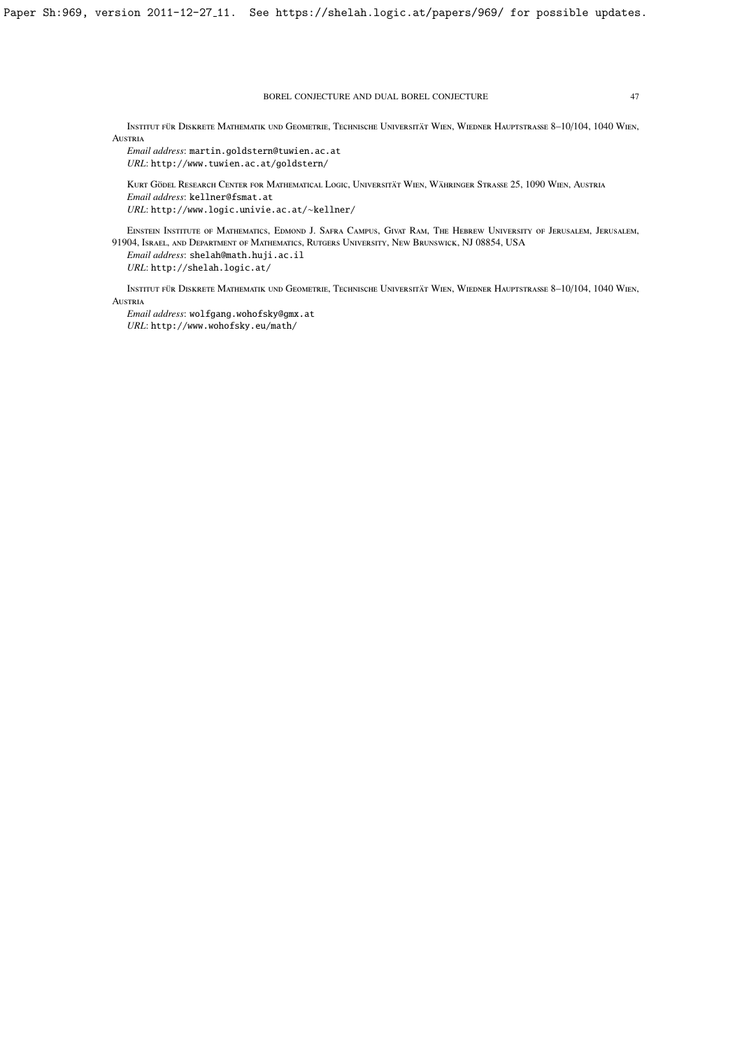Institut für Diskrete Mathematik und Geometrie, Technische Universität Wien, Wiedner Hauptstrasse 8–10/104, 1040 Wien, Austria

*Email address*: martin.goldstern@tuwien.ac.at
*URL*: http://www.tuwien.ac.at/goldstern/

Kurt Gödel Research Center for Mathematical Logic, Universität Wien, Währinger Strasse 25, 1090 Wien, Austria

*Email address*: kellner@fsmat.at
*URL*: http://www.logic.univie.ac.at/~kellner/

Einstein Institute of Mathematics, Edmond J. Safra Campus, Givat Ram, The Hebrew University of Jerusalem, Jerusalem, 91904, Israel, and Department of Mathematics, Rutgers University, New Brunswick, NJ 08854, USA

*Email address*: shelah@math.huji.ac.il
*URL*: http://shelah.logic.at/

Institut für Diskrete Mathematik und Geometrie, Technische Universität Wien, Wiedner Hauptstrasse 8–10/104, 1040 Wien, Austria

*Email address*: wolfgang.wohofsky@gmx.at
*URL*: http://www.wohofsky.eu/math/